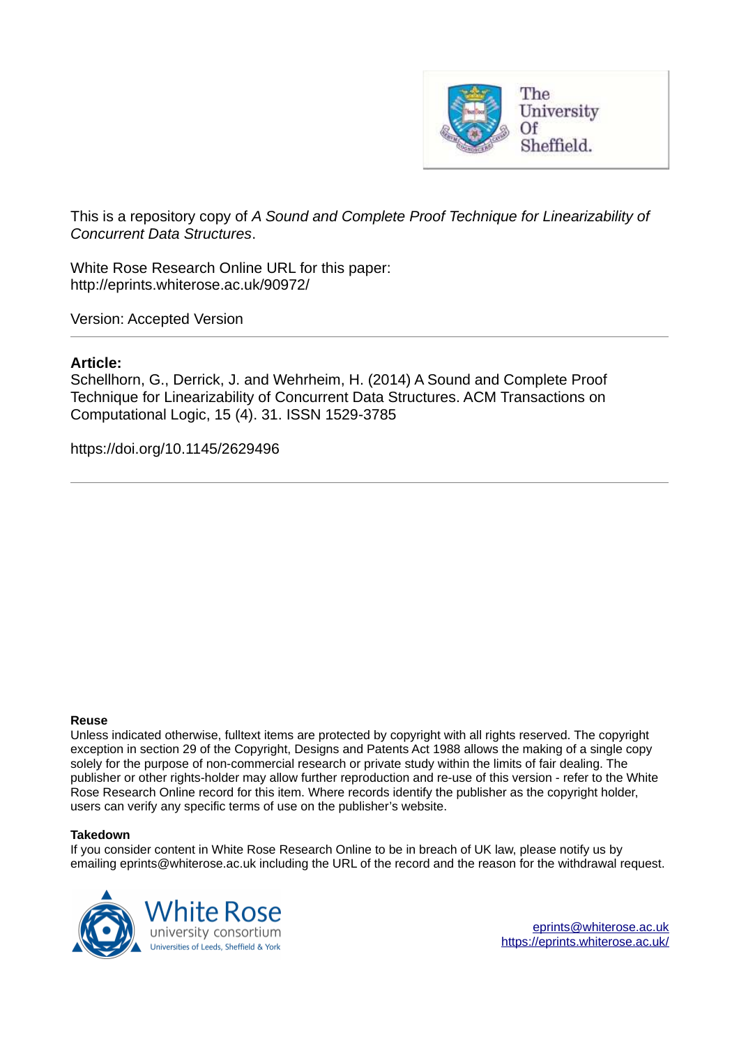The University Of Sheffield.

This is a repository copy of *A Sound and Complete Proof Technique for Linearizability of Concurrent Data Structures*.

White Rose Research Online URL for this paper:
http://eprints.whiterose.ac.uk/90972/

Version: Accepted Version

---

**Article:**

Schellhorn, G., Derrick, J. and Wehrheim, H. (2014) A Sound and Complete Proof Technique for Linearizability of Concurrent Data Structures. ACM Transactions on Computational Logic, 15 (4). 31. ISSN 1529-3785

https://doi.org/10.1145/2629496

---

**Reuse**

Unless indicated otherwise, fulltext items are protected by copyright with all rights reserved. The copyright exception in section 29 of the Copyright, Designs and Patents Act 1988 allows the making of a single copy solely for the purpose of non-commercial research or private study within the limits of fair dealing. The publisher or other rights-holder may allow further reproduction and re-use of this version - refer to the White Rose Research Online record for this item. Where records identify the publisher as the copyright holder, users can verify any specific terms of use on the publisher's website.

**Takedown**

If you consider content in White Rose Research Online to be in breach of UK law, please notify us by emailing eprints@whiterose.ac.uk including the URL of the record and the reason for the withdrawal request.

White Rose university consortium
Universities of Leeds, Sheffield & York

eprints@whiterose.ac.uk
https://eprints.whiterose.ac.uk/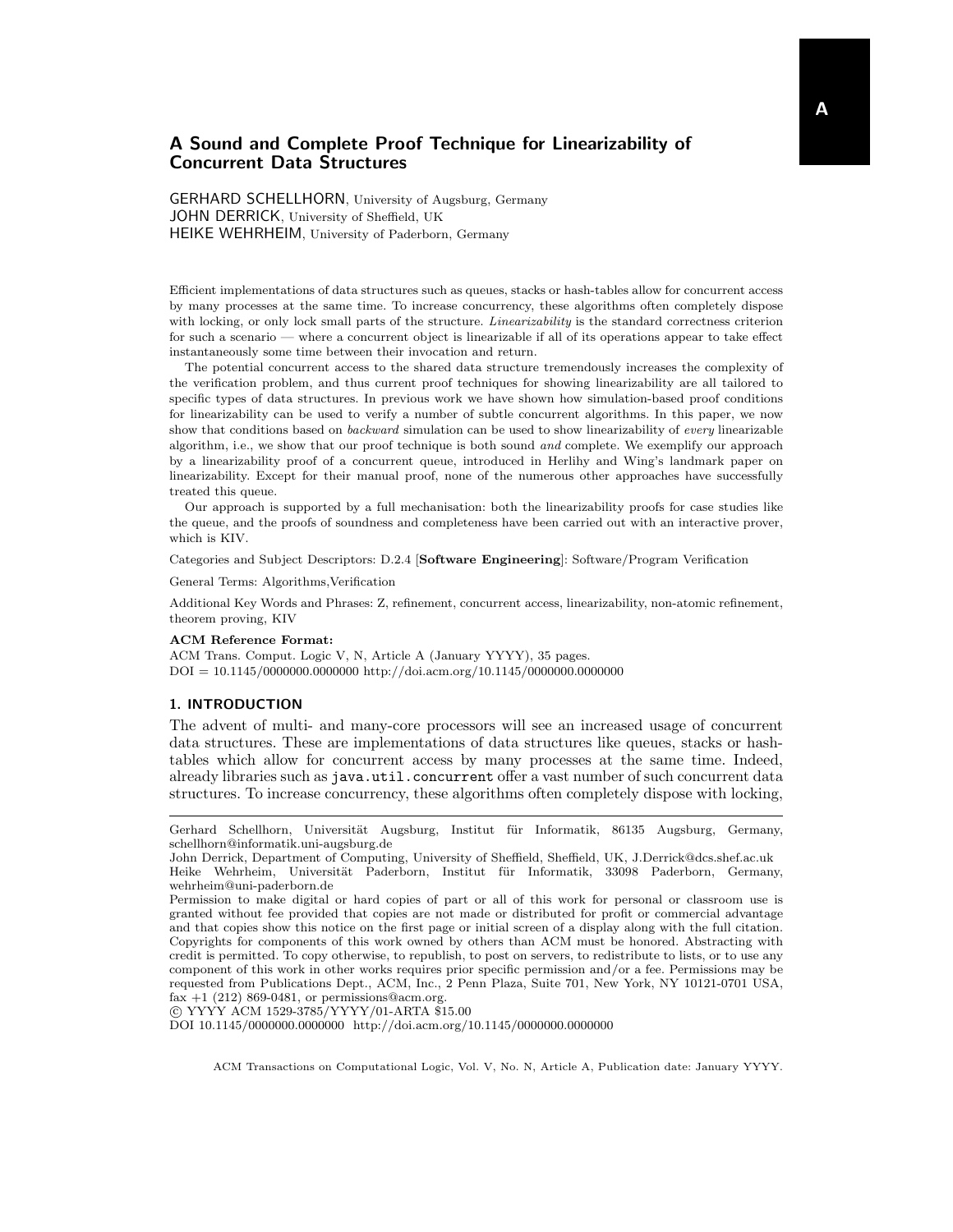# A Sound and Complete Proof Technique for Linearizability of Concurrent Data Structures

GERHARD SCHELLHORN, University of Augsburg, Germany
JOHN DERRICK, University of Sheffield, UK
HEIKE WEHRHEIM, University of Paderborn, Germany

Efficient implementations of data structures such as queues, stacks or hash-tables allow for concurrent access by many processes at the same time. To increase concurrency, these algorithms often completely dispose with locking, or only lock small parts of the structure. *Linearizability* is the standard correctness criterion for such a scenario — where a concurrent object is linearizable if all of its operations appear to take effect instantaneously some time between their invocation and return.

The potential concurrent access to the shared data structure tremendously increases the complexity of the verification problem, and thus current proof techniques for showing linearizability are all tailored to specific types of data structures. In previous work we have shown how simulation-based proof conditions for linearizability can be used to verify a number of subtle concurrent algorithms. In this paper, we now show that conditions based on *backward* simulation can be used to show linearizability of *every* linearizable algorithm, i.e., we show that our proof technique is both sound *and* complete. We exemplify our approach by a linearizability proof of a concurrent queue, introduced in Herlihy and Wing's landmark paper on linearizability. Except for their manual proof, none of the numerous other approaches have successfully treated this queue.

Our approach is supported by a full mechanisation: both the linearizability proofs for case studies like the queue, and the proofs of soundness and completeness have been carried out with an interactive prover, which is KIV.

Categories and Subject Descriptors: D.2.4 [**Software Engineering**]: Software/Program Verification

General Terms: Algorithms,Verification

Additional Key Words and Phrases: Z, refinement, concurrent access, linearizability, non-atomic refinement, theorem proving, KIV

**ACM Reference Format:**
ACM Trans. Comput. Logic V, N, Article A (January YYYY), 35 pages.
DOI = 10.1145/0000000.0000000 http://doi.acm.org/10.1145/0000000.0000000

## 1. INTRODUCTION

The advent of multi- and many-core processors will see an increased usage of concurrent data structures. These are implementations of data structures like queues, stacks or hash-tables which allow for concurrent access by many processes at the same time. Indeed, already libraries such as `java.util.concurrent` offer a vast number of such concurrent data structures. To increase concurrency, these algorithms often completely dispose with locking,

---

Gerhard Schellhorn, Universität Augsburg, Institut für Informatik, 86135 Augsburg, Germany, schellhorn@informatik.uni-augsburg.de
John Derrick, Department of Computing, University of Sheffield, Sheffield, UK, J.Derrick@dcs.shef.ac.uk
Heike Wehrheim, Universität Paderborn, Institut für Informatik, 33098 Paderborn, Germany, wehrheim@uni-paderborn.de
Permission to make digital or hard copies of part or all of this work for personal or classroom use is granted without fee provided that copies are not made or distributed for profit or commercial advantage and that copies show this notice on the first page or initial screen of a display along with the full citation. Copyrights for components of this work owned by others than ACM must be honored. Abstracting with credit is permitted. To copy otherwise, to republish, to post on servers, to redistribute to lists, or to use any component of this work in other works requires prior specific permission and/or a fee. Permissions may be requested from Publications Dept., ACM, Inc., 2 Penn Plaza, Suite 701, New York, NY 10121-0701 USA, fax +1 (212) 869-0481, or permissions@acm.org.
© YYYY ACM 1529-3785/YYYY/01-ARTA $15.00
DOI 10.1145/0000000.0000000 http://doi.acm.org/10.1145/0000000.0000000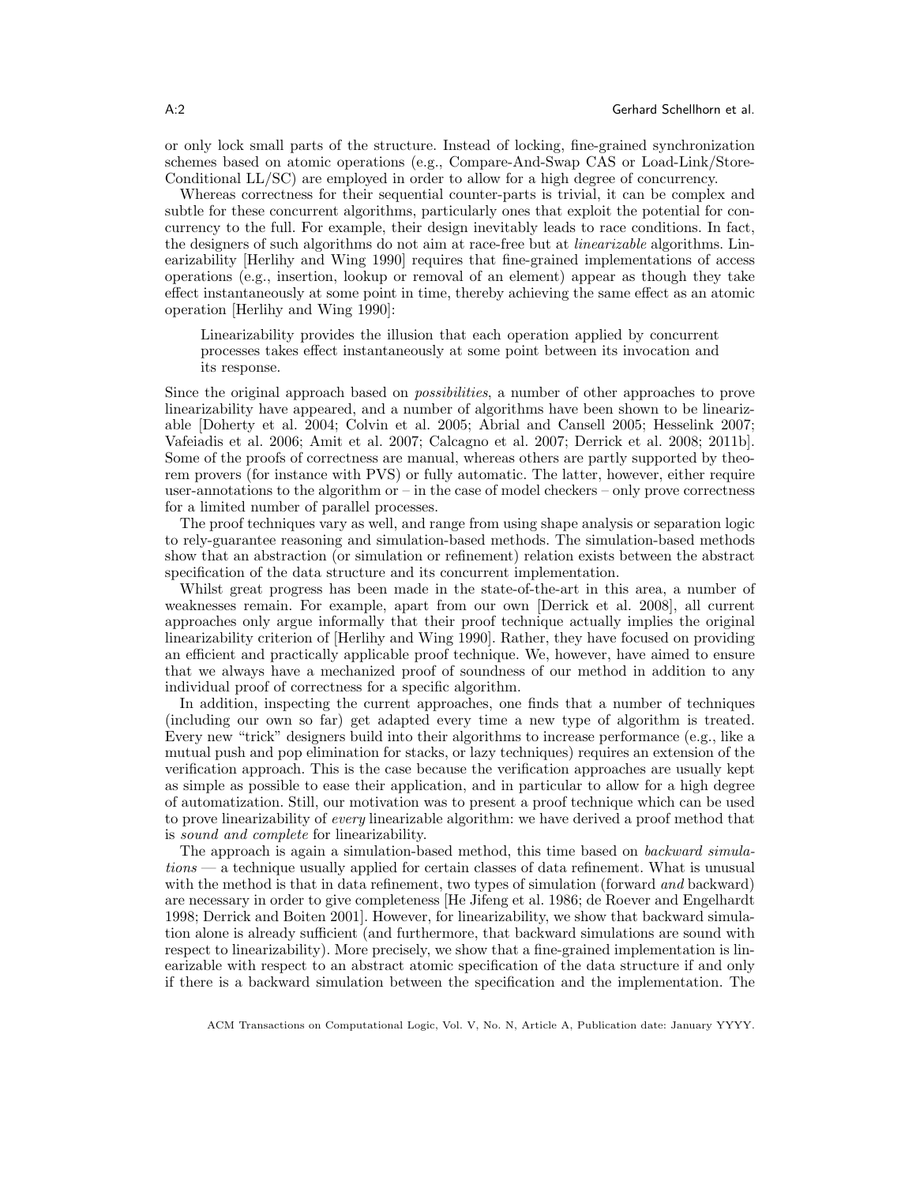or only lock small parts of the structure. Instead of locking, fine-grained synchronization schemes based on atomic operations (e.g., Compare-And-Swap CAS or Load-Link/Store-Conditional LL/SC) are employed in order to allow for a high degree of concurrency.

Whereas correctness for their sequential counter-parts is trivial, it can be complex and subtle for these concurrent algorithms, particularly ones that exploit the potential for concurrency to the full. For example, their design inevitably leads to race conditions. In fact, the designers of such algorithms do not aim at race-free but at *linearizable* algorithms. Linearizability [Herlihy and Wing 1990] requires that fine-grained implementations of access operations (e.g., insertion, lookup or removal of an element) appear as though they take effect instantaneously at some point in time, thereby achieving the same effect as an atomic operation [Herlihy and Wing 1990]:

> Linearizability provides the illusion that each operation applied by concurrent processes takes effect instantaneously at some point between its invocation and its response.

Since the original approach based on *possibilities*, a number of other approaches to prove linearizability have appeared, and a number of algorithms have been shown to be linearizable [Doherty et al. 2004; Colvin et al. 2005; Abrial and Cansell 2005; Hesselink 2007; Vafeiadis et al. 2006; Amit et al. 2007; Calcagno et al. 2007; Derrick et al. 2008; 2011b]. Some of the proofs of correctness are manual, whereas others are partly supported by theorem provers (for instance with PVS) or fully automatic. The latter, however, either require user-annotations to the algorithm or – in the case of model checkers – only prove correctness for a limited number of parallel processes.

The proof techniques vary as well, and range from using shape analysis or separation logic to rely-guarantee reasoning and simulation-based methods. The simulation-based methods show that an abstraction (or simulation or refinement) relation exists between the abstract specification of the data structure and its concurrent implementation.

Whilst great progress has been made in the state-of-the-art in this area, a number of weaknesses remain. For example, apart from our own [Derrick et al. 2008], all current approaches only argue informally that their proof technique actually implies the original linearizability criterion of [Herlihy and Wing 1990]. Rather, they have focused on providing an efficient and practically applicable proof technique. We, however, have aimed to ensure that we always have a mechanized proof of soundness of our method in addition to any individual proof of correctness for a specific algorithm.

In addition, inspecting the current approaches, one finds that a number of techniques (including our own so far) get adapted every time a new type of algorithm is treated. Every new "trick" designers build into their algorithms to increase performance (e.g., like a mutual push and pop elimination for stacks, or lazy techniques) requires an extension of the verification approach. This is the case because the verification approaches are usually kept as simple as possible to ease their application, and in particular to allow for a high degree of automatization. Still, our motivation was to present a proof technique which can be used to prove linearizability of *every* linearizable algorithm: we have derived a proof method that is *sound and complete* for linearizability.

The approach is again a simulation-based method, this time based on *backward simulations* — a technique usually applied for certain classes of data refinement. What is unusual with the method is that in data refinement, two types of simulation (forward *and* backward) are necessary in order to give completeness [He Jifeng et al. 1986; de Roever and Engelhardt 1998; Derrick and Boiten 2001]. However, for linearizability, we show that backward simulation alone is already sufficient (and furthermore, that backward simulations are sound with respect to linearizability). More precisely, we show that a fine-grained implementation is linearizable with respect to an abstract atomic specification of the data structure if and only if there is a backward simulation between the specification and the implementation. The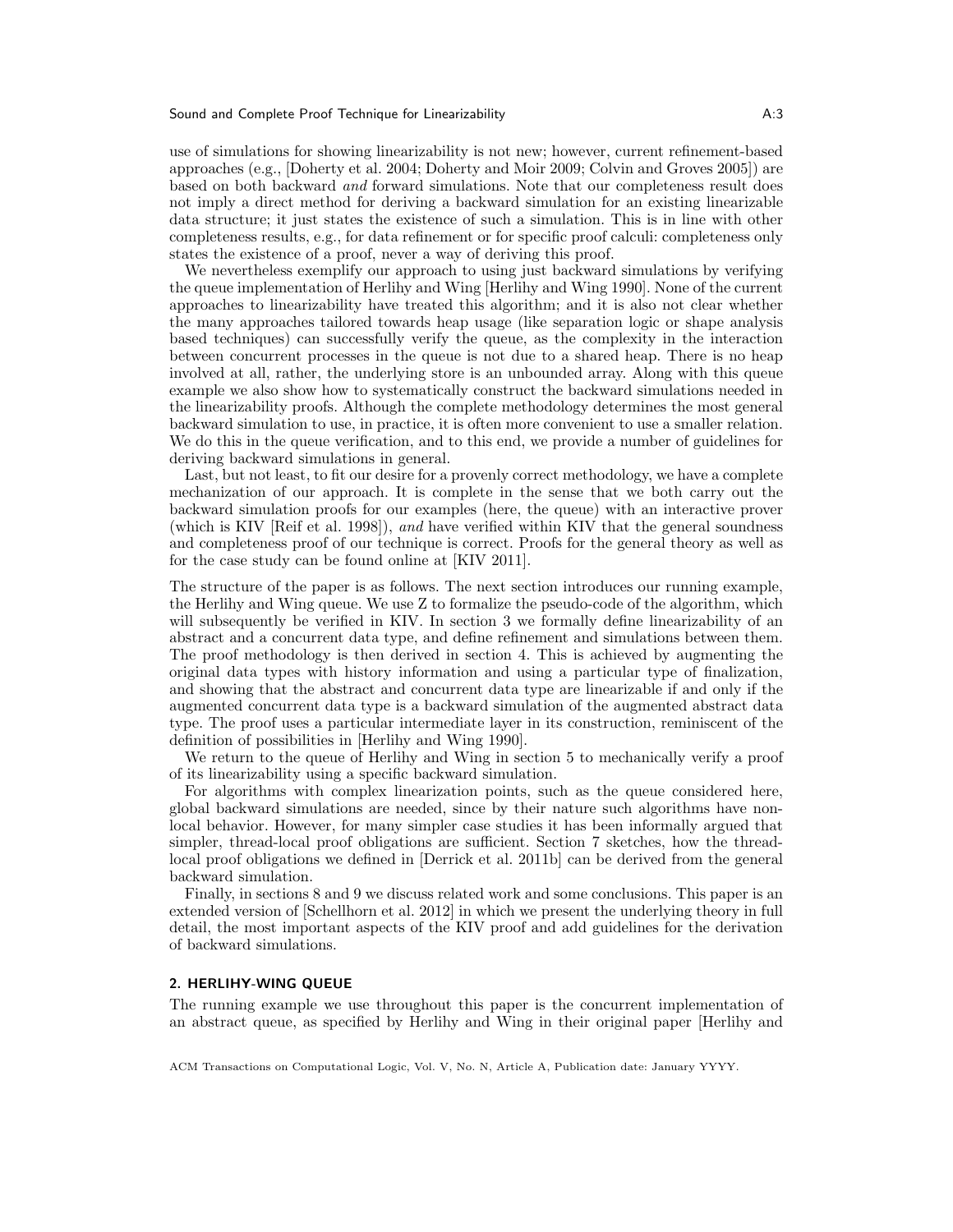use of simulations for showing linearizability is not new; however, current refinement-based approaches (e.g., [Doherty et al. 2004; Doherty and Moir 2009; Colvin and Groves 2005]) are based on both backward *and* forward simulations. Note that our completeness result does not imply a direct method for deriving a backward simulation for an existing linearizable data structure; it just states the existence of such a simulation. This is in line with other completeness results, e.g., for data refinement or for specific proof calculi: completeness only states the existence of a proof, never a way of deriving this proof.

We nevertheless exemplify our approach to using just backward simulations by verifying the queue implementation of Herlihy and Wing [Herlihy and Wing 1990]. None of the current approaches to linearizability have treated this algorithm; and it is also not clear whether the many approaches tailored towards heap usage (like separation logic or shape analysis based techniques) can successfully verify the queue, as the complexity in the interaction between concurrent processes in the queue is not due to a shared heap. There is no heap involved at all, rather, the underlying store is an unbounded array. Along with this queue example we also show how to systematically construct the backward simulations needed in the linearizability proofs. Although the complete methodology determines the most general backward simulation to use, in practice, it is often more convenient to use a smaller relation. We do this in the queue verification, and to this end, we provide a number of guidelines for deriving backward simulations in general.

Last, but not least, to fit our desire for a provenly correct methodology, we have a complete mechanization of our approach. It is complete in the sense that we both carry out the backward simulation proofs for our examples (here, the queue) with an interactive prover (which is KIV [Reif et al. 1998]), *and* have verified within KIV that the general soundness and completeness proof of our technique is correct. Proofs for the general theory as well as for the case study can be found online at [KIV 2011].

The structure of the paper is as follows. The next section introduces our running example, the Herlihy and Wing queue. We use Z to formalize the pseudo-code of the algorithm, which will subsequently be verified in KIV. In section 3 we formally define linearizability of an abstract and a concurrent data type, and define refinement and simulations between them. The proof methodology is then derived in section 4. This is achieved by augmenting the original data types with history information and using a particular type of finalization, and showing that the abstract and concurrent data type are linearizable if and only if the augmented concurrent data type is a backward simulation of the augmented abstract data type. The proof uses a particular intermediate layer in its construction, reminiscent of the definition of possibilities in [Herlihy and Wing 1990].

We return to the queue of Herlihy and Wing in section 5 to mechanically verify a proof of its linearizability using a specific backward simulation.

For algorithms with complex linearization points, such as the queue considered here, global backward simulations are needed, since by their nature such algorithms have non-local behavior. However, for many simpler case studies it has been informally argued that simpler, thread-local proof obligations are sufficient. Section 7 sketches, how the thread-local proof obligations we defined in [Derrick et al. 2011b] can be derived from the general backward simulation.

Finally, in sections 8 and 9 we discuss related work and some conclusions. This paper is an extended version of [Schellhorn et al. 2012] in which we present the underlying theory in full detail, the most important aspects of the KIV proof and add guidelines for the derivation of backward simulations.

## 2. HERLIHY-WING QUEUE

The running example we use throughout this paper is the concurrent implementation of an abstract queue, as specified by Herlihy and Wing in their original paper [Herlihy and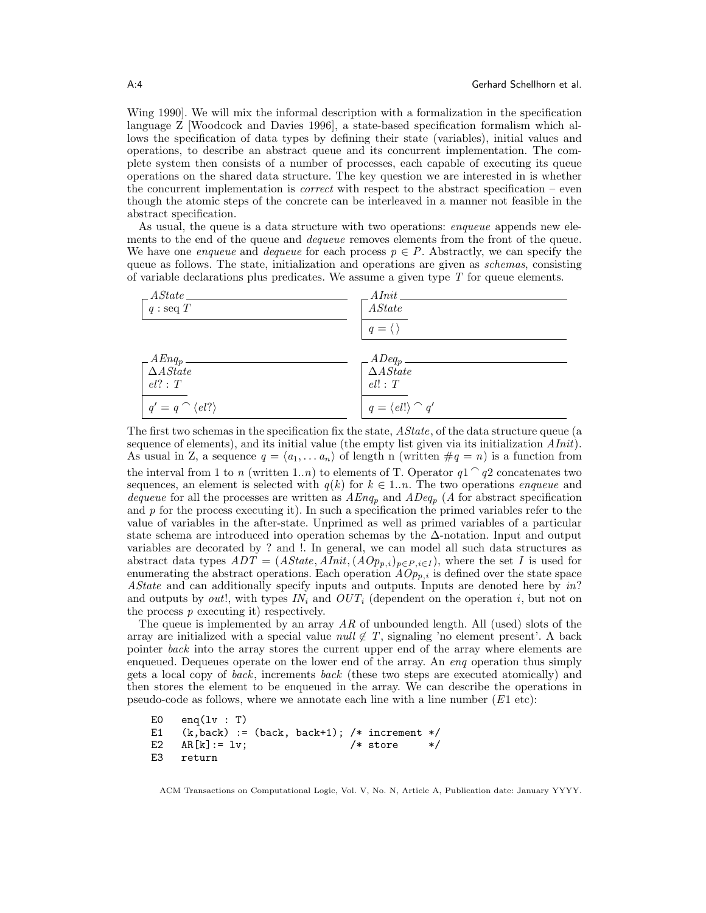Wing 1990]. We will mix the informal description with a formalization in the specification language Z [Woodcock and Davies 1996], a state-based specification formalism which allows the specification of data types by defining their state (variables), initial values and operations, to describe an abstract queue and its concurrent implementation. The complete system then consists of a number of processes, each capable of executing its queue operations on the shared data structure. The key question we are interested in is whether the concurrent implementation is *correct* with respect to the abstract specification – even though the atomic steps of the concrete can be interleaved in a manner not feasible in the abstract specification.

As usual, the queue is a data structure with two operations: *enqueue* appends new elements to the end of the queue and *dequeue* removes elements from the front of the queue. We have one *enqueue* and *dequeue* for each process $p \in P$. Abstractly, we can specify the queue as follows. The state, initialization and operations are given as *schemas*, consisting of variable declarations plus predicates. We assume a given type $T$ for queue elements.

```
┌─ AState ──────────────
│ q : seq T
└───────────────────────

┌─ AInit ───────────────
│ AState
├───────────────────────
│ q = ⟨ ⟩
└───────────────────────

┌─ AEnq_p ──────────────
│ ΔAState
│ el? : T
├───────────────────────
│ q' = q ⁀ ⟨el?⟩
└───────────────────────

┌─ ADeq_p ──────────────
│ ΔAState
│ el! : T
├───────────────────────
│ q = ⟨el!⟩ ⁀ q'
└───────────────────────
```

The first two schemas in the specification fix the state, $AState$, of the data structure queue (a sequence of elements), and its initial value (the empty list given via its initialization $AInit$). As usual in Z, a sequence $q = \langle a_1, \ldots a_n \rangle$ of length n (written $\#q = n$) is a function from the interval from 1 to $n$ (written $1..n$) to elements of T. Operator $q1 \frown q2$ concatenates two sequences, an element is selected with $q(k)$ for $k \in 1..n$. The two operations *enqueue* and *dequeue* for all the processes are written as $AEnq_p$ and $ADeq_p$ ($A$ for abstract specification and $p$ for the process executing it). In such a specification the primed variables refer to the value of variables in the after-state. Unprimed as well as primed variables of a particular state schema are introduced into operation schemas by the $\Delta$-notation. Input and output variables are decorated by ? and !. In general, we can model all such data structures as abstract data types $ADT = (AState, AInit, (AOp_{p,i})_{p \in P, i \in I})$, where the set $I$ is used for enumerating the abstract operations. Each operation $AOp_{p,i}$ is defined over the state space $AState$ and can additionally specify inputs and outputs. Inputs are denoted here by $in?$ and outputs by $out!$, with types $IN_i$ and $OUT_i$ (dependent on the operation $i$, but not on the process $p$ executing it) respectively.

The queue is implemented by an array $AR$ of unbounded length. All (used) slots of the array are initialized with a special value $null \notin T$, signaling 'no element present'. A back pointer *back* into the array stores the current upper end of the array where elements are enqueued. Dequeues operate on the lower end of the array. An *enq* operation thus simply gets a local copy of *back*, increments *back* (these two steps are executed atomically) and then stores the element to be enqueued in the array. We can describe the operations in pseudo-code as follows, where we annotate each line with a line number ($E1$ etc):

```
E0   enq(lv : T)
E1   (k,back) := (back, back+1); /* increment */
E2   AR[k]:= lv;                 /* store     */
E3   return
```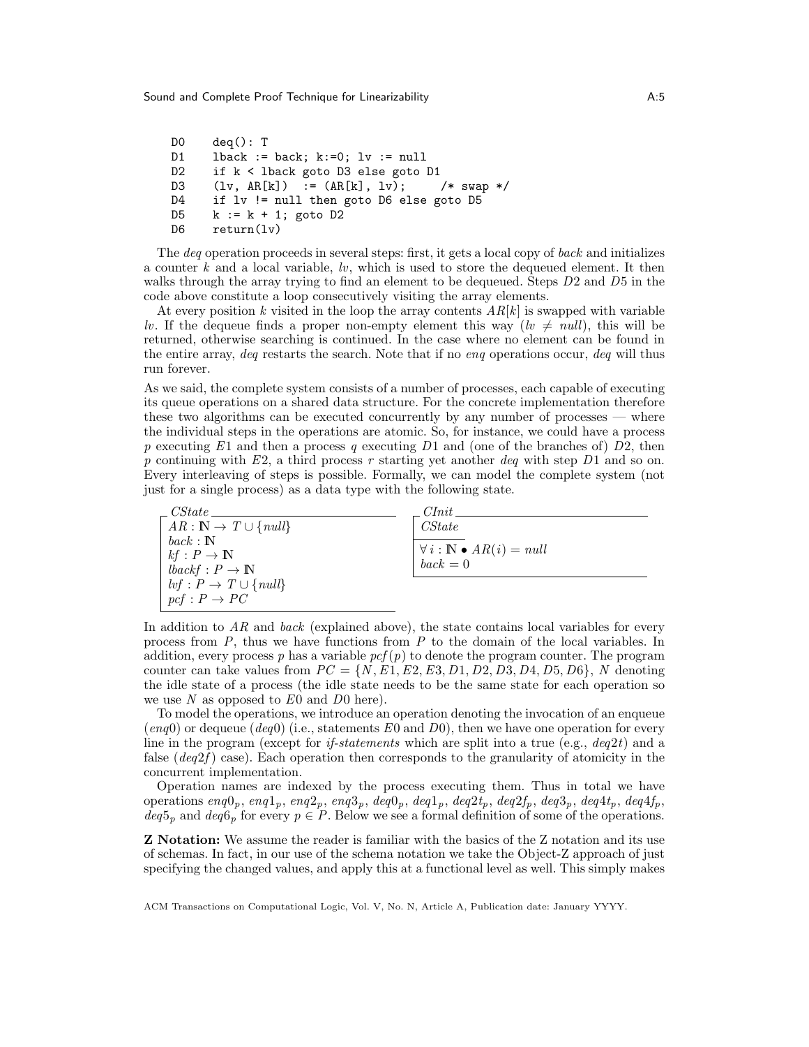```
D0    deq(): T
D1    lback := back; k:=0; lv := null
D2    if k < lback goto D3 else goto D1
D3    (lv, AR[k])  := (AR[k], lv);     /* swap */
D4    if lv != null then goto D6 else goto D5
D5    k := k + 1; goto D2
D6    return(lv)
```

The *deq* operation proceeds in several steps: first, it gets a local copy of *back* and initializes a counter $k$ and a local variable, $lv$, which is used to store the dequeued element. It then walks through the array trying to find an element to be dequeued. Steps $D2$ and $D5$ in the code above constitute a loop consecutively visiting the array elements.

At every position $k$ visited in the loop the array contents $AR[k]$ is swapped with variable $lv$. If the dequeue finds a proper non-empty element this way ($lv \neq null$), this will be returned, otherwise searching is continued. In the case where no element can be found in the entire array, *deq* restarts the search. Note that if no *enq* operations occur, *deq* will thus run forever.

As we said, the complete system consists of a number of processes, each capable of executing its queue operations on a shared data structure. For the concrete implementation therefore these two algorithms can be executed concurrently by any number of processes — where the individual steps in the operations are atomic. So, for instance, we could have a process $p$ executing $E1$ and then a process $q$ executing $D1$ and (one of the branches of) $D2$, then $p$ continuing with $E2$, a third process $r$ starting yet another *deq* with step $D1$ and so on. Every interleaving of steps is possible. Formally, we can model the complete system (not just for a single process) as a data type with the following state.

**CState**

$$AR : \mathbb{N} \rightarrow T \cup \{null\}$$
$$back : \mathbb{N}$$
$$kf : P \rightarrow \mathbb{N}$$
$$lbackf : P \rightarrow \mathbb{N}$$
$$lvf : P \rightarrow T \cup \{null\}$$
$$pcf : P \rightarrow PC$$

**CInit**

$$CState$$

$$\forall\, i : \mathbb{N} \bullet AR(i) = null$$
$$back = 0$$

In addition to $AR$ and *back* (explained above), the state contains local variables for every process from $P$, thus we have functions from $P$ to the domain of the local variables. In addition, every process $p$ has a variable $pcf(p)$ to denote the program counter. The program counter can take values from $PC = \{N, E1, E2, E3, D1, D2, D3, D4, D5, D6\}$, $N$ denoting the idle state of a process (the idle state needs to be the same state for each operation so we use $N$ as opposed to $E0$ and $D0$ here).

To model the operations, we introduce an operation denoting the invocation of an enqueue ($enq0$) or dequeue ($deq0$) (i.e., statements $E0$ and $D0$), then we have one operation for every line in the program (except for *if-statements* which are split into a true (e.g., $deq2t$) and a false ($deq2f$) case). Each operation then corresponds to the granularity of atomicity in the concurrent implementation.

Operation names are indexed by the process executing them. Thus in total we have operations $enq0_p$, $enq1_p$, $enq2_p$, $enq3_p$, $deq0_p$, $deq1_p$, $deq2t_p$, $deq2f_p$, $deq3_p$, $deq4t_p$, $deq4f_p$, $deq5_p$ and $deq6_p$ for every $p \in P$. Below we see a formal definition of some of the operations.

**Z Notation:** We assume the reader is familiar with the basics of the Z notation and its use of schemas. In fact, in our use of the schema notation we take the Object-Z approach of just specifying the changed values, and apply this at a functional level as well. This simply makes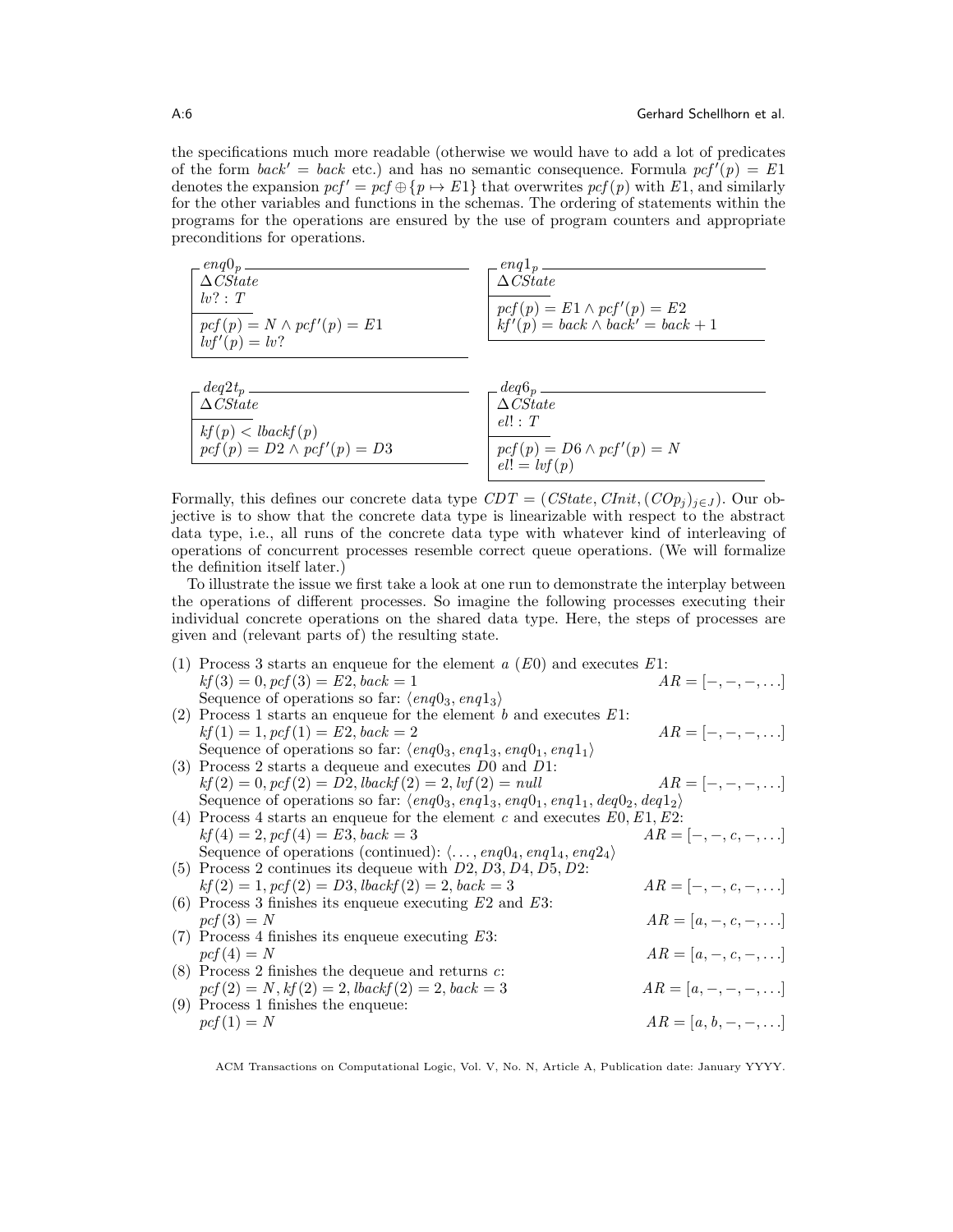the specifications much more readable (otherwise we would have to add a lot of predicates of the form $back' = back$ etc.) and has no semantic consequence. Formula $pcf'(p) = E1$ denotes the expansion $pcf' = pcf \oplus \{p \mapsto E1\}$ that overwrites $pcf(p)$ with $E1$, and similarly for the other variables and functions in the schemas. The ordering of statements within the programs for the operations are ensured by the use of program counters and appropriate preconditions for operations.

**$enq0_p$**

$\Delta CState$
$lv? : T$

---

$pcf(p) = N \wedge pcf'(p) = E1$
$lvf'(p) = lv?$

**$enq1_p$**

$\Delta CState$

---

$pcf(p) = E1 \wedge pcf'(p) = E2$
$kf'(p) = back \wedge back' = back + 1$

**$deq2t_p$**

$\Delta CState$

---

$kf(p) < lbackf(p)$
$pcf(p) = D2 \wedge pcf'(p) = D3$

**$deq6_p$**

$\Delta CState$
$el! : T$

---

$pcf(p) = D6 \wedge pcf'(p) = N$
$el! = lvf(p)$

Formally, this defines our concrete data type $CDT = (CState, CInit, (COp_j)_{j \in J})$. Our objective is to show that the concrete data type is linearizable with respect to the abstract data type, i.e., all runs of the concrete data type with whatever kind of interleaving of operations of concurrent processes resemble correct queue operations. (We will formalize the definition itself later.)

To illustrate the issue we first take a look at one run to demonstrate the interplay between the operations of different processes. So imagine the following processes executing their individual concrete operations on the shared data type. Here, the steps of processes are given and (relevant parts of) the resulting state.

(1) Process 3 starts an enqueue for the element $a$ ($E0$) and executes $E1$:
$kf(3) = 0, pcf(3) = E2, back = 1$ $\qquad AR = [-, -, -, \ldots]$
Sequence of operations so far: $\langle enq0_3, enq1_3\rangle$

(2) Process 1 starts an enqueue for the element $b$ and executes $E1$:
$kf(1) = 1, pcf(1) = E2, back = 2$ $\qquad AR = [-, -, -, \ldots]$
Sequence of operations so far: $\langle enq0_3, enq1_3, enq0_1, enq1_1\rangle$

(3) Process 2 starts a dequeue and executes $D0$ and $D1$:
$kf(2) = 0, pcf(2) = D2, lbackf(2) = 2, lvf(2) = null$ $\qquad AR = [-, -, -, \ldots]$
Sequence of operations so far: $\langle enq0_3, enq1_3, enq0_1, enq1_1, deq0_2, deq1_2\rangle$

(4) Process 4 starts an enqueue for the element $c$ and executes $E0, E1, E2$:
$kf(4) = 2, pcf(4) = E3, back = 3$ $\qquad AR = [-, -, c, -, \ldots]$
Sequence of operations (continued): $\langle \ldots, enq0_4, enq1_4, enq2_4\rangle$

(5) Process 2 continues its dequeue with $D2, D3, D4, D5, D2$:
$kf(2) = 1, pcf(2) = D3, lbackf(2) = 2, back = 3$ $\qquad AR = [-, -, c, -, \ldots]$

(6) Process 3 finishes its enqueue executing $E2$ and $E3$:
$pcf(3) = N$ $\qquad AR = [a, -, c, -, \ldots]$

(7) Process 4 finishes its enqueue executing $E3$:
$pcf(4) = N$ $\qquad AR = [a, -, c, -, \ldots]$

(8) Process 2 finishes the dequeue and returns $c$:
$pcf(2) = N, kf(2) = 2, lbackf(2) = 2, back = 3$ $\qquad AR = [a, -, -, -, \ldots]$

(9) Process 1 finishes the enqueue:
$pcf(1) = N$ $\qquad AR = [a, b, -, -, \ldots]$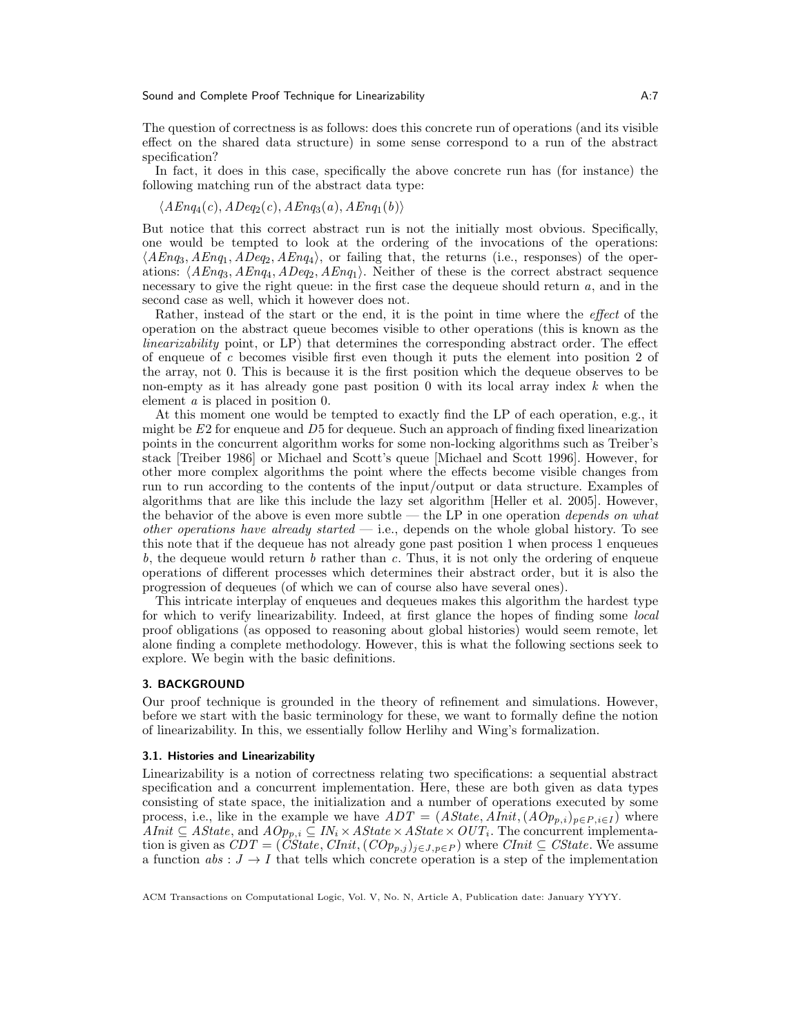The question of correctness is as follows: does this concrete run of operations (and its visible effect on the shared data structure) in some sense correspond to a run of the abstract specification?

In fact, it does in this case, specifically the above concrete run has (for instance) the following matching run of the abstract data type:

$\langle AEnq_4(c), ADeq_2(c), AEnq_3(a), AEnq_1(b)\rangle$

But notice that this correct abstract run is not the initially most obvious. Specifically, one would be tempted to look at the ordering of the invocations of the operations: $\langle AEnq_3, AEnq_1, ADeq_2, AEnq_4\rangle$, or failing that, the returns (i.e., responses) of the operations: $\langle AEnq_3, AEnq_4, ADeq_2, AEnq_1\rangle$. Neither of these is the correct abstract sequence necessary to give the right queue: in the first case the dequeue should return $a$, and in the second case as well, which it however does not.

Rather, instead of the start or the end, it is the point in time where the *effect* of the operation on the abstract queue becomes visible to other operations (this is known as the *linearizability* point, or LP) that determines the corresponding abstract order. The effect of enqueue of $c$ becomes visible first even though it puts the element into position 2 of the array, not 0. This is because it is the first position which the dequeue observes to be non-empty as it has already gone past position 0 with its local array index $k$ when the element $a$ is placed in position 0.

At this moment one would be tempted to exactly find the LP of each operation, e.g., it might be $E2$ for enqueue and $D5$ for dequeue. Such an approach of finding fixed linearization points in the concurrent algorithm works for some non-locking algorithms such as Treiber's stack [Treiber 1986] or Michael and Scott's queue [Michael and Scott 1996]. However, for other more complex algorithms the point where the effects become visible changes from run to run according to the contents of the input/output or data structure. Examples of algorithms that are like this include the lazy set algorithm [Heller et al. 2005]. However, the behavior of the above is even more subtle — the LP in one operation *depends on what other operations have already started* — i.e., depends on the whole global history. To see this note that if the dequeue has not already gone past position 1 when process 1 enqueues $b$, the dequeue would return $b$ rather than $c$. Thus, it is not only the ordering of enqueue operations of different processes which determines their abstract order, but it is also the progression of dequeues (of which we can of course also have several ones).

This intricate interplay of enqueues and dequeues makes this algorithm the hardest type for which to verify linearizability. Indeed, at first glance the hopes of finding some *local* proof obligations (as opposed to reasoning about global histories) would seem remote, let alone finding a complete methodology. However, this is what the following sections seek to explore. We begin with the basic definitions.

## 3. BACKGROUND

Our proof technique is grounded in the theory of refinement and simulations. However, before we start with the basic terminology for these, we want to formally define the notion of linearizability. In this, we essentially follow Herlihy and Wing's formalization.

### 3.1. Histories and Linearizability

Linearizability is a notion of correctness relating two specifications: a sequential abstract specification and a concurrent implementation. Here, these are both given as data types consisting of state space, the initialization and a number of operations executed by some process, i.e., like in the example we have $ADT = (AState, AInit, (AOp_{p,i})_{p\in P, i\in I})$ where $AInit \subseteq AState$, and $AOp_{p,i} \subseteq IN_i \times AState \times AState \times OUT_i$. The concurrent implementation is given as $CDT = (CState, CInit, (COp_{p,j})_{j\in J, p\in P})$ where $CInit \subseteq CState$. We assume a function $abs : J \to I$ that tells which concrete operation is a step of the implementation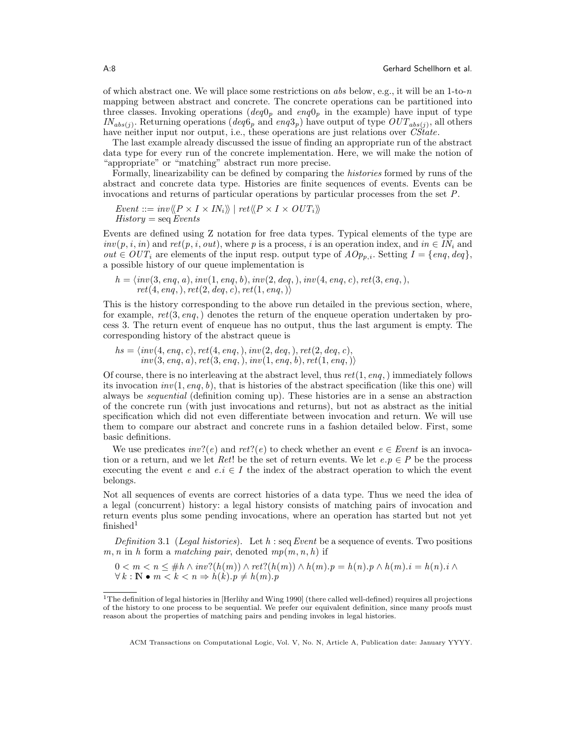of which abstract one. We will place some restrictions on *abs* below, e.g., it will be an 1-to-$n$ mapping between abstract and concrete. The concrete operations can be partitioned into three classes. Invoking operations ($deq0_p$ and $enq0_p$ in the example) have input of type $IN_{abs(j)}$. Returning operations ($deq6_p$ and $enq3_p$) have output of type $OUT_{abs(j)}$, all others have neither input nor output, i.e., these operations are just relations over $CState$.

The last example already discussed the issue of finding an appropriate run of the abstract data type for every run of the concrete implementation. Here, we will make the notion of "appropriate" or "matching" abstract run more precise.

Formally, linearizability can be defined by comparing the *histories* formed by runs of the abstract and concrete data type. Histories are finite sequences of events. Events can be invocations and returns of particular operations by particular processes from the set $P$.

$$Event ::= inv\langle\!\langle P \times I \times IN_i \rangle\!\rangle \mid ret\langle\!\langle P \times I \times OUT_i \rangle\!\rangle$$
$$History = \mathrm{seq}\, Event$$

Events are defined using Z notation for free data types. Typical elements of the type are $inv(p, i, in)$ and $ret(p, i, out)$, where $p$ is a process, $i$ is an operation index, and $in \in IN_i$ and $out \in OUT_i$ are elements of the input resp. output type of $AOp_{p,i}$. Setting $I = \{enq, deq\}$, a possible history of our queue implementation is

$$h = \langle inv(3, enq, a), inv(1, enq, b), inv(2, deq, ), inv(4, enq, c), ret(3, enq, ), ret(4, enq, ), ret(2, deq, c), ret(1, enq, )\rangle$$

This is the history corresponding to the above run detailed in the previous section, where, for example, $ret(3, enq, )$ denotes the return of the enqueue operation undertaken by process 3. The return event of enqueue has no output, thus the last argument is empty. The corresponding history of the abstract queue is

$$hs = \langle inv(4, enq, c), ret(4, enq, ), inv(2, deq, ), ret(2, deq, c), inv(3, enq, a), ret(3, enq, ), inv(1, enq, b), ret(1, enq, )\rangle$$

Of course, there is no interleaving at the abstract level, thus $ret(1, enq, )$ immediately follows its invocation $inv(1, enq, b)$, that is histories of the abstract specification (like this one) will always be *sequential* (definition coming up). These histories are in a sense an abstraction of the concrete run (with just invocations and returns), but not as abstract as the initial specification which did not even differentiate between invocation and return. We will use them to compare our abstract and concrete runs in a fashion detailed below. First, some basic definitions.

We use predicates $inv?(e)$ and $ret?(e)$ to check whether an event $e \in Event$ is an invocation or a return, and we let $Ret!$ be the set of return events. We let $e.p \in P$ be the process executing the event $e$ and $e.i \in I$ the index of the abstract operation to which the event belongs.

Not all sequences of events are correct histories of a data type. Thus we need the idea of a legal (concurrent) history: a legal history consists of matching pairs of invocation and return events plus some pending invocations, where an operation has started but not yet finished[1]

*Definition* 3.1 (*Legal histories*). Let $h : \mathrm{seq}\, Event$ be a sequence of events. Two positions $m, n$ in $h$ form a *matching pair*, denoted $mp(m, n, h)$ if

$$0 < m < n \leq \#h \wedge inv?(h(m)) \wedge ret?(h(m)) \wedge h(m).p = h(n).p \wedge h(m).i = h(n).i \wedge$$
$$\forall k : \mathbb{N} \bullet m < k < n \Rightarrow h(k).p \neq h(m).p$$

[1] The definition of legal histories in [Herlihy and Wing 1990] (there called well-defined) requires all projections of the history to one process to be sequential. We prefer our equivalent definition, since many proofs must reason about the properties of matching pairs and pending invokes in legal histories.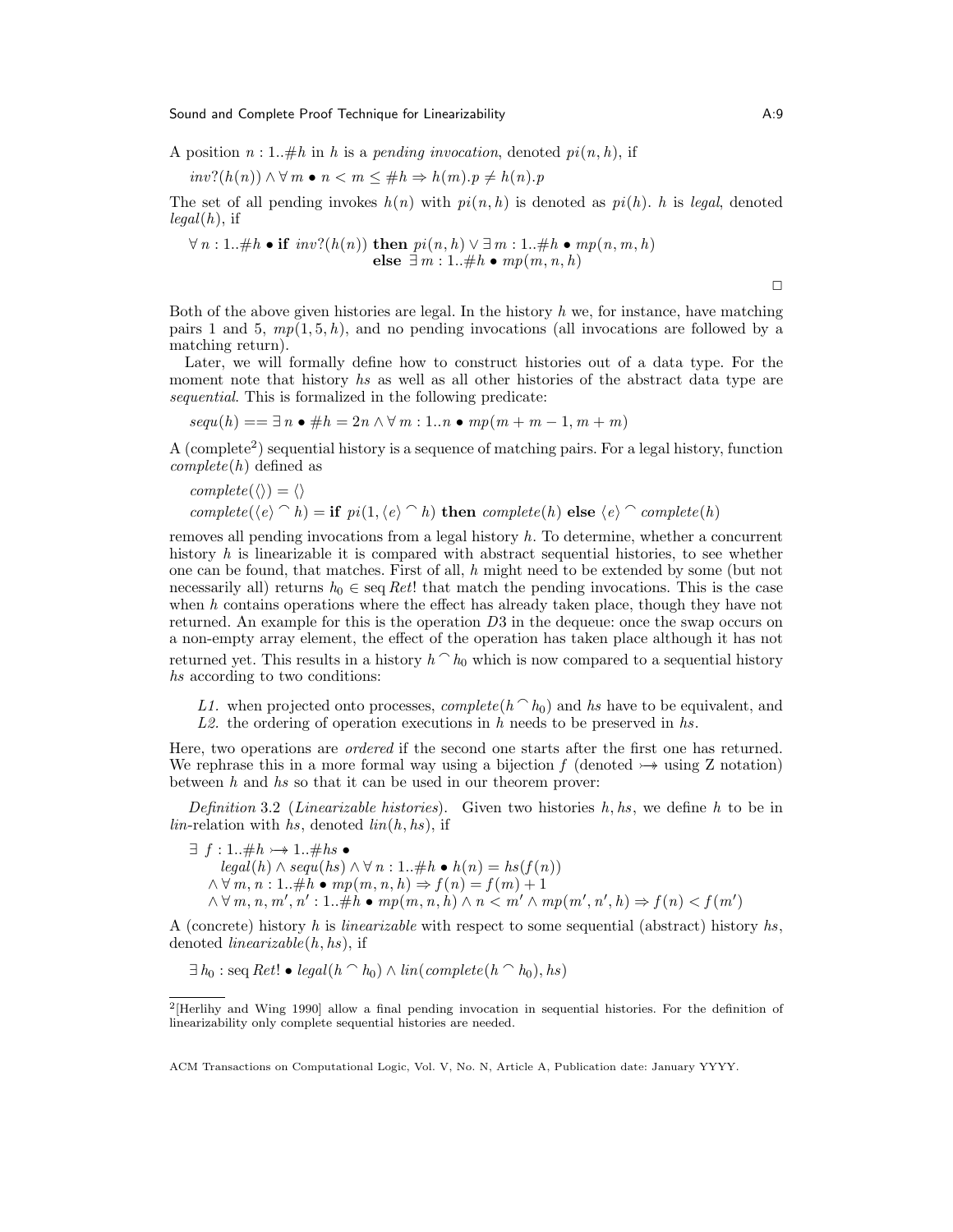A position $n : 1..\#h$ in $h$ is a *pending invocation*, denoted $pi(n, h)$, if

$$inv?(h(n)) \land \forall\, m \bullet n < m \leq \#h \Rightarrow h(m).p \neq h(n).p$$

The set of all pending invokes $h(n)$ with $pi(n, h)$ is denoted as $pi(h)$. $h$ is *legal*, denoted $legal(h)$, if

$$\forall\, n : 1..\#h \bullet \textbf{if } inv?(h(n)) \textbf{ then } pi(n, h) \lor \exists\, m : 1..\#h \bullet mp(n, m, h) \\ \textbf{else } \exists\, m : 1..\#h \bullet mp(m, n, h)$$

□

Both of the above given histories are legal. In the history $h$ we, for instance, have matching pairs 1 and 5, $mp(1, 5, h)$, and no pending invocations (all invocations are followed by a matching return).

Later, we will formally define how to construct histories out of a data type. For the moment note that history $hs$ as well as all other histories of the abstract data type are *sequential*. This is formalized in the following predicate:

$$sequ(h) == \exists\, n \bullet \#h = 2n \land \forall\, m : 1..n \bullet mp(m + m - 1, m + m)$$

A (complete[2]) sequential history is a sequence of matching pairs. For a legal history, function $complete(h)$ defined as

$$complete(\langle\rangle) = \langle\rangle$$
$$complete(\langle e \rangle \frown h) = \textbf{if } pi(1, \langle e \rangle \frown h) \textbf{ then } complete(h) \textbf{ else } \langle e \rangle \frown complete(h)$$

removes all pending invocations from a legal history $h$. To determine, whether a concurrent history $h$ is linearizable it is compared with abstract sequential histories, to see whether one can be found, that matches. First of all, $h$ might need to be extended by some (but not necessarily all) returns $h_0 \in \operatorname{seq} Ret!$ that match the pending invocations. This is the case when $h$ contains operations where the effect has already taken place, though they have not returned. An example for this is the operation $D3$ in the dequeue: once the swap occurs on a non-empty array element, the effect of the operation has taken place although it has not returned yet. This results in a history $h \frown h_0$ which is now compared to a sequential history $hs$ according to two conditions:

*L1.* when projected onto processes, $complete(h \frown h_0)$ and $hs$ have to be equivalent, and
*L2.* the ordering of operation executions in $h$ needs to be preserved in $hs$.

Here, two operations are *ordered* if the second one starts after the first one has returned. We rephrase this in a more formal way using a bijection $f$ (denoted $\rightarrowtail\!\!\!\!\twoheadrightarrow$ using Z notation) between $h$ and $hs$ so that it can be used in our theorem prover:

*Definition* 3.2 (*Linearizable histories*). Given two histories $h, hs$, we define $h$ to be in *lin*-relation with $hs$, denoted $lin(h, hs)$, if

$$\begin{aligned}
&\exists\ f : 1..\#h \rightarrowtail\!\!\!\!\twoheadrightarrow 1..\#hs \bullet \\
&\quad legal(h) \land sequ(hs) \land \forall\, n : 1..\#h \bullet h(n) = hs(f(n)) \\
&\quad \land \forall\, m, n : 1..\#h \bullet mp(m, n, h) \Rightarrow f(n) = f(m) + 1 \\
&\quad \land \forall\, m, n, m', n' : 1..\#h \bullet mp(m, n, h) \land n < m' \land mp(m', n', h) \Rightarrow f(n) < f(m')
\end{aligned}$$

A (concrete) history $h$ is *linearizable* with respect to some sequential (abstract) history $hs$, denoted $linearizable(h, hs)$, if

$$\exists\, h_0 : \operatorname{seq} Ret! \bullet legal(h \frown h_0) \land lin(complete(h \frown h_0), hs)$$

---

[2] [Herlihy and Wing 1990] allow a final pending invocation in sequential histories. For the definition of linearizability only complete sequential histories are needed.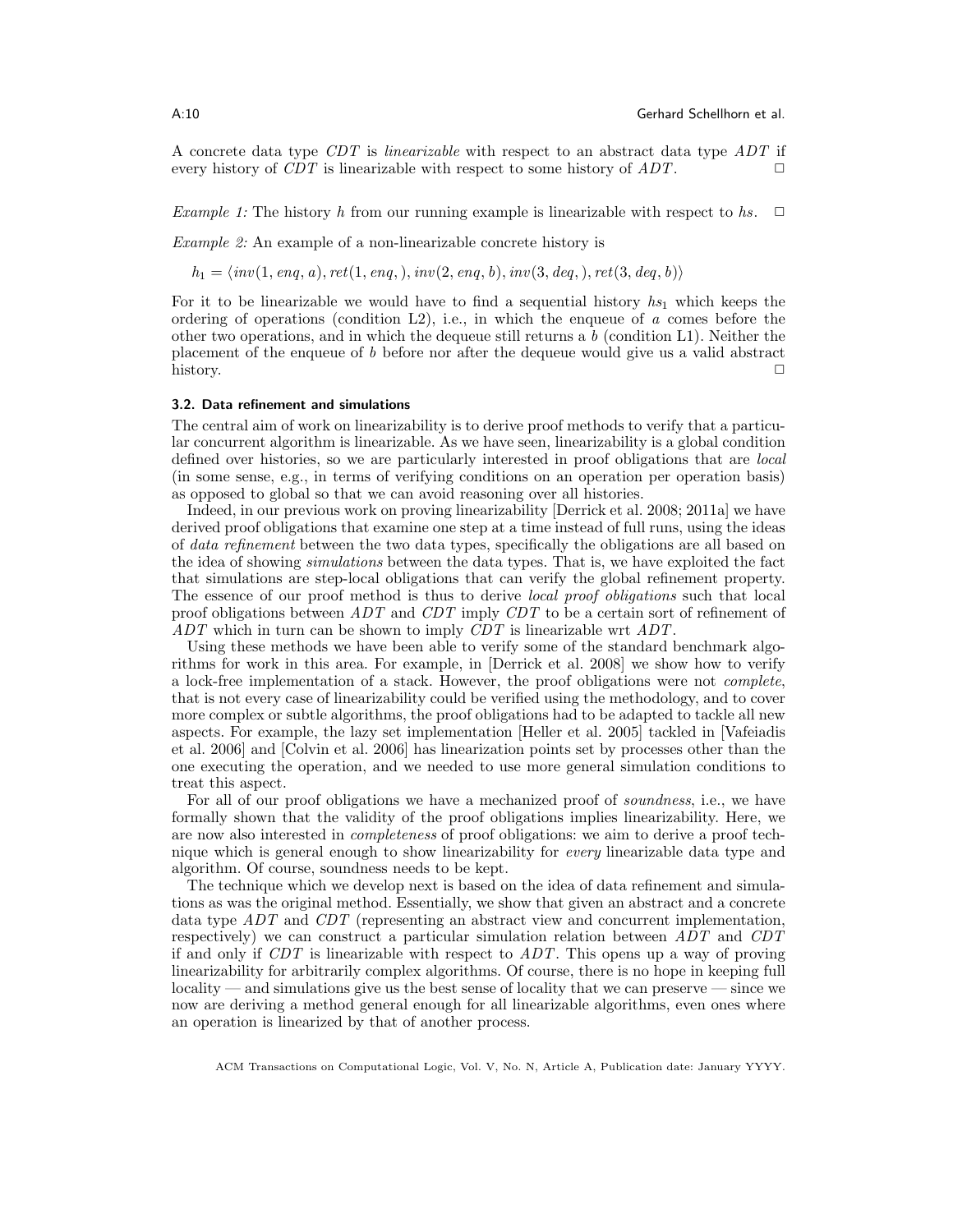A concrete data type *CDT* is *linearizable* with respect to an abstract data type *ADT* if every history of *CDT* is linearizable with respect to some history of *ADT*. □

*Example 1:* The history $h$ from our running example is linearizable with respect to $hs$. □

*Example 2:* An example of a non-linearizable concrete history is

$$h_1 = \langle inv(1, enq, a), ret(1, enq, ), inv(2, enq, b), inv(3, deq, ), ret(3, deq, b)\rangle$$

For it to be linearizable we would have to find a sequential history $hs_1$ which keeps the ordering of operations (condition L2), i.e., in which the enqueue of $a$ comes before the other two operations, and in which the dequeue still returns a $b$ (condition L1). Neither the placement of the enqueue of $b$ before nor after the dequeue would give us a valid abstract history. □

### 3.2. Data refinement and simulations

The central aim of work on linearizability is to derive proof methods to verify that a particular concurrent algorithm is linearizable. As we have seen, linearizability is a global condition defined over histories, so we are particularly interested in proof obligations that are *local* (in some sense, e.g., in terms of verifying conditions on an operation per operation basis) as opposed to global so that we can avoid reasoning over all histories.

Indeed, in our previous work on proving linearizability [Derrick et al. 2008; 2011a] we have derived proof obligations that examine one step at a time instead of full runs, using the ideas of *data refinement* between the two data types, specifically the obligations are all based on the idea of showing *simulations* between the data types. That is, we have exploited the fact that simulations are step-local obligations that can verify the global refinement property. The essence of our proof method is thus to derive *local proof obligations* such that local proof obligations between *ADT* and *CDT* imply *CDT* to be a certain sort of refinement of *ADT* which in turn can be shown to imply *CDT* is linearizable wrt *ADT*.

Using these methods we have been able to verify some of the standard benchmark algorithms for work in this area. For example, in [Derrick et al. 2008] we show how to verify a lock-free implementation of a stack. However, the proof obligations were not *complete*, that is not every case of linearizability could be verified using the methodology, and to cover more complex or subtle algorithms, the proof obligations had to be adapted to tackle all new aspects. For example, the lazy set implementation [Heller et al. 2005] tackled in [Vafeiadis et al. 2006] and [Colvin et al. 2006] has linearization points set by processes other than the one executing the operation, and we needed to use more general simulation conditions to treat this aspect.

For all of our proof obligations we have a mechanized proof of *soundness*, i.e., we have formally shown that the validity of the proof obligations implies linearizability. Here, we are now also interested in *completeness* of proof obligations: we aim to derive a proof technique which is general enough to show linearizability for *every* linearizable data type and algorithm. Of course, soundness needs to be kept.

The technique which we develop next is based on the idea of data refinement and simulations as was the original method. Essentially, we show that given an abstract and a concrete data type *ADT* and *CDT* (representing an abstract view and concurrent implementation, respectively) we can construct a particular simulation relation between *ADT* and *CDT* if and only if *CDT* is linearizable with respect to *ADT*. This opens up a way of proving linearizability for arbitrarily complex algorithms. Of course, there is no hope in keeping full locality — and simulations give us the best sense of locality that we can preserve — since we now are deriving a method general enough for all linearizable algorithms, even ones where an operation is linearized by that of another process.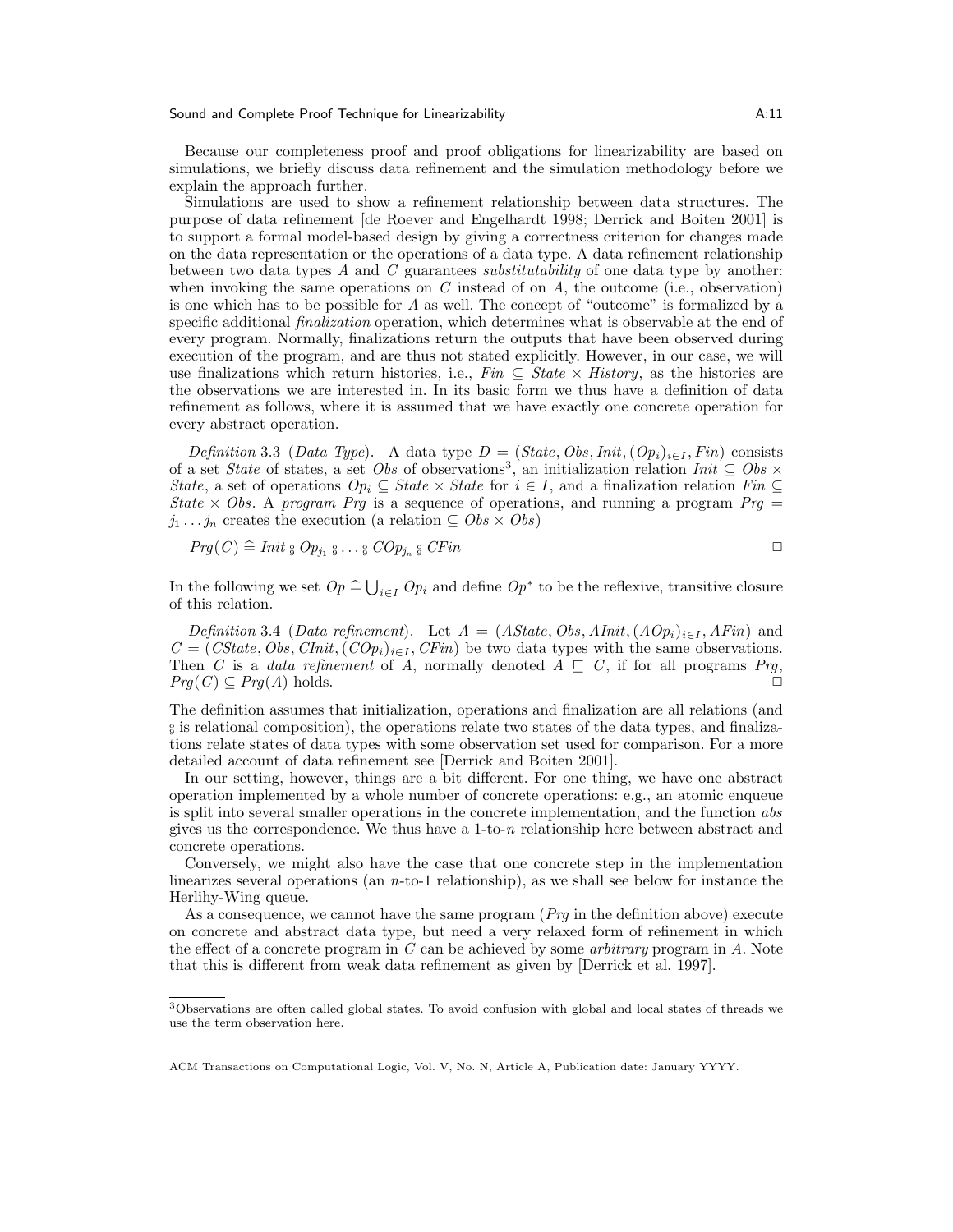Because our completeness proof and proof obligations for linearizability are based on simulations, we briefly discuss data refinement and the simulation methodology before we explain the approach further.

Simulations are used to show a refinement relationship between data structures. The purpose of data refinement [de Roever and Engelhardt 1998; Derrick and Boiten 2001] is to support a formal model-based design by giving a correctness criterion for changes made on the data representation or the operations of a data type. A data refinement relationship between two data types $A$ and $C$ guarantees *substitutability* of one data type by another: when invoking the same operations on $C$ instead of on $A$, the outcome (i.e., observation) is one which has to be possible for $A$ as well. The concept of "outcome" is formalized by a specific additional *finalization* operation, which determines what is observable at the end of every program. Normally, finalizations return the outputs that have been observed during execution of the program, and are thus not stated explicitly. However, in our case, we will use finalizations which return histories, i.e., $Fin \subseteq State \times History$, as the histories are the observations we are interested in. In its basic form we thus have a definition of data refinement as follows, where it is assumed that we have exactly one concrete operation for every abstract operation.

*Definition* 3.3 (*Data Type*). A data type $D = (State, Obs, Init, (Op_i)_{i \in I}, Fin)$ consists of a set *State* of states, a set *Obs* of observations[3], an initialization relation $Init \subseteq Obs \times State$, a set of operations $Op_i \subseteq State \times State$ for $i \in I$, and a finalization relation $Fin \subseteq State \times Obs$. A *program Prg* is a sequence of operations, and running a program $Prg = j_1 \dots j_n$ creates the execution (a relation $\subseteq Obs \times Obs$)

$$Prg(C) \mathrel{\widehat{=}} Init \mathbin{⨾} Op_{j_1} \mathbin{⨾} \dots \mathbin{⨾} COp_{j_n} \mathbin{⨾} CFin$$ □

In the following we set $Op \mathrel{\widehat{=}} \bigcup_{i \in I} Op_i$ and define $Op^*$ to be the reflexive, transitive closure of this relation.

*Definition* 3.4 (*Data refinement*). Let $A = (AState, Obs, AInit, (AOp_i)_{i \in I}, AFin)$ and $C = (CState, Obs, CInit, (COp_i)_{i \in I}, CFin)$ be two data types with the same observations. Then $C$ is a *data refinement* of $A$, normally denoted $A \sqsubseteq C$, if for all programs $Prg$, $Prg(C) \subseteq Prg(A)$ holds. □

The definition assumes that initialization, operations and finalization are all relations (and $⨾$ is relational composition), the operations relate two states of the data types, and finalizations relate states of data types with some observation set used for comparison. For a more detailed account of data refinement see [Derrick and Boiten 2001].

In our setting, however, things are a bit different. For one thing, we have one abstract operation implemented by a whole number of concrete operations: e.g., an atomic enqueue is split into several smaller operations in the concrete implementation, and the function *abs* gives us the correspondence. We thus have a 1-to-$n$ relationship here between abstract and concrete operations.

Conversely, we might also have the case that one concrete step in the implementation linearizes several operations (an $n$-to-1 relationship), as we shall see below for instance the Herlihy-Wing queue.

As a consequence, we cannot have the same program (*Prg* in the definition above) execute on concrete and abstract data type, but need a very relaxed form of refinement in which the effect of a concrete program in $C$ can be achieved by some *arbitrary* program in $A$. Note that this is different from weak data refinement as given by [Derrick et al. 1997].

[3] Observations are often called global states. To avoid confusion with global and local states of threads we use the term observation here.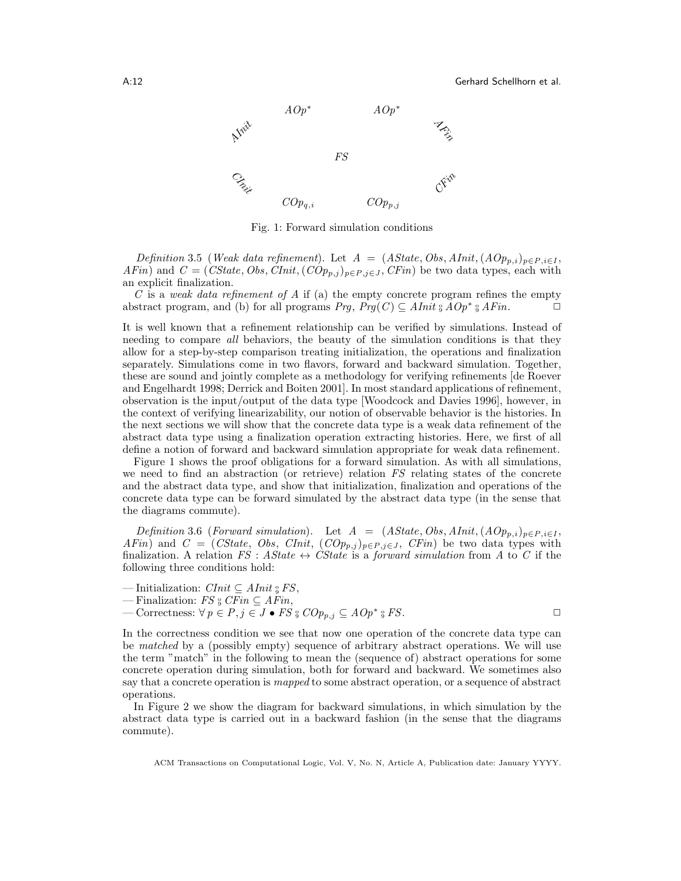*AOp*\* *AOp*\*

*AInit* *AFin*

*FS*

*CInit* *CFin*

$COp_{q,i}$ $COp_{p,j}$

Fig. 1: Forward simulation conditions

*Definition* 3.5 (*Weak data refinement*). Let $A = (AState, Obs, AInit, (AOp_{p,i})_{p \in P, i \in I}, AFin)$ and $C = (CState, Obs, CInit, (COp_{p,j})_{p \in P, j \in J}, CFin)$ be two data types, each with an explicit finalization.

$C$ is a *weak data refinement of* $A$ if (a) the empty concrete program refines the empty abstract program, and (b) for all programs $Prg$, $Prg(C) \subseteq AInit \mathbin{⨾} AOp^* \mathbin{⨾} AFin$. □

It is well known that a refinement relationship can be verified by simulations. Instead of needing to compare *all* behaviors, the beauty of the simulation conditions is that they allow for a step-by-step comparison treating initialization, the operations and finalization separately. Simulations come in two flavors, forward and backward simulation. Together, these are sound and jointly complete as a methodology for verifying refinements [de Roever and Engelhardt 1998; Derrick and Boiten 2001]. In most standard applications of refinement, observation is the input/output of the data type [Woodcock and Davies 1996], however, in the context of verifying linearizability, our notion of observable behavior is the histories. In the next sections we will show that the concrete data type is a weak data refinement of the abstract data type using a finalization operation extracting histories. Here, we first of all define a notion of forward and backward simulation appropriate for weak data refinement.

Figure 1 shows the proof obligations for a forward simulation. As with all simulations, we need to find an abstraction (or retrieve) relation $FS$ relating states of the concrete and the abstract data type, and show that initialization, finalization and operations of the concrete data type can be forward simulated by the abstract data type (in the sense that the diagrams commute).

*Definition* 3.6 (*Forward simulation*). Let $A = (AState, Obs, AInit, (AOp_{p,i})_{p \in P, i \in I}, AFin)$ and $C = (CState, Obs, CInit, (COp_{p,j})_{p \in P, j \in J}, CFin)$ be two data types with finalization. A relation $FS : AState \leftrightarrow CState$ is a *forward simulation* from $A$ to $C$ if the following three conditions hold:

- Initialization: $CInit \subseteq AInit \mathbin{⨾} FS$,
- Finalization: $FS \mathbin{⨾} CFin \subseteq AFin$,
- Correctness: $\forall\, p \in P, j \in J \bullet FS \mathbin{⨾} COp_{p,j} \subseteq AOp^* \mathbin{⨾} FS$. □

In the correctness condition we see that now one operation of the concrete data type can be *matched* by a (possibly empty) sequence of arbitrary abstract operations. We will use the term "match" in the following to mean the (sequence of) abstract operations for some concrete operation during simulation, both for forward and backward. We sometimes also say that a concrete operation is *mapped* to some abstract operation, or a sequence of abstract operations.

In Figure 2 we show the diagram for backward simulations, in which simulation by the abstract data type is carried out in a backward fashion (in the sense that the diagrams commute).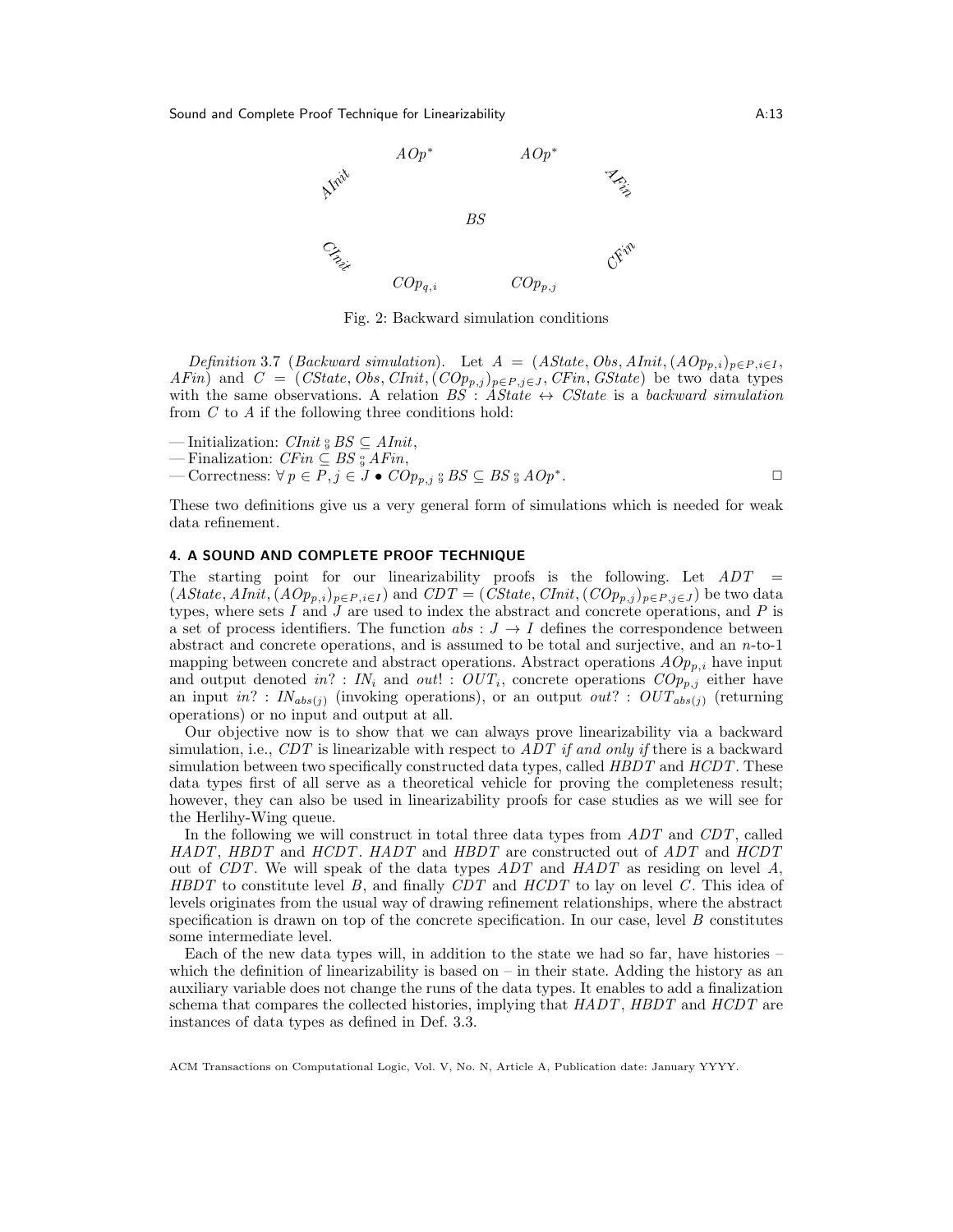$AOp^*$ $AOp^*$

$AInit$ $AFin$

$BS$

$CInit$ $CFin$

$COp_{q,i}$ $COp_{p,j}$

Fig. 2: Backward simulation conditions

*Definition* 3.7 (*Backward simulation*). Let $A = (AState, Obs, AInit, (AOp_{p,i})_{p \in P, i \in I}, AFin)$ and $C = (CState, Obs, CInit, (COp_{p,j})_{p \in P, j \in J}, CFin, GState)$ be two data types with the same observations. A relation $BS : AState \leftrightarrow CState$ is a *backward simulation* from $C$ to $A$ if the following three conditions hold:

— Initialization: $CInit \fatsemi BS \subseteq AInit$,
— Finalization: $CFin \subseteq BS \fatsemi AFin$,
— Correctness: $\forall\, p \in P, j \in J \bullet COp_{p,j} \fatsemi BS \subseteq BS \fatsemi AOp^*$. □

These two definitions give us a very general form of simulations which is needed for weak data refinement.

## 4. A SOUND AND COMPLETE PROOF TECHNIQUE

The starting point for our linearizability proofs is the following. Let $ADT = (AState, AInit, (AOp_{p,i})_{p \in P, i \in I})$ and $CDT = (CState, CInit, (COp_{p,j})_{p \in P, j \in J})$ be two data types, where sets $I$ and $J$ are used to index the abstract and concrete operations, and $P$ is a set of process identifiers. The function $abs : J \to I$ defines the correspondence between abstract and concrete operations, and is assumed to be total and surjective, and an $n$-to-1 mapping between concrete and abstract operations. Abstract operations $AOp_{p,i}$ have input and output denoted $in? : IN_i$ and $out! : OUT_i$, concrete operations $COp_{p,j}$ either have an input $in? : IN_{abs(j)}$ (invoking operations), or an output $out? : OUT_{abs(j)}$ (returning operations) or no input and output at all.

Our objective now is to show that we can always prove linearizability via a backward simulation, i.e., $CDT$ is linearizable with respect to $ADT$ *if and only if* there is a backward simulation between two specifically constructed data types, called $HBDT$ and $HCDT$. These data types first of all serve as a theoretical vehicle for proving the completeness result; however, they can also be used in linearizability proofs for case studies as we will see for the Herlihy-Wing queue.

In the following we will construct in total three data types from $ADT$ and $CDT$, called $HADT$, $HBDT$ and $HCDT$. $HADT$ and $HBDT$ are constructed out of $ADT$ and $HCDT$ out of $CDT$. We will speak of the data types $ADT$ and $HADT$ as residing on level $A$, $HBDT$ to constitute level $B$, and finally $CDT$ and $HCDT$ to lay on level $C$. This idea of levels originates from the usual way of drawing refinement relationships, where the abstract specification is drawn on top of the concrete specification. In our case, level $B$ constitutes some intermediate level.

Each of the new data types will, in addition to the state we had so far, have histories – which the definition of linearizability is based on – in their state. Adding the history as an auxiliary variable does not change the runs of the data types. It enables to add a finalization schema that compares the collected histories, implying that $HADT$, $HBDT$ and $HCDT$ are instances of data types as defined in Def. 3.3.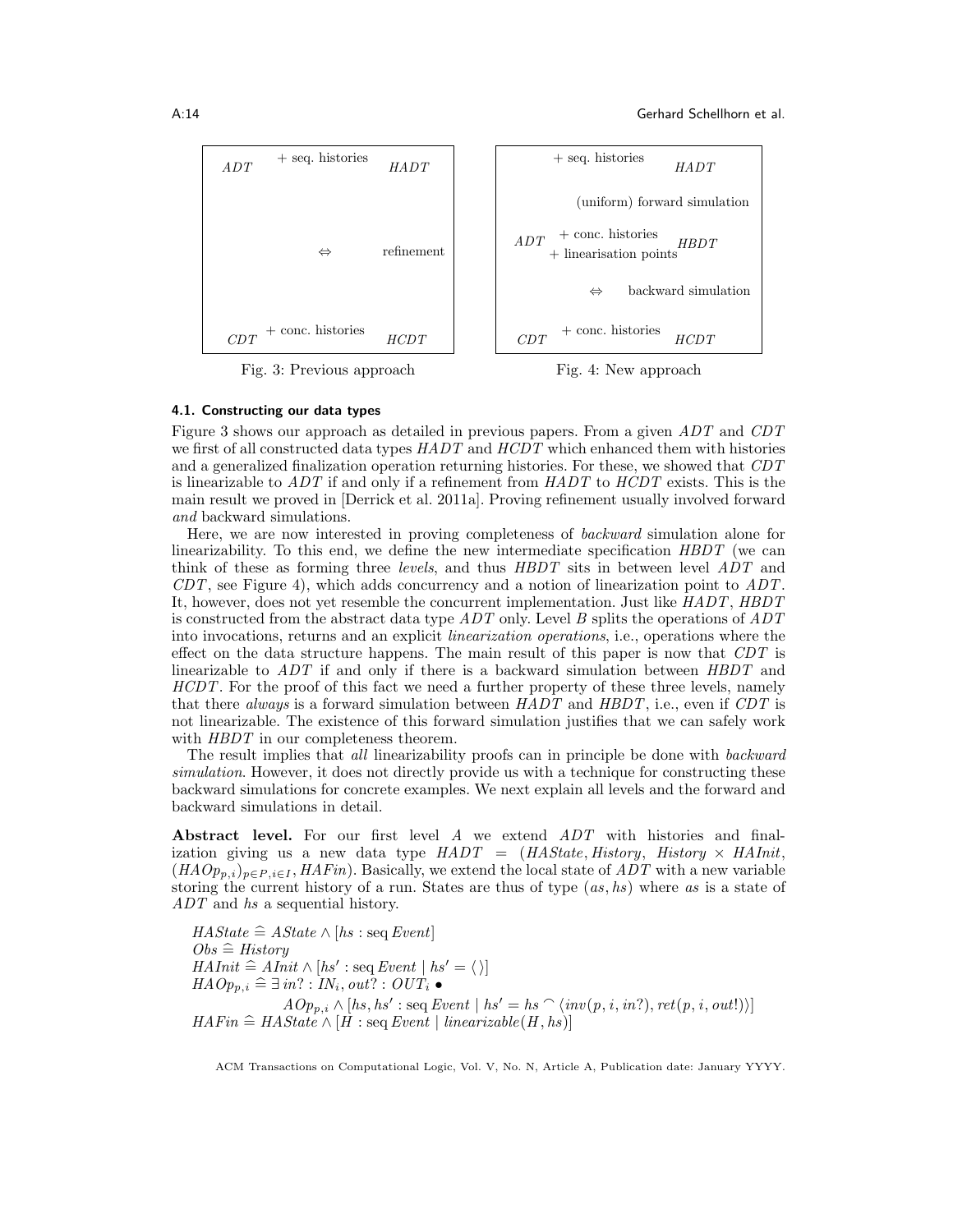| $ADT$ | + seq. histories | $HADT$ |
|---|---|---|
| | $\Leftrightarrow$ | refinement |
| $CDT$ | + conc. histories | $HCDT$ |

Fig. 3: Previous approach

| | + seq. histories | $HADT$ |
|---|---|---|
| | | (uniform) forward simulation |
| $ADT$ | + conc. histories + linearisation points | $HBDT$ |
| | $\Leftrightarrow$ | backward simulation |
| $CDT$ | + conc. histories | $HCDT$ |

Fig. 4: New approach

### 4.1. Constructing our data types

Figure 3 shows our approach as detailed in previous papers. From a given $ADT$ and $CDT$ we first of all constructed data types $HADT$ and $HCDT$ which enhanced them with histories and a generalized finalization operation returning histories. For these, we showed that $CDT$ is linearizable to $ADT$ if and only if a refinement from $HADT$ to $HCDT$ exists. This is the main result we proved in [Derrick et al. 2011a]. Proving refinement usually involved forward *and* backward simulations.

Here, we are now interested in proving completeness of *backward* simulation alone for linearizability. To this end, we define the new intermediate specification $HBDT$ (we can think of these as forming three *levels*, and thus $HBDT$ sits in between level $ADT$ and $CDT$, see Figure 4), which adds concurrency and a notion of linearization point to $ADT$. It, however, does not yet resemble the concurrent implementation. Just like $HADT$, $HBDT$ is constructed from the abstract data type $ADT$ only. Level $B$ splits the operations of $ADT$ into invocations, returns and an explicit *linearization operations*, i.e., operations where the effect on the data structure happens. The main result of this paper is now that $CDT$ is linearizable to $ADT$ if and only if there is a backward simulation between $HBDT$ and $HCDT$. For the proof of this fact we need a further property of these three levels, namely that there *always* is a forward simulation between $HADT$ and $HBDT$, i.e., even if $CDT$ is not linearizable. The existence of this forward simulation justifies that we can safely work with $HBDT$ in our completeness theorem.

The result implies that *all* linearizability proofs can in principle be done with *backward simulation*. However, it does not directly provide us with a technique for constructing these backward simulations for concrete examples. We next explain all levels and the forward and backward simulations in detail.

**Abstract level.** For our first level $A$ we extend $ADT$ with histories and finalization giving us a new data type $HADT = (HAState, History,\ History \times HAInit, (HAOp_{p,i})_{p \in P, i \in I}, HAFin)$. Basically, we extend the local state of $ADT$ with a new variable storing the current history of a run. States are thus of type $(as, hs)$ where $as$ is a state of $ADT$ and $hs$ a sequential history.

$$
\begin{aligned}
&HAState \mathrel{\widehat=} AState \wedge [hs : \operatorname{seq} Event]\\
&Obs \mathrel{\widehat=} History\\
&HAInit \mathrel{\widehat=} AInit \wedge [hs' : \operatorname{seq} Event \mid hs' = \langle\,\rangle]\\
&HAOp_{p,i} \mathrel{\widehat=} \exists\, in? : IN_i, out? : OUT_i \bullet\\
&\qquad\qquad AOp_{p,i} \wedge [hs, hs' : \operatorname{seq} Event \mid hs' = hs \frown \langle inv(p, i, in?), ret(p, i, out!)\rangle]\\
&HAFin \mathrel{\widehat=} HAState \wedge [H : \operatorname{seq} Event \mid linearizable(H, hs)]
\end{aligned}
$$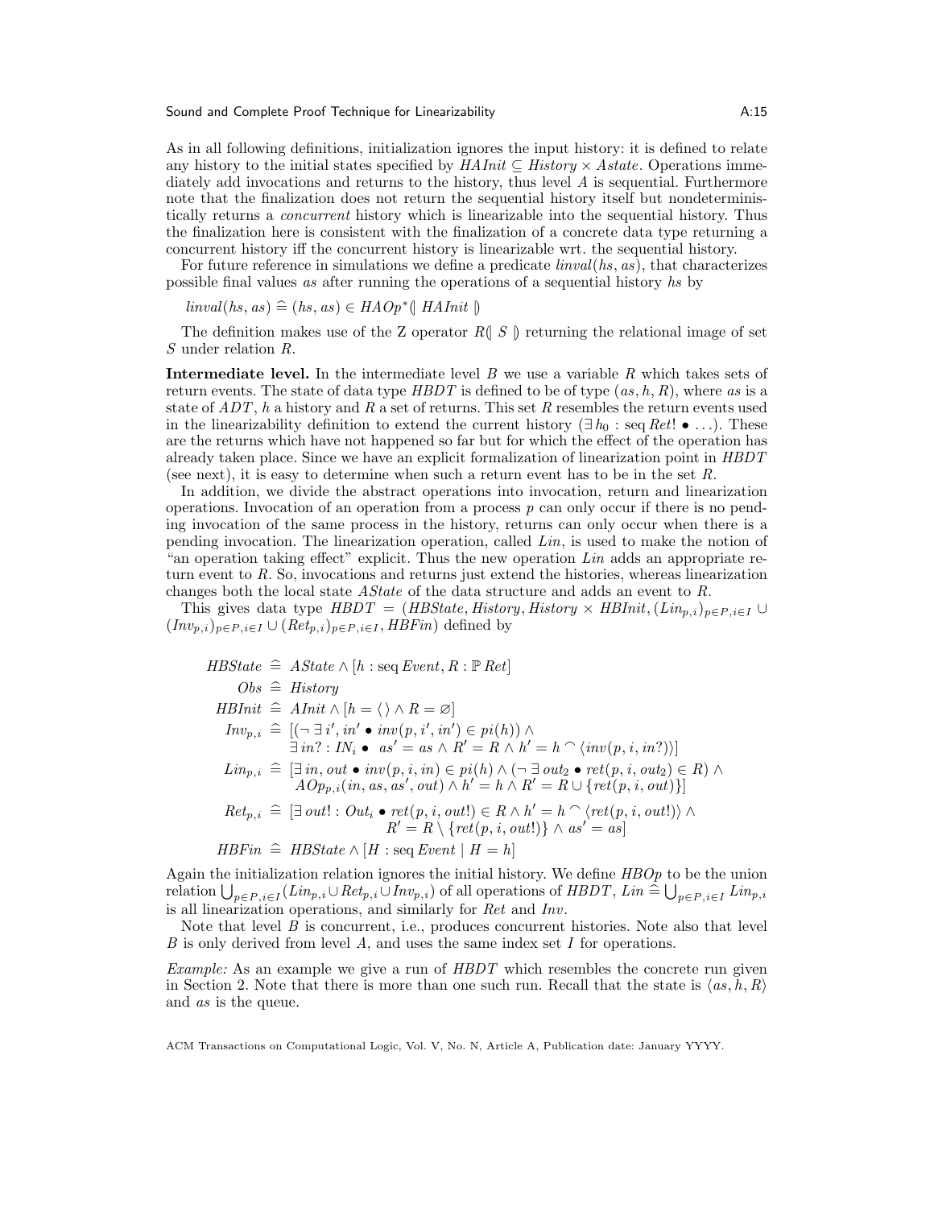As in all following definitions, initialization ignores the input history: it is defined to relate any history to the initial states specified by $HAInit \subseteq History \times Astate$. Operations immediately add invocations and returns to the history, thus level $A$ is sequential. Furthermore note that the finalization does not return the sequential history itself but nondeterministically returns a *concurrent* history which is linearizable into the sequential history. Thus the finalization here is consistent with the finalization of a concrete data type returning a concurrent history iff the concurrent history is linearizable wrt. the sequential history.

For future reference in simulations we define a predicate $linval(hs, as)$, that characterizes possible final values $as$ after running the operations of a sequential history $hs$ by

$$linval(hs, as) \mathrel{\widehat{=}} (hs, as) \in HAOp^{*}(\!|\, HAInit \,|\!)$$

The definition makes use of the Z operator $R(\!|\, S \,|\!)$ returning the relational image of set $S$ under relation $R$.

**Intermediate level.** In the intermediate level $B$ we use a variable $R$ which takes sets of return events. The state of data type $HBDT$ is defined to be of type $(as, h, R)$, where $as$ is a state of $ADT$, $h$ a history and $R$ a set of returns. This set $R$ resembles the return events used in the linearizability definition to extend the current history ($\exists\, h_0 : \mathrm{seq}\, Ret! \bullet \ldots$). These are the returns which have not happened so far but for which the effect of the operation has already taken place. Since we have an explicit formalization of linearization point in $HBDT$ (see next), it is easy to determine when such a return event has to be in the set $R$.

In addition, we divide the abstract operations into invocation, return and linearization operations. Invocation of an operation from a process $p$ can only occur if there is no pending invocation of the same process in the history, returns can only occur when there is a pending invocation. The linearization operation, called $Lin$, is used to make the notion of "an operation taking effect" explicit. Thus the new operation $Lin$ adds an appropriate return event to $R$. So, invocations and returns just extend the histories, whereas linearization changes both the local state $AState$ of the data structure and adds an event to $R$.

This gives data type $HBDT = (HBState, History, History \times HBInit, (Lin_{p,i})_{p \in P, i \in I} \cup (Inv_{p,i})_{p \in P, i \in I} \cup (Ret_{p,i})_{p \in P, i \in I}, HBFin)$ defined by

$$
\begin{aligned}
HBState &\mathrel{\widehat{=}} AState \wedge [h : \mathrm{seq}\, Event, R : \mathbb{P}\, Ret] \\
Obs &\mathrel{\widehat{=}} History \\
HBInit &\mathrel{\widehat{=}} AInit \wedge [h = \langle\,\rangle \wedge R = \varnothing] \\
Inv_{p,i} &\mathrel{\widehat{=}} [(\neg \exists\, i', in' \bullet inv(p, i', in') \in pi(h)) \wedge \\
&\qquad \exists\, in? : IN_i \bullet\; as' = as \wedge R' = R \wedge h' = h \frown \langle inv(p, i, in?)\rangle] \\
Lin_{p,i} &\mathrel{\widehat{=}} [\exists\, in, out \bullet inv(p, i, in) \in pi(h) \wedge (\neg \exists\, out_2 \bullet ret(p, i, out_2) \in R) \wedge \\
&\qquad AOp_{p,i}(in, as, as', out) \wedge h' = h \wedge R' = R \cup \{ret(p, i, out)\}] \\
Ret_{p,i} &\mathrel{\widehat{=}} [\exists\, out! : Out_i \bullet ret(p, i, out!) \in R \wedge h' = h \frown \langle ret(p, i, out!)\rangle \wedge \\
&\qquad\qquad R' = R \setminus \{ret(p, i, out!)\} \wedge as' = as] \\
HBFin &\mathrel{\widehat{=}} HBState \wedge [H : \mathrm{seq}\, Event \mid H = h]
\end{aligned}
$$

Again the initialization relation ignores the initial history. We define $HBOp$ to be the union relation $\bigcup_{p \in P, i \in I}(Lin_{p,i} \cup Ret_{p,i} \cup Inv_{p,i})$ of all operations of $HBDT$, $Lin \mathrel{\widehat{=}} \bigcup_{p \in P, i \in I} Lin_{p,i}$ is all linearization operations, and similarly for $Ret$ and $Inv$.

Note that level $B$ is concurrent, i.e., produces concurrent histories. Note also that level $B$ is only derived from level $A$, and uses the same index set $I$ for operations.

*Example:* As an example we give a run of $HBDT$ which resembles the concrete run given in Section 2. Note that there is more than one such run. Recall that the state is $\langle as, h, R\rangle$ and $as$ is the queue.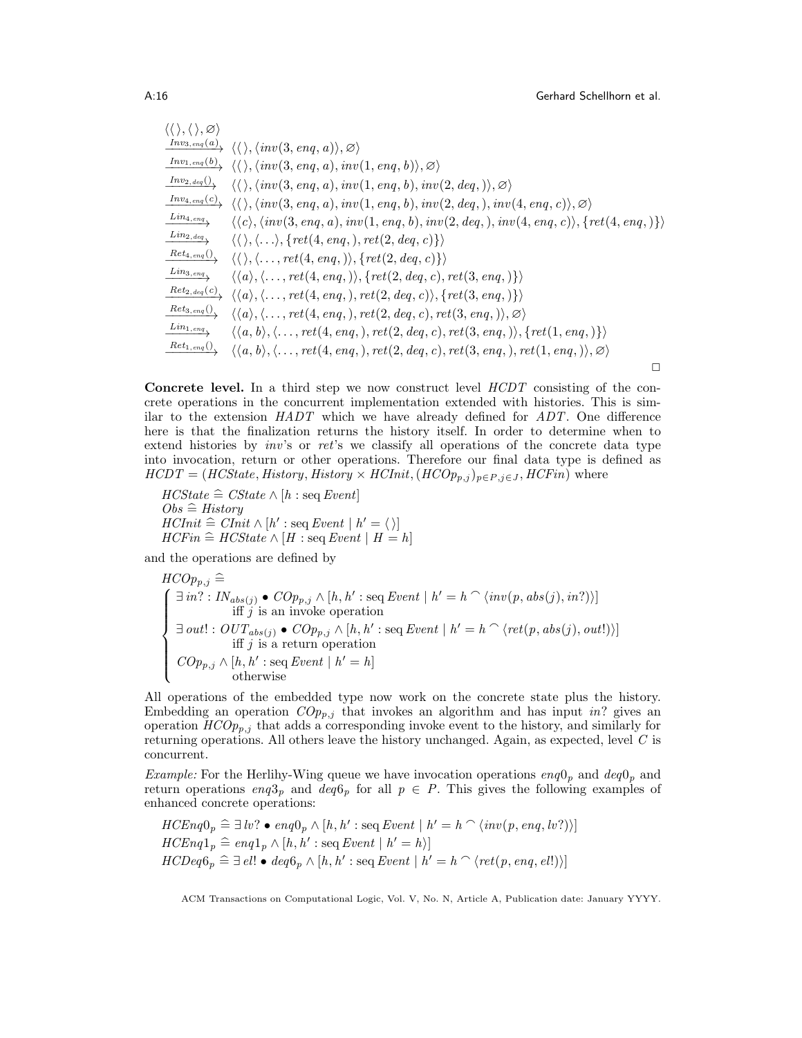$$
\begin{array}{ll}
\langle\langle\,\rangle,\langle\,\rangle,\varnothing\rangle & \\
\xrightarrow{Inv_{3,enq}(a)} & \langle\langle\,\rangle,\langle inv(3,enq,a)\rangle,\varnothing\rangle \\
\xrightarrow{Inv_{1,enq}(b)} & \langle\langle\,\rangle,\langle inv(3,enq,a),inv(1,enq,b)\rangle,\varnothing\rangle \\
\xrightarrow{Inv_{2,deq}()} & \langle\langle\,\rangle,\langle inv(3,enq,a),inv(1,enq,b),inv(2,deq,)\rangle,\varnothing\rangle \\
\xrightarrow{Inv_{4,enq}(c)} & \langle\langle\,\rangle,\langle inv(3,enq,a),inv(1,enq,b),inv(2,deq,),inv(4,enq,c)\rangle,\varnothing\rangle \\
\xrightarrow{Lin_{4,enq}} & \langle\langle c\rangle,\langle inv(3,enq,a),inv(1,enq,b),inv(2,deq,),inv(4,enq,c)\rangle,\{ret(4,enq,)\}\rangle \\
\xrightarrow{Lin_{2,deq}} & \langle\langle\,\rangle,\langle\ldots\rangle,\{ret(4,enq,),ret(2,deq,c)\}\rangle \\
\xrightarrow{Ret_{4,enq}()} & \langle\langle\,\rangle,\langle\ldots,ret(4,enq,)\rangle,\{ret(2,deq,c)\}\rangle \\
\xrightarrow{Lin_{3,enq}} & \langle\langle a\rangle,\langle\ldots,ret(4,enq,)\rangle,\{ret(2,deq,c),ret(3,enq,)\}\rangle \\
\xrightarrow{Ret_{2,deq}(c)} & \langle\langle a\rangle,\langle\ldots,ret(4,enq,),ret(2,deq,c)\rangle,\{ret(3,enq,)\}\rangle \\
\xrightarrow{Ret_{3,enq}()} & \langle\langle a\rangle,\langle\ldots,ret(4,enq,),ret(2,deq,c),ret(3,enq,)\rangle,\varnothing\rangle \\
\xrightarrow{Lin_{1,enq}} & \langle\langle a,b\rangle,\langle\ldots,ret(4,enq,),ret(2,deq,c),ret(3,enq,)\rangle,\{ret(1,enq,)\}\rangle \\
\xrightarrow{Ret_{1,enq}()} & \langle\langle a,b\rangle,\langle\ldots,ret(4,enq,),ret(2,deq,c),ret(3,enq,),ret(1,enq,)\rangle,\varnothing\rangle
\end{array}
$$

□

**Concrete level.** In a third step we now construct level $HCDT$ consisting of the concrete operations in the concurrent implementation extended with histories. This is similar to the extension $HADT$ which we have already defined for $ADT$. One difference here is that the finalization returns the history itself. In order to determine when to extend histories by *inv*'s or *ret*'s we classify all operations of the concrete data type into invocation, return or other operations. Therefore our final data type is defined as $HCDT = (HCState, History, History \times HCInit, (HCOp_{p,j})_{p \in P, j \in J}, HCFin)$ where

$HCState \mathrel{\widehat{=}} CState \wedge [h : \operatorname{seq} Event]$
$Obs \mathrel{\widehat{=}} History$
$HCInit \mathrel{\widehat{=}} CInit \wedge [h' : \operatorname{seq} Event \mid h' = \langle\,\rangle]$
$HCFin \mathrel{\widehat{=}} HCState \wedge [H : \operatorname{seq} Event \mid H = h]$

and the operations are defined by

$$
HCOp_{p,j} \mathrel{\widehat{=}}
\begin{cases}
\exists\, in? : IN_{abs(j)} \bullet COp_{p,j} \wedge [h, h' : \operatorname{seq} Event \mid h' = h \frown \langle inv(p, abs(j), in?)\rangle] \\
\qquad \text{iff } j \text{ is an invoke operation} \\
\exists\, out! : OUT_{abs(j)} \bullet COp_{p,j} \wedge [h, h' : \operatorname{seq} Event \mid h' = h \frown \langle ret(p, abs(j), out!)\rangle] \\
\qquad \text{iff } j \text{ is a return operation} \\
COp_{p,j} \wedge [h, h' : \operatorname{seq} Event \mid h' = h] \\
\qquad \text{otherwise}
\end{cases}
$$

All operations of the embedded type now work on the concrete state plus the history. Embedding an operation $COp_{p,j}$ that invokes an algorithm and has input $in?$ gives an operation $HCOp_{p,j}$ that adds a corresponding invoke event to the history, and similarly for returning operations. All others leave the history unchanged. Again, as expected, level $C$ is concurrent.

*Example:* For the Herlihy-Wing queue we have invocation operations $enq0_p$ and $deq0_p$ and return operations $enq3_p$ and $deq6_p$ for all $p \in P$. This gives the following examples of enhanced concrete operations:

$HCEnq0_p \mathrel{\widehat{=}} \exists\, lv? \bullet enq0_p \wedge [h, h' : \operatorname{seq} Event \mid h' = h \frown \langle inv(p, enq, lv?)\rangle]$
$HCEnq1_p \mathrel{\widehat{=}} enq1_p \wedge [h, h' : \operatorname{seq} Event \mid h' = h\rangle]$
$HCDeq6_p \mathrel{\widehat{=}} \exists\, el! \bullet deq6_p \wedge [h, h' : \operatorname{seq} Event \mid h' = h \frown \langle ret(p, enq, el!)\rangle]$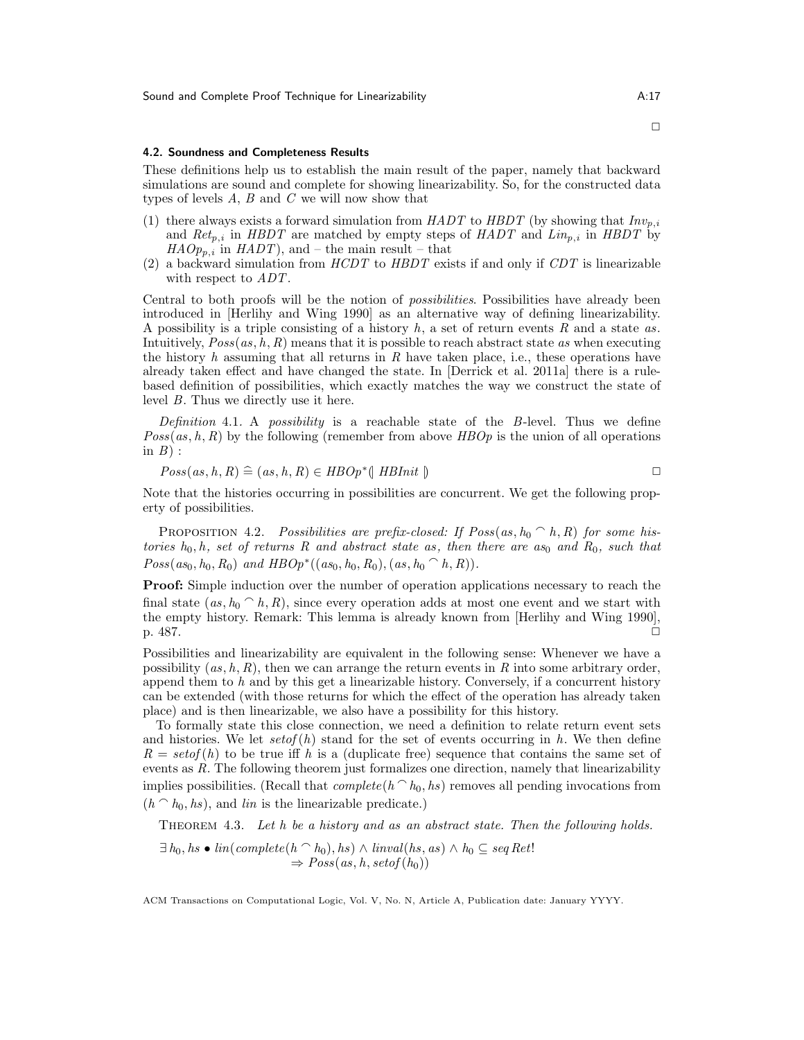□

### 4.2. Soundness and Completeness Results

These definitions help us to establish the main result of the paper, namely that backward simulations are sound and complete for showing linearizability. So, for the constructed data types of levels $A$, $B$ and $C$ we will now show that

(1) there always exists a forward simulation from $HADT$ to $HBDT$ (by showing that $Inv_{p,i}$ and $Ret_{p,i}$ in $HBDT$ are matched by empty steps of $HADT$ and $Lin_{p,i}$ in $HBDT$ by $HAOp_{p,i}$ in $HADT$), and – the main result – that
(2) a backward simulation from $HCDT$ to $HBDT$ exists if and only if $CDT$ is linearizable with respect to $ADT$.

Central to both proofs will be the notion of *possibilities*. Possibilities have already been introduced in [Herlihy and Wing 1990] as an alternative way of defining linearizability. A possibility is a triple consisting of a history $h$, a set of return events $R$ and a state $as$. Intuitively, $Poss(as, h, R)$ means that it is possible to reach abstract state $as$ when executing the history $h$ assuming that all returns in $R$ have taken place, i.e., these operations have already taken effect and have changed the state. In [Derrick et al. 2011a] there is a rule-based definition of possibilities, which exactly matches the way we construct the state of level $B$. Thus we directly use it here.

*Definition* 4.1. A *possibility* is a reachable state of the $B$-level. Thus we define $Poss(as, h, R)$ by the following (remember from above $HBOp$ is the union of all operations in $B$) :

$$Poss(as, h, R) \mathrel{\widehat{=}} (as, h, R) \in HBOp^{*}(\!|\ HBInit\ |\!) \qquad \Box$$

Note that the histories occurring in possibilities are concurrent. We get the following property of possibilities.

PROPOSITION 4.2. *Possibilities are prefix-closed: If $Poss(as, h_0 \frown h, R)$ for some histories $h_0, h$, set of returns $R$ and abstract state $as$, then there are $as_0$ and $R_0$, such that $Poss(as_0, h_0, R_0)$ and $HBOp^{*}((as_0, h_0, R_0), (as, h_0 \frown h, R))$.*

**Proof:** Simple induction over the number of operation applications necessary to reach the final state $(as, h_0 \frown h, R)$, since every operation adds at most one event and we start with the empty history. Remark: This lemma is already known from [Herlihy and Wing 1990], p. 487. □

Possibilities and linearizability are equivalent in the following sense: Whenever we have a possibility $(as, h, R)$, then we can arrange the return events in $R$ into some arbitrary order, append them to $h$ and by this get a linearizable history. Conversely, if a concurrent history can be extended (with those returns for which the effect of the operation has already taken place) and is then linearizable, we also have a possibility for this history.

To formally state this close connection, we need a definition to relate return event sets and histories. We let $setof(h)$ stand for the set of events occurring in $h$. We then define $R = setof(h)$ to be true iff $h$ is a (duplicate free) sequence that contains the same set of events as $R$. The following theorem just formalizes one direction, namely that linearizability implies possibilities. (Recall that $complete(h \frown h_0, hs)$ removes all pending invocations from $(h \frown h_0, hs)$, and $lin$ is the linearizable predicate.)

THEOREM 4.3. *Let $h$ be a history and $as$ an abstract state. Then the following holds.*

$$\exists\, h_0, hs \bullet lin(complete(h \frown h_0), hs) \wedge linval(hs, as) \wedge h_0 \subseteq seq\,Ret! \\ \Rightarrow Poss(as, h, setof(h_0))$$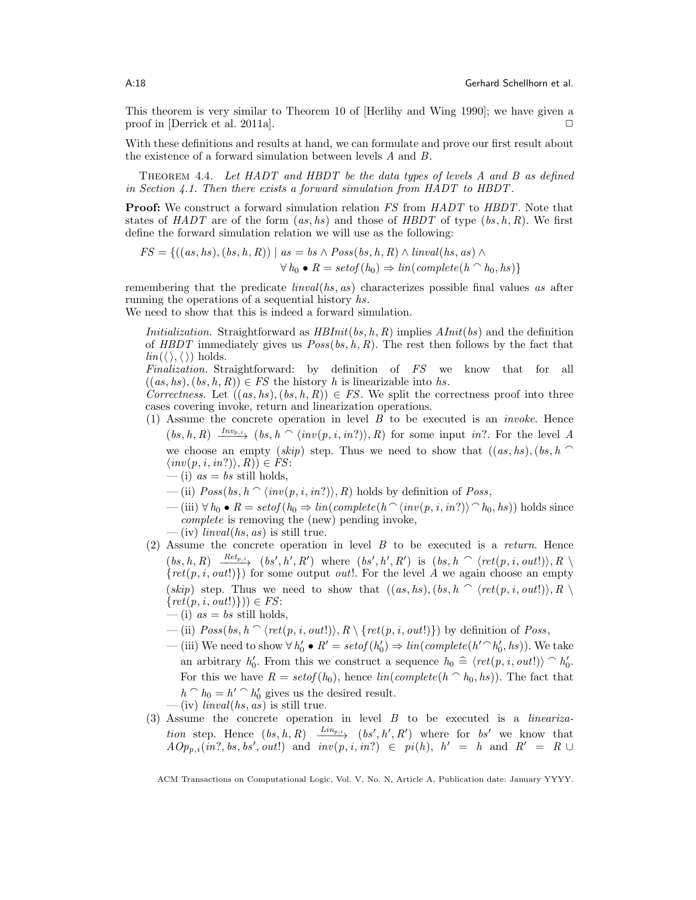This theorem is very similar to Theorem 10 of [Herlihy and Wing 1990]; we have given a proof in [Derrick et al. 2011a]. ☐

With these definitions and results at hand, we can formulate and prove our first result about the existence of a forward simulation between levels $A$ and $B$.

THEOREM 4.4. *Let HADT and HBDT be the data types of levels A and B as defined in Section 4.1. Then there exists a forward simulation from HADT to HBDT.*

**Proof:** We construct a forward simulation relation $FS$ from $HADT$ to $HBDT$. Note that states of $HADT$ are of the form $(as, hs)$ and those of $HBDT$ of type $(bs, h, R)$. We first define the forward simulation relation we will use as the following:

$$FS = \{((as, hs), (bs, h, R)) \mid as = bs \wedge Poss(bs, h, R) \wedge linval(hs, as) \wedge \\ \forall\, h_0 \bullet R = setof(h_0) \Rightarrow lin(complete(h \frown h_0, hs)\}$$

remembering that the predicate $linval(hs, as)$ characterizes possible final values $as$ after running the operations of a sequential history $hs$.

We need to show that this is indeed a forward simulation.

*Initialization.* Straightforward as $HBInit(bs, h, R)$ implies $AInit(bs)$ and the definition of $HBDT$ immediately gives us $Poss(bs, h, R)$. The rest then follows by the fact that $lin(\langle\rangle, \langle\rangle)$ holds.

*Finalization.* Straightforward: by definition of $FS$ we know that for all $((as, hs), (bs, h, R)) \in FS$ the history $h$ is linearizable into $hs$.

*Correctness.* Let $((as, hs), (bs, h, R)) \in FS$. We split the correctness proof into three cases covering invoke, return and linearization operations.

(1) Assume the concrete operation in level $B$ to be executed is an *invoke*. Hence $(bs, h, R) \xrightarrow{Inv_{p,i}} (bs, h \frown \langle inv(p, i, in?)\rangle, R)$ for some input $in?$. For the level $A$ we choose an empty (*skip*) step. Thus we need to show that $((as, hs), (bs, h \frown \langle inv(p, i, in?)\rangle, R)) \in FS$:
   - (i) $as = bs$ still holds,
   - (ii) $Poss(bs, h \frown \langle inv(p, i, in?)\rangle, R)$ holds by definition of $Poss$,
   - (iii) $\forall\, h_0 \bullet R = setof(h_0 \Rightarrow lin(complete(h \frown \langle inv(p, i, in?)\rangle \frown h_0, hs))$ holds since *complete* is removing the (new) pending invoke,
   - (iv) $linval(hs, as)$ is still true.

(2) Assume the concrete operation in level $B$ to be executed is a *return*. Hence $(bs, h, R) \xrightarrow{Ret_{p,i}} (bs', h', R')$ where $(bs', h', R')$ is $(bs, h \frown \langle ret(p, i, out!)\rangle, R \setminus \{ret(p, i, out!)\})$ for some output $out!$. For the level $A$ we again choose an empty (*skip*) step. Thus we need to show that $((as, hs), (bs, h \frown \langle ret(p, i, out!)\rangle, R \setminus \{ret(p, i, out!)\})) \in FS$:
   - (i) $as = bs$ still holds,
   - (ii) $Poss(bs, h \frown \langle ret(p, i, out!)\rangle, R \setminus \{ret(p, i, out!)\})$ by definition of $Poss$,
   - (iii) We need to show $\forall\, h_0' \bullet R' = setof(h_0') \Rightarrow lin(complete(h' \frown h_0', hs))$. We take an arbitrary $h_0'$. From this we construct a sequence $h_0 \mathrel{\widehat{=}} \langle ret(p, i, out!)\rangle \frown h_0'$. For this we have $R = setof(h_0)$, hence $lin(complete(h \frown h_0, hs))$. The fact that $h \frown h_0 = h' \frown h_0'$ gives us the desired result.
   - (iv) $linval(hs, as)$ is still true.

(3) Assume the concrete operation in level $B$ to be executed is a *linearization* step. Hence $(bs, h, R) \xrightarrow{Lin_{p,i}} (bs', h', R')$ where for $bs'$ we know that $AOp_{p,i}(in?, bs, bs', out!)$ and $inv(p, i, in?) \in pi(h)$, $h' = h$ and $R' = R \cup$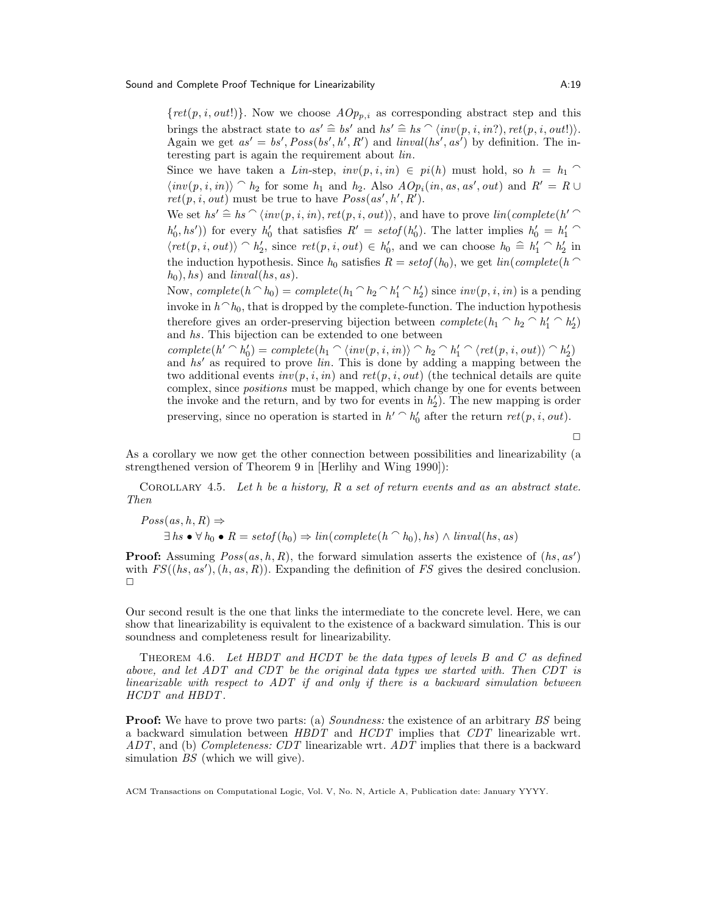$\{ret(p, i, out!)\}$. Now we choose $AOp_{p,i}$ as corresponding abstract step and this brings the abstract state to $as' \mathrel{\widehat{=}} bs'$ and $hs' \mathrel{\widehat{=}} hs \frown \langle inv(p, i, in?), ret(p, i, out!)\rangle$. Again we get $as' = bs', Poss(bs', h', R')$ and $linval(hs', as')$ by definition. The interesting part is again the requirement about $lin$.

Since we have taken a $Lin$-step, $inv(p, i, in) \in pi(h)$ must hold, so $h = h_1 \frown \langle inv(p, i, in)\rangle \frown h_2$ for some $h_1$ and $h_2$. Also $AOp_i(in, as, as', out)$ and $R' = R \cup ret(p, i, out)$ must be true to have $Poss(as', h', R')$.

We set $hs' \mathrel{\widehat{=}} hs \frown \langle inv(p, i, in), ret(p, i, out)\rangle$, and have to prove $lin(complete(h' \frown h_0', hs'))$ for every $h_0'$ that satisfies $R' = setof(h_0')$. The latter implies $h_0' = h_1' \frown \langle ret(p, i, out)\rangle \frown h_2'$, since $ret(p, i, out) \in h_0'$, and we can choose $h_0 \mathrel{\widehat{=}} h_1' \frown h_2'$ in the induction hypothesis. Since $h_0$ satisfies $R = setof(h_0)$, we get $lin(complete(h \frown h_0), hs)$ and $linval(hs, as)$.

Now, $complete(h \frown h_0) = complete(h_1 \frown h_2 \frown h_1' \frown h_2')$ since $inv(p, i, in)$ is a pending invoke in $h \frown h_0$, that is dropped by the complete-function. The induction hypothesis therefore gives an order-preserving bijection between $complete(h_1 \frown h_2 \frown h_1' \frown h_2')$ and $hs$. This bijection can be extended to one between
$complete(h' \frown h_0') = complete(h_1 \frown \langle inv(p, i, in)\rangle \frown h_2 \frown h_1' \frown \langle ret(p, i, out)\rangle \frown h_2')$ and $hs'$ as required to prove $lin$. This is done by adding a mapping between the two additional events $inv(p, i, in)$ and $ret(p, i, out)$ (the technical details are quite complex, since *positions* must be mapped, which change by one for events between the invoke and the return, and by two for events in $h_2'$). The new mapping is order preserving, since no operation is started in $h' \frown h_0'$ after the return $ret(p, i, out)$.

□

As a corollary we now get the other connection between possibilities and linearizability (a strengthened version of Theorem 9 in [Herlihy and Wing 1990]):

COROLLARY 4.5. *Let $h$ be a history, $R$ a set of return events and $as$ an abstract state. Then*

$$
\begin{aligned}
&Poss(as, h, R) \Rightarrow \\
&\qquad \exists\, hs \bullet \forall\, h_0 \bullet R = setof(h_0) \Rightarrow lin(complete(h \frown h_0), hs) \wedge linval(hs, as)
\end{aligned}
$$

**Proof:** Assuming $Poss(as, h, R)$, the forward simulation asserts the existence of $(hs, as')$ with $FS((hs, as'), (h, as, R))$. Expanding the definition of $FS$ gives the desired conclusion. □

Our second result is the one that links the intermediate to the concrete level. Here, we can show that linearizability is equivalent to the existence of a backward simulation. This is our soundness and completeness result for linearizability.

THEOREM 4.6. *Let HBDT and HCDT be the data types of levels B and C as defined above, and let ADT and CDT be the original data types we started with. Then CDT is linearizable with respect to ADT if and only if there is a backward simulation between HCDT and HBDT.*

**Proof:** We have to prove two parts: (a) *Soundness:* the existence of an arbitrary $BS$ being a backward simulation between $HBDT$ and $HCDT$ implies that $CDT$ linearizable wrt. $ADT$, and (b) *Completeness: CDT* linearizable wrt. $ADT$ implies that there is a backward simulation $BS$ (which we will give).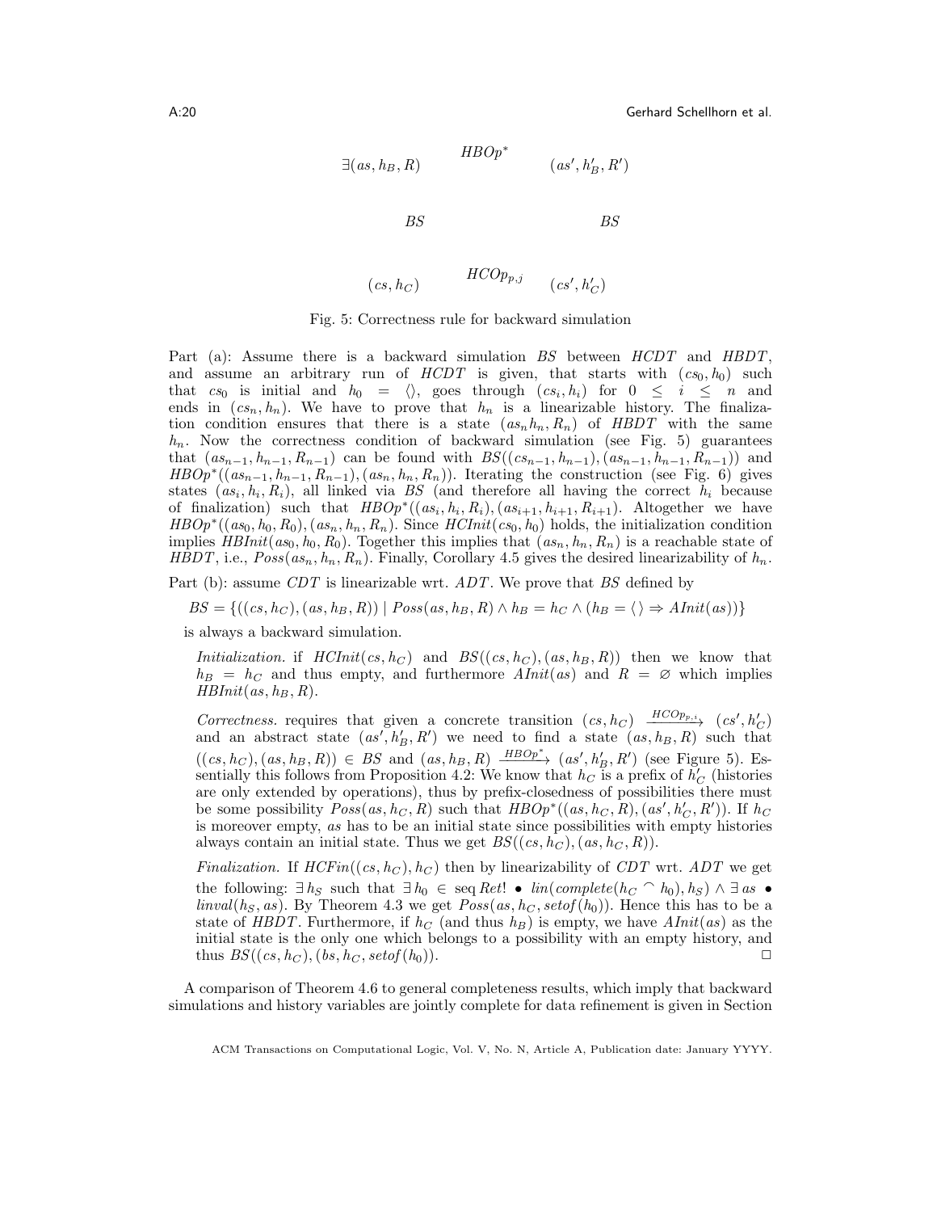$\exists(as, h_B, R)$ $\quad HBOp^*\quad$ $(as', h'_B, R')$

$BS \qquad\qquad BS$

$(cs, h_C)$ $\quad HCOp_{p,j}\quad$ $(cs', h'_C)$

Fig. 5: Correctness rule for backward simulation

Part (a): Assume there is a backward simulation $BS$ between $HCDT$ and $HBDT$, and assume an arbitrary run of $HCDT$ is given, that starts with $(cs_0, h_0)$ such that $cs_0$ is initial and $h_0 = \langle\rangle$, goes through $(cs_i, h_i)$ for $0 \le i \le n$ and ends in $(cs_n, h_n)$. We have to prove that $h_n$ is a linearizable history. The finalization condition ensures that there is a state $(as_n h_n, R_n)$ of $HBDT$ with the same $h_n$. Now the correctness condition of backward simulation (see Fig. 5) guarantees that $(as_{n-1}, h_{n-1}, R_{n-1})$ can be found with $BS((cs_{n-1}, h_{n-1}), (as_{n-1}, h_{n-1}, R_{n-1}))$ and $HBOp^*((as_{n-1}, h_{n-1}, R_{n-1}), (as_n, h_n, R_n))$. Iterating the construction (see Fig. 6) gives states $(as_i, h_i, R_i)$, all linked via $BS$ (and therefore all having the correct $h_i$ because of finalization) such that $HBOp^*((as_i, h_i, R_i), (as_{i+1}, h_{i+1}, R_{i+1})$. Altogether we have $HBOp^*((as_0, h_0, R_0), (as_n, h_n, R_n))$. Since $HCInit(cs_0, h_0)$ holds, the initialization condition implies $HBInit(as_0, h_0, R_0)$. Together this implies that $(as_n, h_n, R_n)$ is a reachable state of $HBDT$, i.e., $Poss(as_n, h_n, R_n)$. Finally, Corollary 4.5 gives the desired linearizability of $h_n$.

Part (b): assume $CDT$ is linearizable wrt. $ADT$. We prove that $BS$ defined by

$$BS = \{((cs, h_C), (as, h_B, R)) \mid Poss(as, h_B, R) \wedge h_B = h_C \wedge (h_B = \langle\rangle \Rightarrow AInit(as))\}$$

is always a backward simulation.

*Initialization.* if $HCInit(cs, h_C)$ and $BS((cs, h_C), (as, h_B, R))$ then we know that $h_B = h_C$ and thus empty, and furthermore $AInit(as)$ and $R = \varnothing$ which implies $HBInit(as, h_B, R)$.

*Correctness.* requires that given a concrete transition $(cs, h_C) \xrightarrow{HCOp_{p,i}} (cs', h'_C)$ and an abstract state $(as', h'_B, R')$ we need to find a state $(as, h_B, R)$ such that $((cs, h_C), (as, h_B, R)) \in BS$ and $(as, h_B, R) \xrightarrow{HBOp^*} (as', h'_B, R')$ (see Figure 5). Essentially this follows from Proposition 4.2: We know that $h_C$ is a prefix of $h'_C$ (histories are only extended by operations), thus by prefix-closedness of possibilities there must be some possibility $Poss(as, h_C, R)$ such that $HBOp^*((as, h_C, R), (as', h'_C, R'))$. If $h_C$ is moreover empty, $as$ has to be an initial state since possibilities with empty histories always contain an initial state. Thus we get $BS((cs, h_C), (as, h_C, R))$.

*Finalization.* If $HCFin((cs, h_C), h_C)$ then by linearizability of $CDT$ wrt. $ADT$ we get the following: $\exists\, h_S$ such that $\exists\, h_0 \in \text{seq}\, Ret! \bullet lin(complete(h_C \frown h_0), h_S) \wedge \exists\, as \bullet linval(h_S, as)$. By Theorem 4.3 we get $Poss(as, h_C, setof(h_0))$. Hence this has to be a state of $HBDT$. Furthermore, if $h_C$ (and thus $h_B$) is empty, we have $AInit(as)$ as the initial state is the only one which belongs to a possibility with an empty history, and thus $BS((cs, h_C), (bs, h_C, setof(h_0))$. $\square$

A comparison of Theorem 4.6 to general completeness results, which imply that backward simulations and history variables are jointly complete for data refinement is given in Section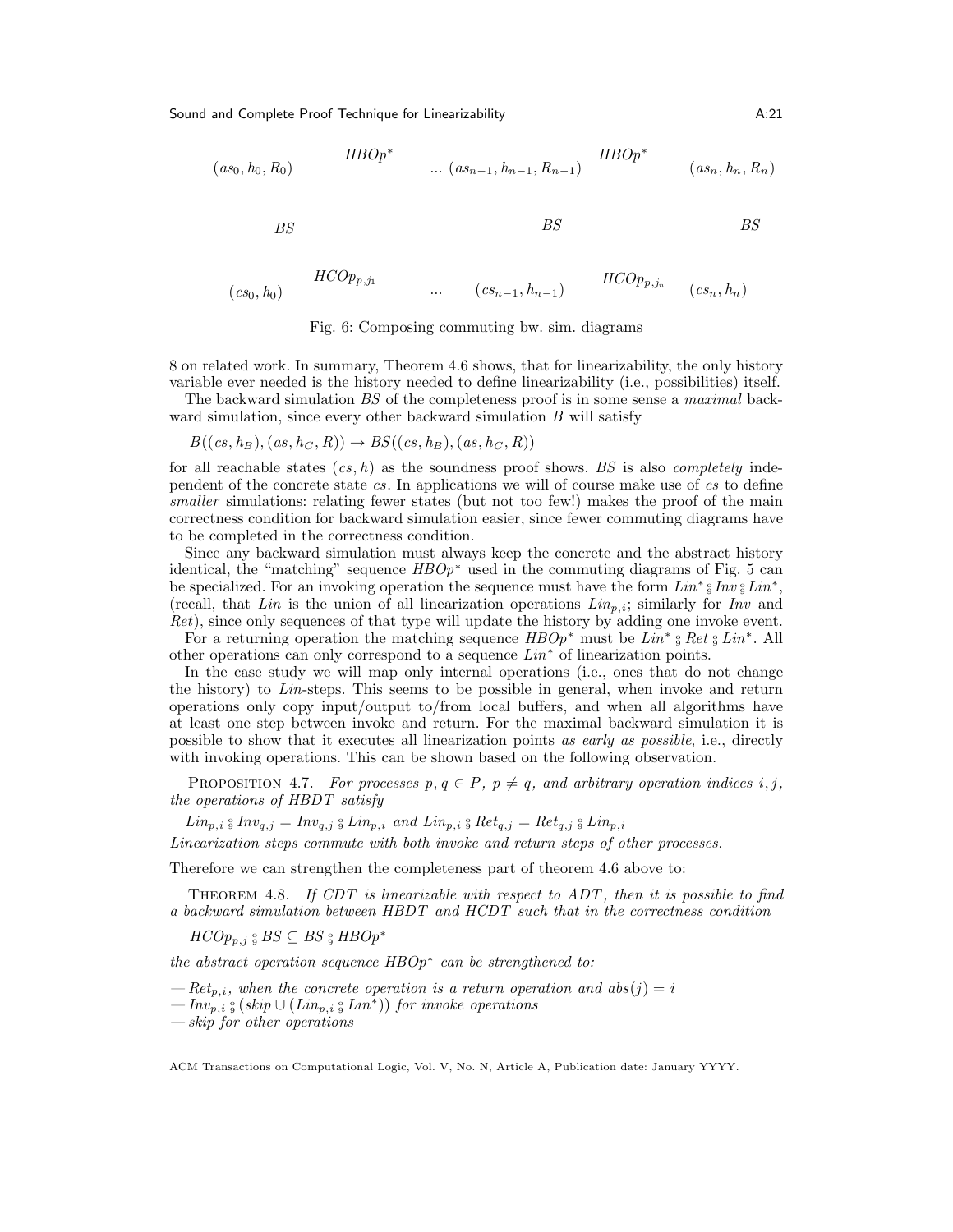$$(as_0, h_0, R_0) \quad \xrightarrow{HBOp^*} \quad \ldots \; (as_{n-1}, h_{n-1}, R_{n-1}) \quad \xrightarrow{HBOp^*} \quad (as_n, h_n, R_n)$$

$$BS \qquad\qquad\qquad\qquad BS \qquad\qquad\qquad\qquad BS$$

$$(cs_0, h_0) \quad \xrightarrow{HCOp_{p,j_1}} \quad \ldots \quad (cs_{n-1}, h_{n-1}) \quad \xrightarrow{HCOp_{p,j_n}} \quad (cs_n, h_n)$$

Fig. 6: Composing commuting bw. sim. diagrams

8 on related work. In summary, Theorem 4.6 shows, that for linearizability, the only history variable ever needed is the history needed to define linearizability (i.e., possibilities) itself.

The backward simulation $BS$ of the completeness proof is in some sense a *maximal* backward simulation, since every other backward simulation $B$ will satisfy

$$B((cs, h_B), (as, h_C, R)) \rightarrow BS((cs, h_B), (as, h_C, R))$$

for all reachable states $(cs, h)$ as the soundness proof shows. $BS$ is also *completely* independent of the concrete state $cs$. In applications we will of course make use of $cs$ to define *smaller* simulations: relating fewer states (but not too few!) makes the proof of the main correctness condition for backward simulation easier, since fewer commuting diagrams have to be completed in the correctness condition.

Since any backward simulation must always keep the concrete and the abstract history identical, the "matching" sequence $HBOp^*$ used in the commuting diagrams of Fig. 5 can be specialized. For an invoking operation the sequence must have the form $Lin^* \mathbin{⨾} Inv \mathbin{⨾} Lin^*$, (recall, that $Lin$ is the union of all linearization operations $Lin_{p,i}$; similarly for $Inv$ and $Ret$), since only sequences of that type will update the history by adding one invoke event.

For a returning operation the matching sequence $HBOp^*$ must be $Lin^* \mathbin{⨾} Ret \mathbin{⨾} Lin^*$. All other operations can only correspond to a sequence $Lin^*$ of linearization points.

In the case study we will map only internal operations (i.e., ones that do not change the history) to $Lin$-steps. This seems to be possible in general, when invoke and return operations only copy input/output to/from local buffers, and when all algorithms have at least one step between invoke and return. For the maximal backward simulation it is possible to show that it executes all linearization points *as early as possible*, i.e., directly with invoking operations. This can be shown based on the following observation.

PROPOSITION 4.7. *For processes $p, q \in P$, $p \neq q$, and arbitrary operation indices $i, j$, the operations of $HBDT$ satisfy*

$$Lin_{p,i} \mathbin{⨾} Inv_{q,j} = Inv_{q,j} \mathbin{⨾} Lin_{p,i} \text{ and } Lin_{p,i} \mathbin{⨾} Ret_{q,j} = Ret_{q,j} \mathbin{⨾} Lin_{p,i}$$

*Linearization steps commute with both invoke and return steps of other processes.*

Therefore we can strengthen the completeness part of theorem 4.6 above to:

THEOREM 4.8. *If $CDT$ is linearizable with respect to $ADT$, then it is possible to find a backward simulation between $HBDT$ and $HCDT$ such that in the correctness condition*

$$HCOp_{p,j} \mathbin{⨾} BS \subseteq BS \mathbin{⨾} HBOp^*$$

*the abstract operation sequence $HBOp^*$ can be strengthened to:*

- *$Ret_{p,i}$, when the concrete operation is a return operation and $abs(j) = i$*
- *$Inv_{p,i} \mathbin{⨾} (skip \cup (Lin_{p,i} \mathbin{⨾} Lin^*))$ for invoke operations*
- *skip for other operations*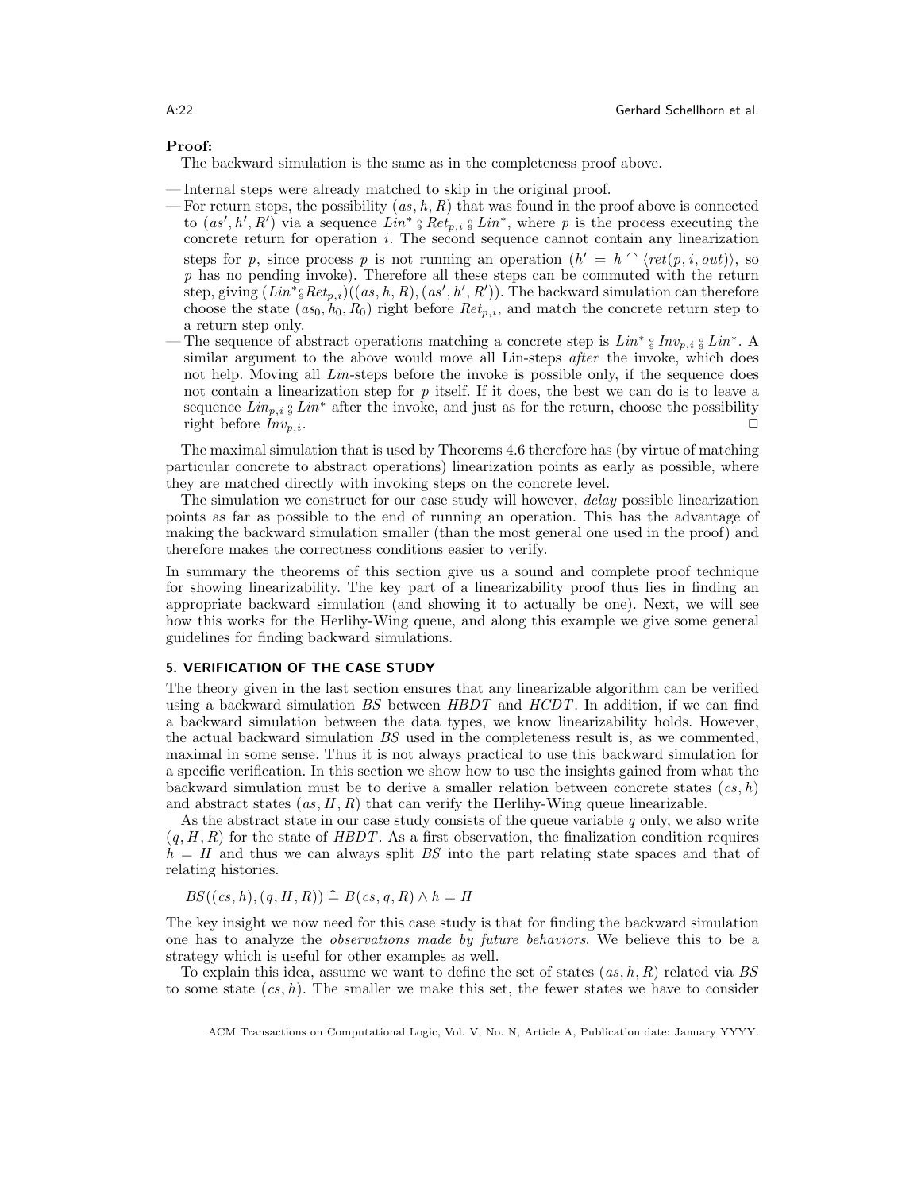**Proof:**
The backward simulation is the same as in the completeness proof above.

- Internal steps were already matched to skip in the original proof.
- For return steps, the possibility $(as, h, R)$ that was found in the proof above is connected to $(as', h', R')$ via a sequence $Lin^* \mathbin{⨾} Ret_{p,i} \mathbin{⨾} Lin^*$, where $p$ is the process executing the concrete return for operation $i$. The second sequence cannot contain any linearization steps for $p$, since process $p$ is not running an operation ($h' = h \frown \langle ret(p, i, out) \rangle$, so $p$ has no pending invoke). Therefore all these steps can be commuted with the return step, giving $(Lin^* \mathbin{⨾} Ret_{p,i})((as, h, R), (as', h', R'))$. The backward simulation can therefore choose the state $(as_0, h_0, R_0)$ right before $Ret_{p,i}$, and match the concrete return step to a return step only.
- The sequence of abstract operations matching a concrete step is $Lin^* \mathbin{⨾} Inv_{p,i} \mathbin{⨾} Lin^*$. A similar argument to the above would move all Lin-steps *after* the invoke, which does not help. Moving all *Lin*-steps before the invoke is possible only, if the sequence does not contain a linearization step for $p$ itself. If it does, the best we can do is to leave a sequence $Lin_{p,i} \mathbin{⨾} Lin^*$ after the invoke, and just as for the return, choose the possibility right before $Inv_{p,i}$. □

The maximal simulation that is used by Theorems 4.6 therefore has (by virtue of matching particular concrete to abstract operations) linearization points as early as possible, where they are matched directly with invoking steps on the concrete level.

The simulation we construct for our case study will however, *delay* possible linearization points as far as possible to the end of running an operation. This has the advantage of making the backward simulation smaller (than the most general one used in the proof) and therefore makes the correctness conditions easier to verify.

In summary the theorems of this section give us a sound and complete proof technique for showing linearizability. The key part of a linearizability proof thus lies in finding an appropriate backward simulation (and showing it to actually be one). Next, we will see how this works for the Herlihy-Wing queue, and along this example we give some general guidelines for finding backward simulations.

## 5. VERIFICATION OF THE CASE STUDY

The theory given in the last section ensures that any linearizable algorithm can be verified using a backward simulation $BS$ between $HBDT$ and $HCDT$. In addition, if we can find a backward simulation between the data types, we know linearizability holds. However, the actual backward simulation $BS$ used in the completeness result is, as we commented, maximal in some sense. Thus it is not always practical to use this backward simulation for a specific verification. In this section we show how to use the insights gained from what the backward simulation must be to derive a smaller relation between concrete states $(cs, h)$ and abstract states $(as, H, R)$ that can verify the Herlihy-Wing queue linearizable.

As the abstract state in our case study consists of the queue variable $q$ only, we also write $(q, H, R)$ for the state of $HBDT$. As a first observation, the finalization condition requires $h = H$ and thus we can always split $BS$ into the part relating state spaces and that of relating histories.

$$BS((cs, h), (q, H, R)) \mathrel{\widehat{=}} B(cs, q, R) \wedge h = H$$

The key insight we now need for this case study is that for finding the backward simulation one has to analyze the *observations made by future behaviors*. We believe this to be a strategy which is useful for other examples as well.

To explain this idea, assume we want to define the set of states $(as, h, R)$ related via $BS$ to some state $(cs, h)$. The smaller we make this set, the fewer states we have to consider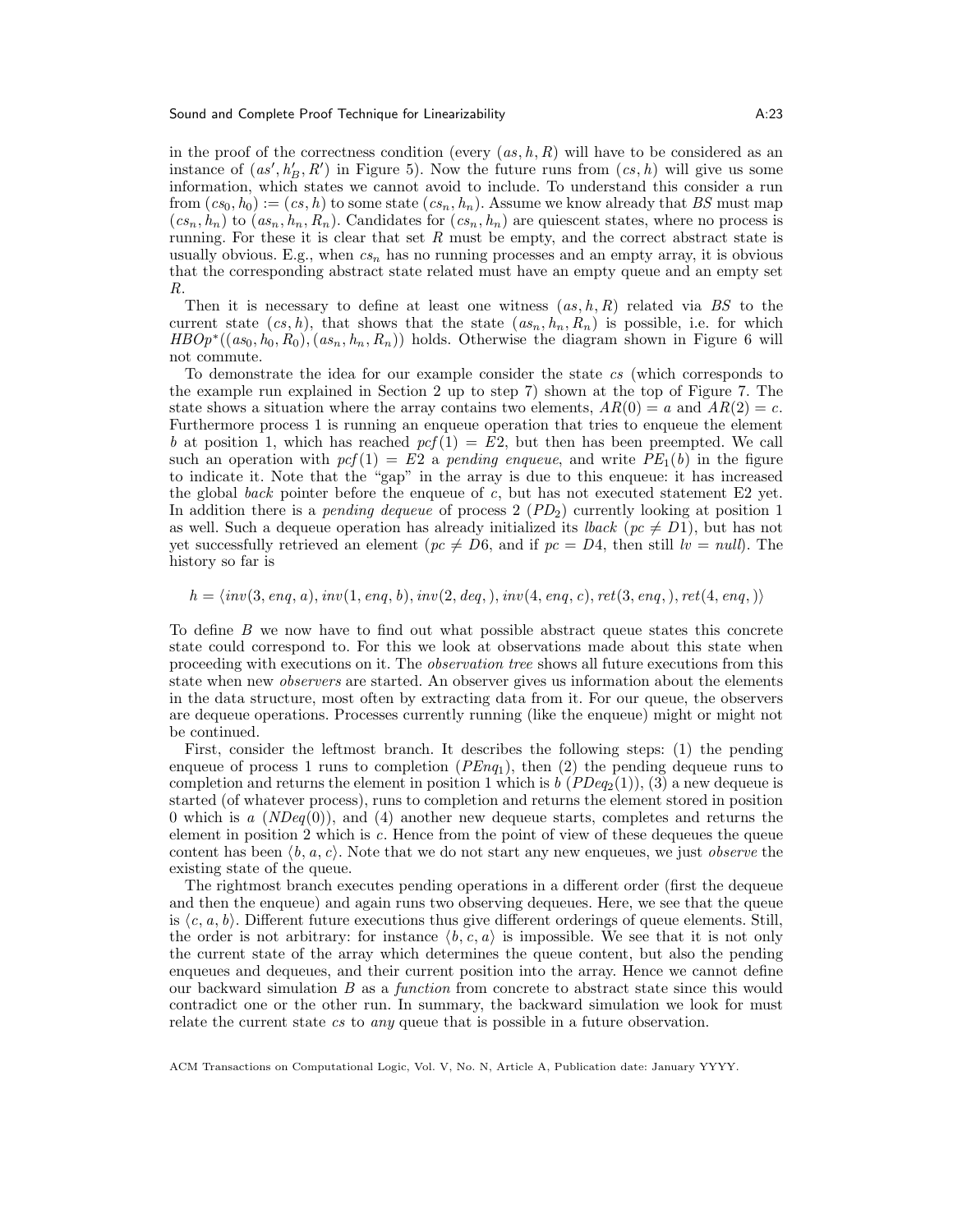in the proof of the correctness condition (every $(as, h, R)$ will have to be considered as an instance of $(as', h'_B, R')$ in Figure 5). Now the future runs from $(cs, h)$ will give us some information, which states we cannot avoid to include. To understand this consider a run from $(cs_0, h_0) := (cs, h)$ to some state $(cs_n, h_n)$. Assume we know already that $BS$ must map $(cs_n, h_n)$ to $(as_n, h_n, R_n)$. Candidates for $(cs_n, h_n)$ are quiescent states, where no process is running. For these it is clear that set $R$ must be empty, and the correct abstract state is usually obvious. E.g., when $cs_n$ has no running processes and an empty array, it is obvious that the corresponding abstract state related must have an empty queue and an empty set $R$.

Then it is necessary to define at least one witness $(as, h, R)$ related via $BS$ to the current state $(cs, h)$, that shows that the state $(as_n, h_n, R_n)$ is possible, i.e. for which $HBOp^*((as_0, h_0, R_0), (as_n, h_n, R_n))$ holds. Otherwise the diagram shown in Figure 6 will not commute.

To demonstrate the idea for our example consider the state $cs$ (which corresponds to the example run explained in Section 2 up to step 7) shown at the top of Figure 7. The state shows a situation where the array contains two elements, $AR(0) = a$ and $AR(2) = c$. Furthermore process 1 is running an enqueue operation that tries to enqueue the element $b$ at position 1, which has reached $pcf(1) = E2$, but then has been preempted. We call such an operation with $pcf(1) = E2$ a *pending enqueue*, and write $PE_1(b)$ in the figure to indicate it. Note that the "gap" in the array is due to this enqueue: it has increased the global *back* pointer before the enqueue of $c$, but has not executed statement E2 yet. In addition there is a *pending dequeue* of process 2 ($PD_2$) currently looking at position 1 as well. Such a dequeue operation has already initialized its *lback* ($pc \neq D1$), but has not yet successfully retrieved an element ($pc \neq D6$, and if $pc = D4$, then still $lv = null$). The history so far is

$$h = \langle inv(3, enq, a), inv(1, enq, b), inv(2, deq, ), inv(4, enq, c), ret(3, enq, ), ret(4, enq, )\rangle$$

To define $B$ we now have to find out what possible abstract queue states this concrete state could correspond to. For this we look at observations made about this state when proceeding with executions on it. The *observation tree* shows all future executions from this state when new *observers* are started. An observer gives us information about the elements in the data structure, most often by extracting data from it. For our queue, the observers are dequeue operations. Processes currently running (like the enqueue) might or might not be continued.

First, consider the leftmost branch. It describes the following steps: (1) the pending enqueue of process 1 runs to completion ($PEnq_1$), then (2) the pending dequeue runs to completion and returns the element in position 1 which is $b$ ($PDeq_2(1)$), (3) a new dequeue is started (of whatever process), runs to completion and returns the element stored in position 0 which is $a$ ($NDeq(0)$), and (4) another new dequeue starts, completes and returns the element in position 2 which is $c$. Hence from the point of view of these dequeues the queue content has been $\langle b, a, c\rangle$. Note that we do not start any new enqueues, we just *observe* the existing state of the queue.

The rightmost branch executes pending operations in a different order (first the dequeue and then the enqueue) and again runs two observing dequeues. Here, we see that the queue is $\langle c, a, b\rangle$. Different future executions thus give different orderings of queue elements. Still, the order is not arbitrary: for instance $\langle b, c, a\rangle$ is impossible. We see that it is not only the current state of the array which determines the queue content, but also the pending enqueues and dequeues, and their current position into the array. Hence we cannot define our backward simulation $B$ as a *function* from concrete to abstract state since this would contradict one or the other run. In summary, the backward simulation we look for must relate the current state $cs$ to *any* queue that is possible in a future observation.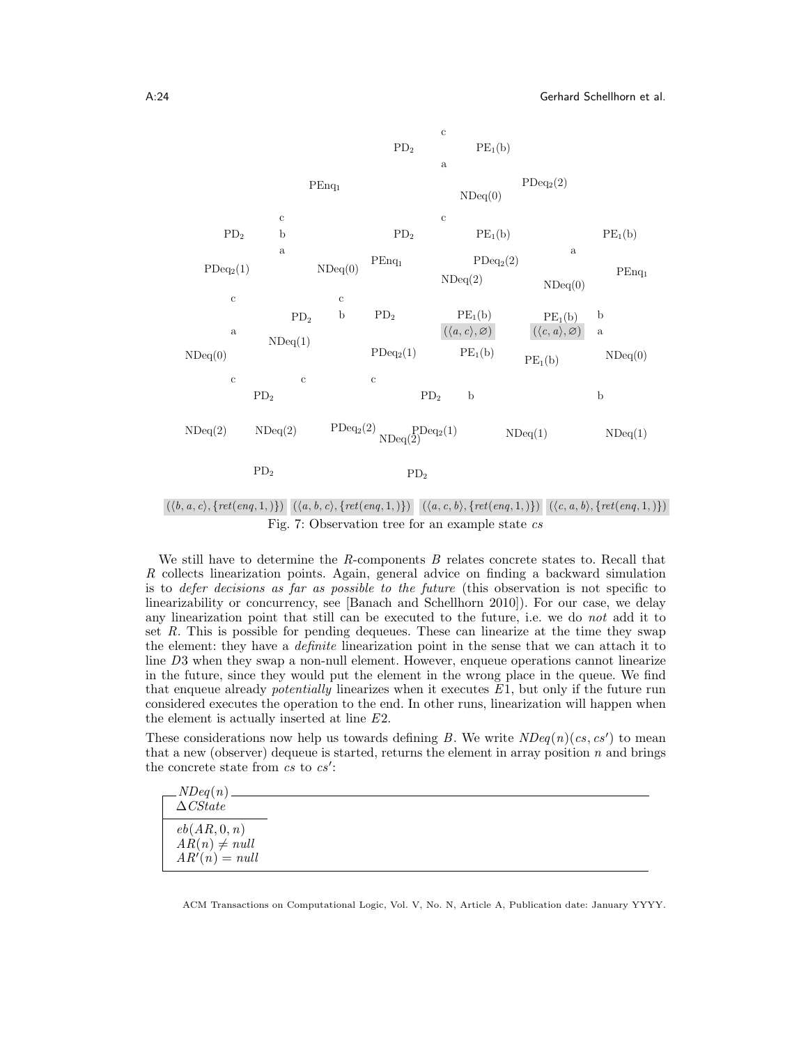PD$_2$ &nbsp; c &nbsp; a &nbsp; PE$_1$(b)

PEnq$_1$ &nbsp; NDeq(0) &nbsp; PDeq$_2$(2)

PD$_2$ &nbsp; c b a &nbsp; PD$_2$ &nbsp; c &nbsp; PE$_1$(b) &nbsp; PE$_1$(b)

PDeq$_2$(1) &nbsp; NDeq(0) &nbsp; PEnq$_1$ &nbsp; NDeq(2) &nbsp; PDeq$_2$(2) &nbsp; a &nbsp; NDeq(0) &nbsp; PEnq$_1$

c a &nbsp; PD$_2$ &nbsp; c b &nbsp; PD$_2$ &nbsp; PE$_1$(b) $(\langle a, c\rangle, \varnothing)$ &nbsp; PE$_1$(b) $(\langle c, a\rangle, \varnothing)$ &nbsp; b a

NDeq(0) &nbsp; NDeq(1) &nbsp; PDeq$_2$(1) &nbsp; PE$_1$(b) &nbsp; PE$_1$(b) &nbsp; NDeq(0)

c &nbsp; PD$_2$ &nbsp; c &nbsp; c &nbsp; PD$_2$ &nbsp; b &nbsp; b

NDeq(2) &nbsp; NDeq(2) &nbsp; PDeq$_2$(2) &nbsp; NDeq(2) &nbsp; PDeq$_2$(1) &nbsp; NDeq(1) &nbsp; NDeq(1)

PD$_2$ &nbsp; PD$_2$

$(\langle b, a, c\rangle, \{ret(enq, 1, )\})$ &nbsp; $(\langle a, b, c\rangle, \{ret(enq, 1, )\})$ &nbsp; $(\langle a, c, b\rangle, \{ret(enq, 1, )\})$ &nbsp; $(\langle c, a, b\rangle, \{ret(enq, 1, )\})$

Fig. 7: Observation tree for an example state *cs*

We still have to determine the *R*-components *B* relates concrete states to. Recall that *R* collects linearization points. Again, general advice on finding a backward simulation is to *defer decisions as far as possible to the future* (this observation is not specific to linearizability or concurrency, see [Banach and Schellhorn 2010]). For our case, we delay any linearization point that still can be executed to the future, i.e. we do *not* add it to set *R*. This is possible for pending dequeues. These can linearize at the time they swap the element: they have a *definite* linearization point in the sense that we can attach it to line *D*3 when they swap a non-null element. However, enqueue operations cannot linearize in the future, since they would put the element in the wrong place in the queue. We find that enqueue already *potentially* linearizes when it executes *E*1, but only if the future run considered executes the operation to the end. In other runs, linearization will happen when the element is actually inserted at line *E*2.

These considerations now help us towards defining *B*. We write $NDeq(n)(cs, cs')$ to mean that a new (observer) dequeue is started, returns the element in array position *n* and brings the concrete state from *cs* to $cs'$:

$NDeq(n)$

$\Delta CState$

---

$eb(AR, 0, n)$

$AR(n) \neq null$

$AR'(n) = null$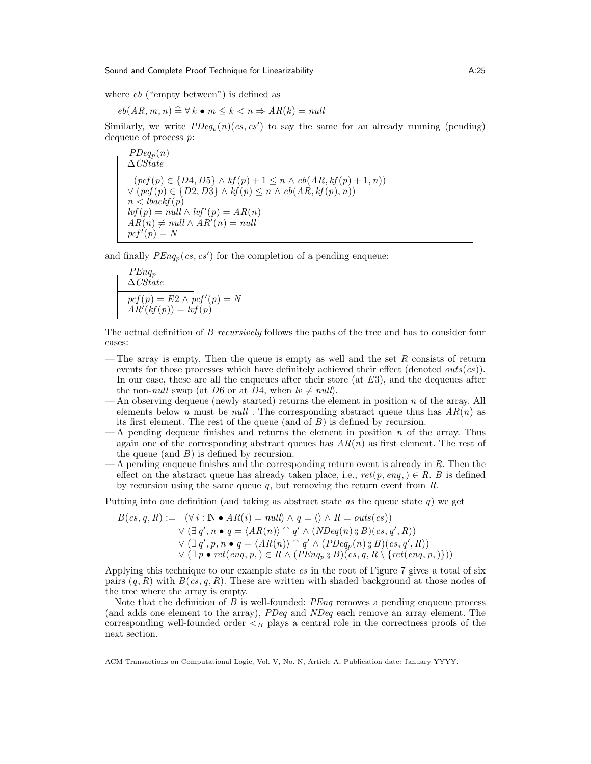where *eb* ("empty between") is defined as

$$eb(AR, m, n) \mathrel{\widehat{=}} \forall k \bullet m \leq k < n \Rightarrow AR(k) = null$$

Similarly, we write $PDeq_p(n)(cs, cs')$ to say the same for an already running (pending) dequeue of process $p$:

$$
\begin{array}{|l}
\hline
PDeq_p(n) \\
\Delta CState \\
\hline
(pcf(p) \in \{D4, D5\} \wedge kf(p) + 1 \leq n \wedge eb(AR, kf(p) + 1, n)) \\
\vee (pcf(p) \in \{D2, D3\} \wedge kf(p) \leq n \wedge eb(AR, kf(p), n)) \\
n < lbackf(p) \\
lvf(p) = null \wedge lvf'(p) = AR(n) \\
AR(n) \neq null \wedge AR'(n) = null \\
pcf'(p) = N \\
\hline
\end{array}
$$

and finally $PEnq_p(cs, cs')$ for the completion of a pending enqueue:

$$
\begin{array}{|l}
\hline
PEnq_p \\
\Delta CState \\
\hline
pcf(p) = E2 \wedge pcf'(p) = N \\
AR'(kf(p)) = lvf(p) \\
\hline
\end{array}
$$

The actual definition of $B$ *recursively* follows the paths of the tree and has to consider four cases:

- The array is empty. Then the queue is empty as well and the set $R$ consists of return events for those processes which have definitely achieved their effect (denoted $outs(cs)$). In our case, these are all the enqueues after their store (at $E3$), and the dequeues after the non-*null* swap (at $D6$ or at $D4$, when $lv \neq null$).
- An observing dequeue (newly started) returns the element in position $n$ of the array. All elements below $n$ must be *null* . The corresponding abstract queue thus has $AR(n)$ as its first element. The rest of the queue (and of $B$) is defined by recursion.
- A pending dequeue finishes and returns the element in position $n$ of the array. Thus again one of the corresponding abstract queues has $AR(n)$ as first element. The rest of the queue (and $B$) is defined by recursion.
- A pending enqueue finishes and the corresponding return event is already in $R$. Then the effect on the abstract queue has already taken place, i.e., $ret(p, enq, ) \in R$. $B$ is defined by recursion using the same queue $q$, but removing the return event from $R$.

Putting into one definition (and taking as abstract state *as* the queue state $q$) we get

$$
\begin{aligned}
B(cs, q, R) := \quad & (\forall i : \mathbb{N} \bullet AR(i) = null) \wedge q = \langle\rangle \wedge R = outs(cs)) \\
& \vee (\exists q', n \bullet q = \langle AR(n) \rangle \frown q' \wedge (NDeq(n) \mathbin{⨾} B)(cs, q', R)) \\
& \vee (\exists q', p, n \bullet q = \langle AR(n) \rangle \frown q' \wedge (PDeq_p(n) \mathbin{⨾} B)(cs, q', R)) \\
& \vee (\exists p \bullet ret(enq, p, ) \in R \wedge (PEnq_p \mathbin{⨾} B)(cs, q, R \setminus \{ret(enq, p, )\}))
\end{aligned}
$$

Applying this technique to our example state $cs$ in the root of Figure 7 gives a total of six pairs $(q, R)$ with $B(cs, q, R)$. These are written with shaded background at those nodes of the tree where the array is empty.

Note that the definition of $B$ is well-founded: $PEnq$ removes a pending enqueue process (and adds one element to the array), $PDeq$ and $NDeq$ each remove an array element. The corresponding well-founded order $<_B$ plays a central role in the correctness proofs of the next section.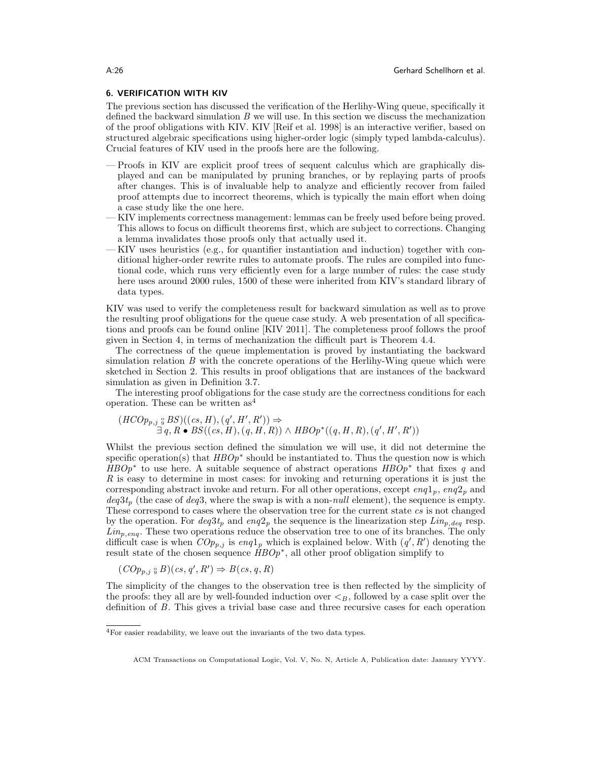## 6. VERIFICATION WITH KIV

The previous section has discussed the verification of the Herlihy-Wing queue, specifically it defined the backward simulation $B$ we will use. In this section we discuss the mechanization of the proof obligations with KIV. KIV [Reif et al. 1998] is an interactive verifier, based on structured algebraic specifications using higher-order logic (simply typed lambda-calculus). Crucial features of KIV used in the proofs here are the following.

- Proofs in KIV are explicit proof trees of sequent calculus which are graphically displayed and can be manipulated by pruning branches, or by replaying parts of proofs after changes. This is of invaluable help to analyze and efficiently recover from failed proof attempts due to incorrect theorems, which is typically the main effort when doing a case study like the one here.
- KIV implements correctness management: lemmas can be freely used before being proved. This allows to focus on difficult theorems first, which are subject to corrections. Changing a lemma invalidates those proofs only that actually used it.
- KIV uses heuristics (e.g., for quantifier instantiation and induction) together with conditional higher-order rewrite rules to automate proofs. The rules are compiled into functional code, which runs very efficiently even for a large number of rules: the case study here uses around 2000 rules, 1500 of these were inherited from KIV's standard library of data types.

KIV was used to verify the completeness result for backward simulation as well as to prove the resulting proof obligations for the queue case study. A web presentation of all specifications and proofs can be found online [KIV 2011]. The completeness proof follows the proof given in Section 4, in terms of mechanization the difficult part is Theorem 4.4.

The correctness of the queue implementation is proved by instantiating the backward simulation relation $B$ with the concrete operations of the Herlihy-Wing queue which were sketched in Section 2. This results in proof obligations that are instances of the backward simulation as given in Definition 3.7.

The interesting proof obligations for the case study are the correctness conditions for each operation. These can be written as[4]

$$
\begin{aligned}
&(HCOp_{p,j} \mathbin{⨾} BS)((cs, H), (q', H', R')) \Rightarrow \\
&\qquad \exists\, q, R \bullet BS((cs, H), (q, H, R)) \wedge HBOp^*((q, H, R), (q', H', R'))
\end{aligned}
$$

Whilst the previous section defined the simulation we will use, it did not determine the specific operation(s) that $HBOp^*$ should be instantiated to. Thus the question now is which $HBOp^*$ to use here. A suitable sequence of abstract operations $HBOp^*$ that fixes $q$ and $R$ is easy to determine in most cases: for invoking and returning operations it is just the corresponding abstract invoke and return. For all other operations, except $enq1_p$, $enq2_p$ and $deq3t_p$ (the case of $deq3$, where the swap is with a non-*null* element), the sequence is empty. These correspond to cases where the observation tree for the current state $cs$ is not changed by the operation. For $deq3t_p$ and $enq2_p$ the sequence is the linearization step $Lin_{p,deq}$ resp. $Lin_{p,enq}$. These two operations reduce the observation tree to one of its branches. The only difficult case is when $COp_{p,j}$ is $enq1_p$ which is explained below. With $(q', R')$ denoting the result state of the chosen sequence $HBOp^*$, all other proof obligation simplify to

$$
(COp_{p,j} \mathbin{⨾} B)(cs, q', R') \Rightarrow B(cs, q, R)
$$

The simplicity of the changes to the observation tree is then reflected by the simplicity of the proofs: they all are by well-founded induction over $<_B$, followed by a case split over the definition of $B$. This gives a trivial base case and three recursive cases for each operation

---

[4] For easier readability, we leave out the invariants of the two data types.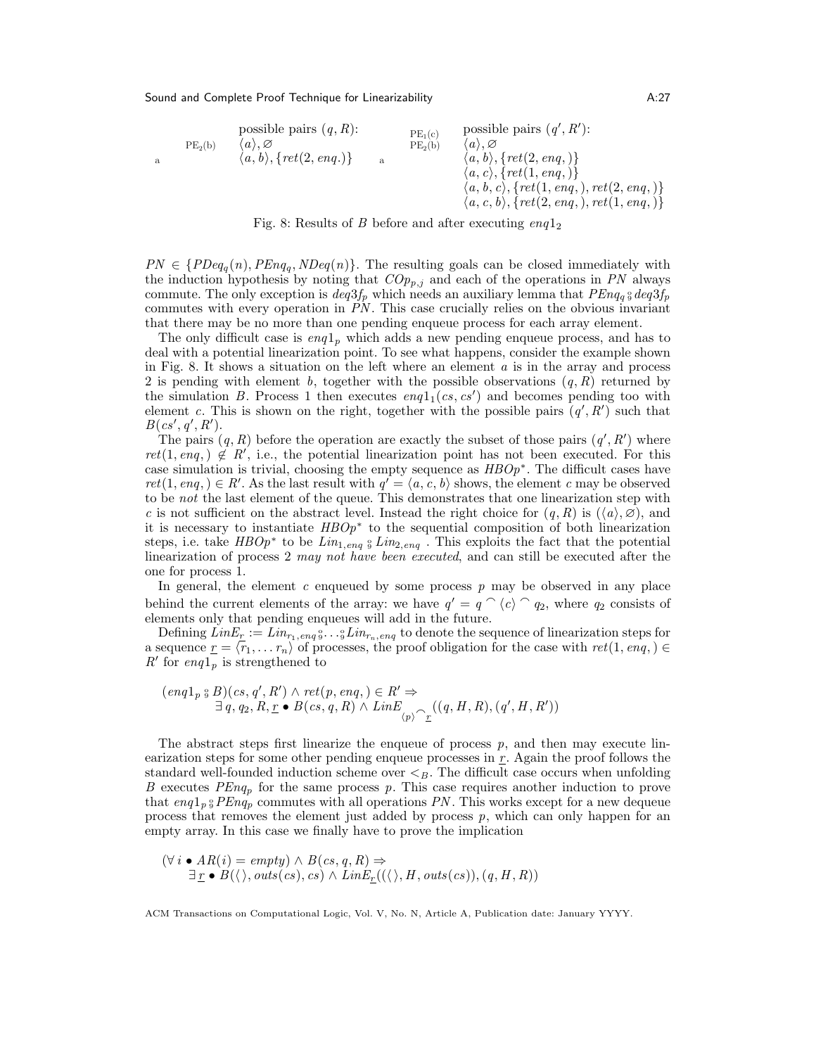| | $PE_2(b)$ | possible pairs $(q, R)$: | | $PE_1(c)$ | possible pairs $(q', R')$: |
|---|---|---|---|---|---|
| a | | $\langle a \rangle, \varnothing$ | a | $PE_2(b)$ | $\langle a \rangle, \varnothing$ |
| | | $\langle a, b \rangle, \{ret(2, enq.)\}$ | | | $\langle a, b \rangle, \{ret(2, enq,)\}$ |
| | | | | | $\langle a, c \rangle, \{ret(1, enq,)\}$ |
| | | | | | $\langle a, b, c \rangle, \{ret(1, enq,), ret(2, enq,)\}$ |
| | | | | | $\langle a, c, b \rangle, \{ret(2, enq,), ret(1, enq,)\}$ |

Fig. 8: Results of $B$ before and after executing $enq1_2$

$PN \in \{PDeq_q(n), PEnq_q, NDeq(n)\}$. The resulting goals can be closed immediately with the induction hypothesis by noting that $COp_{p,j}$ and each of the operations in $PN$ always commute. The only exception is $deq3f_p$ which needs an auxiliary lemma that $PEnq_q \fatsemi deq3f_p$ commutes with every operation in $PN$. This case crucially relies on the obvious invariant that there may be no more than one pending enqueue process for each array element.

The only difficult case is $enq1_p$ which adds a new pending enqueue process, and has to deal with a potential linearization point. To see what happens, consider the example shown in Fig. 8. It shows a situation on the left where an element $a$ is in the array and process 2 is pending with element $b$, together with the possible observations $(q, R)$ returned by the simulation $B$. Process 1 then executes $enq1_1(cs, cs')$ and becomes pending too with element $c$. This is shown on the right, together with the possible pairs $(q', R')$ such that $B(cs', q', R')$.

The pairs $(q, R)$ before the operation are exactly the subset of those pairs $(q', R')$ where $ret(1, enq,) \notin R'$, i.e., the potential linearization point has not been executed. For this case simulation is trivial, choosing the empty sequence as $HBOp^*$. The difficult cases have $ret(1, enq,) \in R'$. As the last result with $q' = \langle a, c, b \rangle$ shows, the element $c$ may be observed to be *not* the last element of the queue. This demonstrates that one linearization step with $c$ is not sufficient on the abstract level. Instead the right choice for $(q, R)$ is $(\langle a \rangle, \varnothing)$, and it is necessary to instantiate $HBOp^*$ to the sequential composition of both linearization steps, i.e. take $HBOp^*$ to be $Lin_{1,enq} \fatsemi Lin_{2,enq}$ . This exploits the fact that the potential linearization of process 2 *may not have been executed*, and can still be executed after the one for process 1.

In general, the element $c$ enqueued by some process $p$ may be observed in any place behind the current elements of the array: we have $q' = q \frown \langle c \rangle \frown q_2$, where $q_2$ consists of elements only that pending enqueues will add in the future.

Defining $LinE_{\underline{r}} := Lin_{r_1,enq} \fatsemi \ldots \fatsemi Lin_{r_n,enq}$ to denote the sequence of linearization steps for a sequence $\underline{r} = \langle r_1, \ldots r_n \rangle$ of processes, the proof obligation for the case with $ret(1, enq,) \in R'$ for $enq1_p$ is strengthened to

$$
\begin{aligned}
&(enq1_p \fatsemi B)(cs, q', R') \wedge ret(p, enq,) \in R' \Rightarrow \\
&\quad \exists\, q, q_2, R, \underline{r} \bullet B(cs, q, R) \wedge LinE_{\langle p \rangle \frown \underline{r}}((q, H, R), (q', H, R'))
\end{aligned}
$$

The abstract steps first linearize the enqueue of process $p$, and then may execute linearization steps for some other pending enqueue processes in $\underline{r}$. Again the proof follows the standard well-founded induction scheme over $<_B$. The difficult case occurs when unfolding $B$ executes $PEnq_p$ for the same process $p$. This case requires another induction to prove that $enq1_p \fatsemi PEnq_p$ commutes with all operations $PN$. This works except for a new dequeue process that removes the element just added by process $p$, which can only happen for an empty array. In this case we finally have to prove the implication

$$
\begin{aligned}
&(\forall\, i \bullet AR(i) = empty) \wedge B(cs, q, R) \Rightarrow \\
&\quad \exists\, \underline{r} \bullet B(\langle\rangle, outs(cs), cs) \wedge LinE_{\underline{r}}((\langle\rangle, H, outs(cs)), (q, H, R))
\end{aligned}
$$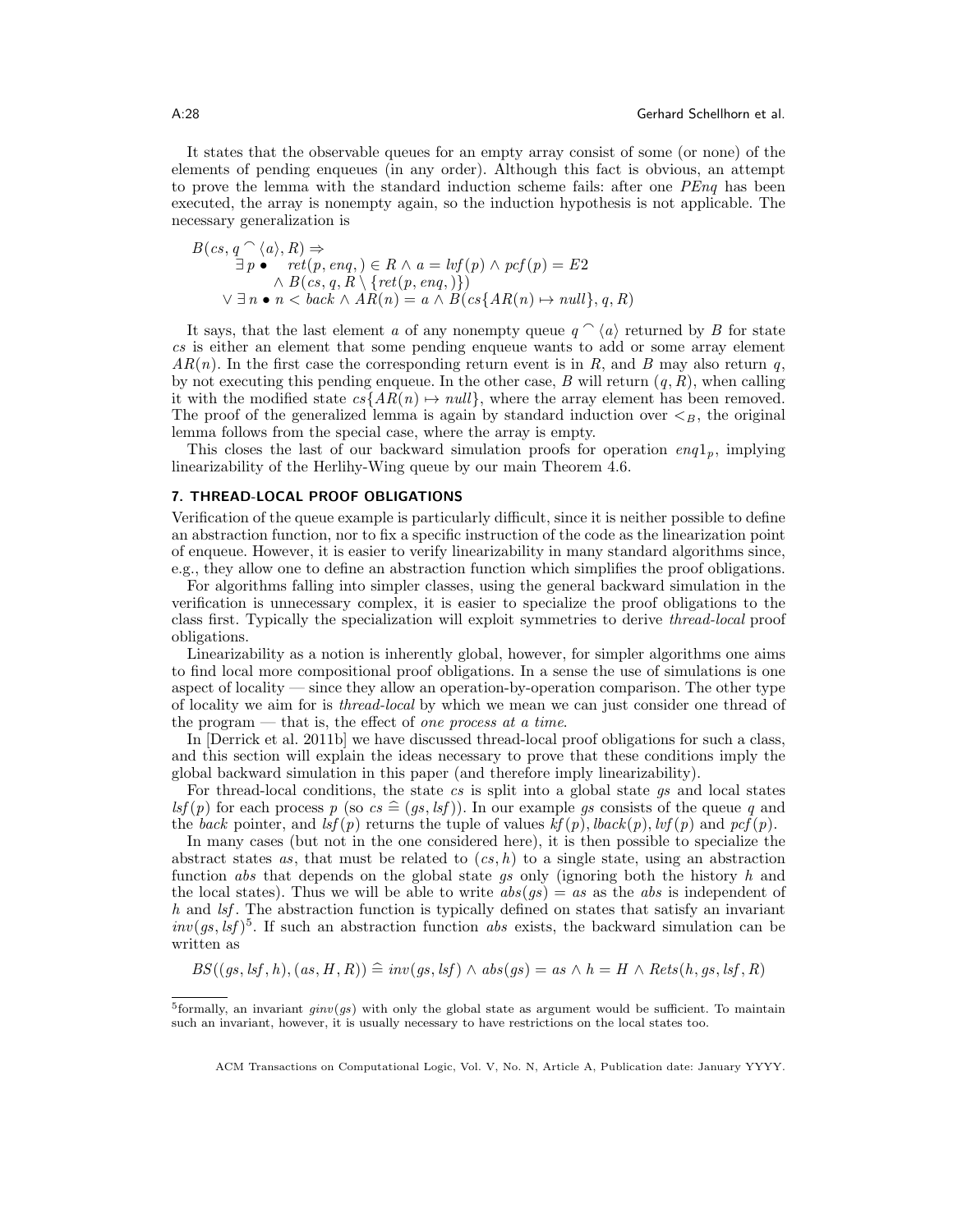It states that the observable queues for an empty array consist of some (or none) of the elements of pending enqueues (in any order). Although this fact is obvious, an attempt to prove the lemma with the standard induction scheme fails: after one *PEnq* has been executed, the array is nonempty again, so the induction hypothesis is not applicable. The necessary generalization is

$$
\begin{array}{l}
B(cs, q \frown \langle a \rangle, R) \Rightarrow \\
\qquad \exists\, p \bullet \quad ret(p, enq,) \in R \wedge a = lvf(p) \wedge pcf(p) = E2 \\
\qquad\qquad \wedge\, B(cs, q, R \setminus \{ret(p, enq,)\}) \\
\qquad \vee\, \exists\, n \bullet n < back \wedge AR(n) = a \wedge B(cs\{AR(n) \mapsto null\}, q, R)
\end{array}
$$

It says, that the last element $a$ of any nonempty queue $q \frown \langle a \rangle$ returned by $B$ for state $cs$ is either an element that some pending enqueue wants to add or some array element $AR(n)$. In the first case the corresponding return event is in $R$, and $B$ may also return $q$, by not executing this pending enqueue. In the other case, $B$ will return $(q, R)$, when calling it with the modified state $cs\{AR(n) \mapsto null\}$, where the array element has been removed. The proof of the generalized lemma is again by standard induction over $<_B$, the original lemma follows from the special case, where the array is empty.

This closes the last of our backward simulation proofs for operation $enq1_p$, implying linearizability of the Herlihy-Wing queue by our main Theorem 4.6.

## 7. THREAD-LOCAL PROOF OBLIGATIONS

Verification of the queue example is particularly difficult, since it is neither possible to define an abstraction function, nor to fix a specific instruction of the code as the linearization point of enqueue. However, it is easier to verify linearizability in many standard algorithms since, e.g., they allow one to define an abstraction function which simplifies the proof obligations.

For algorithms falling into simpler classes, using the general backward simulation in the verification is unnecessary complex, it is easier to specialize the proof obligations to the class first. Typically the specialization will exploit symmetries to derive *thread-local* proof obligations.

Linearizability as a notion is inherently global, however, for simpler algorithms one aims to find local more compositional proof obligations. In a sense the use of simulations is one aspect of locality — since they allow an operation-by-operation comparison. The other type of locality we aim for is *thread-local* by which we mean we can just consider one thread of the program — that is, the effect of *one process at a time*.

In [Derrick et al. 2011b] we have discussed thread-local proof obligations for such a class, and this section will explain the ideas necessary to prove that these conditions imply the global backward simulation in this paper (and therefore imply linearizability).

For thread-local conditions, the state $cs$ is split into a global state $gs$ and local states $lsf(p)$ for each process $p$ (so $cs \mathrel{\widehat{=}} (gs, lsf)$). In our example $gs$ consists of the queue $q$ and the *back* pointer, and $lsf(p)$ returns the tuple of values $kf(p), lback(p), lvf(p)$ and $pcf(p)$.

In many cases (but not in the one considered here), it is then possible to specialize the abstract states $as$, that must be related to $(cs, h)$ to a single state, using an abstraction function $abs$ that depends on the global state $gs$ only (ignoring both the history $h$ and the local states). Thus we will be able to write $abs(gs) = as$ as the $abs$ is independent of $h$ and $lsf$. The abstraction function is typically defined on states that satisfy an invariant $inv(gs, lsf)$[5]. If such an abstraction function $abs$ exists, the backward simulation can be written as

$$
BS((gs, lsf, h), (as, H, R)) \mathrel{\widehat{=}} inv(gs, lsf) \wedge abs(gs) = as \wedge h = H \wedge Rets(h, gs, lsf, R)
$$

[5] formally, an invariant $ginv(gs)$ with only the global state as argument would be sufficient. To maintain such an invariant, however, it is usually necessary to have restrictions on the local states too.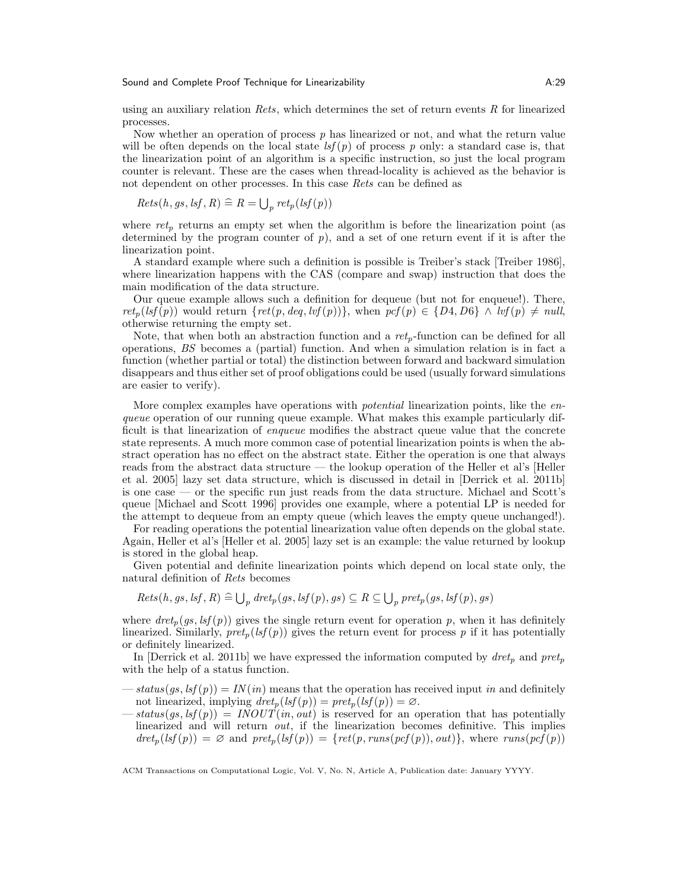using an auxiliary relation *Rets*, which determines the set of return events $R$ for linearized processes.

Now whether an operation of process $p$ has linearized or not, and what the return value will be often depends on the local state $lsf(p)$ of process $p$ only: a standard case is, that the linearization point of an algorithm is a specific instruction, so just the local program counter is relevant. These are the cases when thread-locality is achieved as the behavior is not dependent on other processes. In this case *Rets* can be defined as

$$Rets(h, gs, lsf, R) \mathrel{\widehat{=}} R = \bigcup_p ret_p(lsf(p))$$

where $ret_p$ returns an empty set when the algorithm is before the linearization point (as determined by the program counter of $p$), and a set of one return event if it is after the linearization point.

A standard example where such a definition is possible is Treiber's stack [Treiber 1986], where linearization happens with the CAS (compare and swap) instruction that does the main modification of the data structure.

Our queue example allows such a definition for dequeue (but not for enqueue!). There, $ret_p(lsf(p))$ would return $\{ret(p, deq, lvf(p))\}$, when $pcf(p) \in \{D4, D6\} \wedge lvf(p) \neq null$, otherwise returning the empty set.

Note, that when both an abstraction function and a $ret_p$-function can be defined for all operations, *BS* becomes a (partial) function. And when a simulation relation is in fact a function (whether partial or total) the distinction between forward and backward simulation disappears and thus either set of proof obligations could be used (usually forward simulations are easier to verify).

More complex examples have operations with *potential* linearization points, like the *enqueue* operation of our running queue example. What makes this example particularly difficult is that linearization of *enqueue* modifies the abstract queue value that the concrete state represents. A much more common case of potential linearization points is when the abstract operation has no effect on the abstract state. Either the operation is one that always reads from the abstract data structure — the lookup operation of the Heller et al's [Heller et al. 2005] lazy set data structure, which is discussed in detail in [Derrick et al. 2011b] is one case — or the specific run just reads from the data structure. Michael and Scott's queue [Michael and Scott 1996] provides one example, where a potential LP is needed for the attempt to dequeue from an empty queue (which leaves the empty queue unchanged!).

For reading operations the potential linearization value often depends on the global state. Again, Heller et al's [Heller et al. 2005] lazy set is an example: the value returned by lookup is stored in the global heap.

Given potential and definite linearization points which depend on local state only, the natural definition of *Rets* becomes

$$Rets(h, gs, lsf, R) \mathrel{\widehat{=}} \bigcup_p dret_p(gs, lsf(p), gs) \subseteq R \subseteq \bigcup_p pret_p(gs, lsf(p), gs)$$

where $dret_p(gs, lsf(p))$ gives the single return event for operation $p$, when it has definitely linearized. Similarly, $pret_p(lsf(p))$ gives the return event for process $p$ if it has potentially or definitely linearized.

In [Derrick et al. 2011b] we have expressed the information computed by $dret_p$ and $pret_p$ with the help of a status function.

- $status(gs, lsf(p)) = IN(in)$ means that the operation has received input $in$ and definitely not linearized, implying $dret_p(lsf(p)) = pret_p(lsf(p)) = \varnothing$.
- $status(gs, lsf(p)) = INOUT(in, out)$ is reserved for an operation that has potentially linearized and will return $out$, if the linearization becomes definitive. This implies $dret_p(lsf(p)) = \varnothing$ and $pret_p(lsf(p)) = \{ret(p, runs(pcf(p)), out)\}$, where $runs(pcf(p))$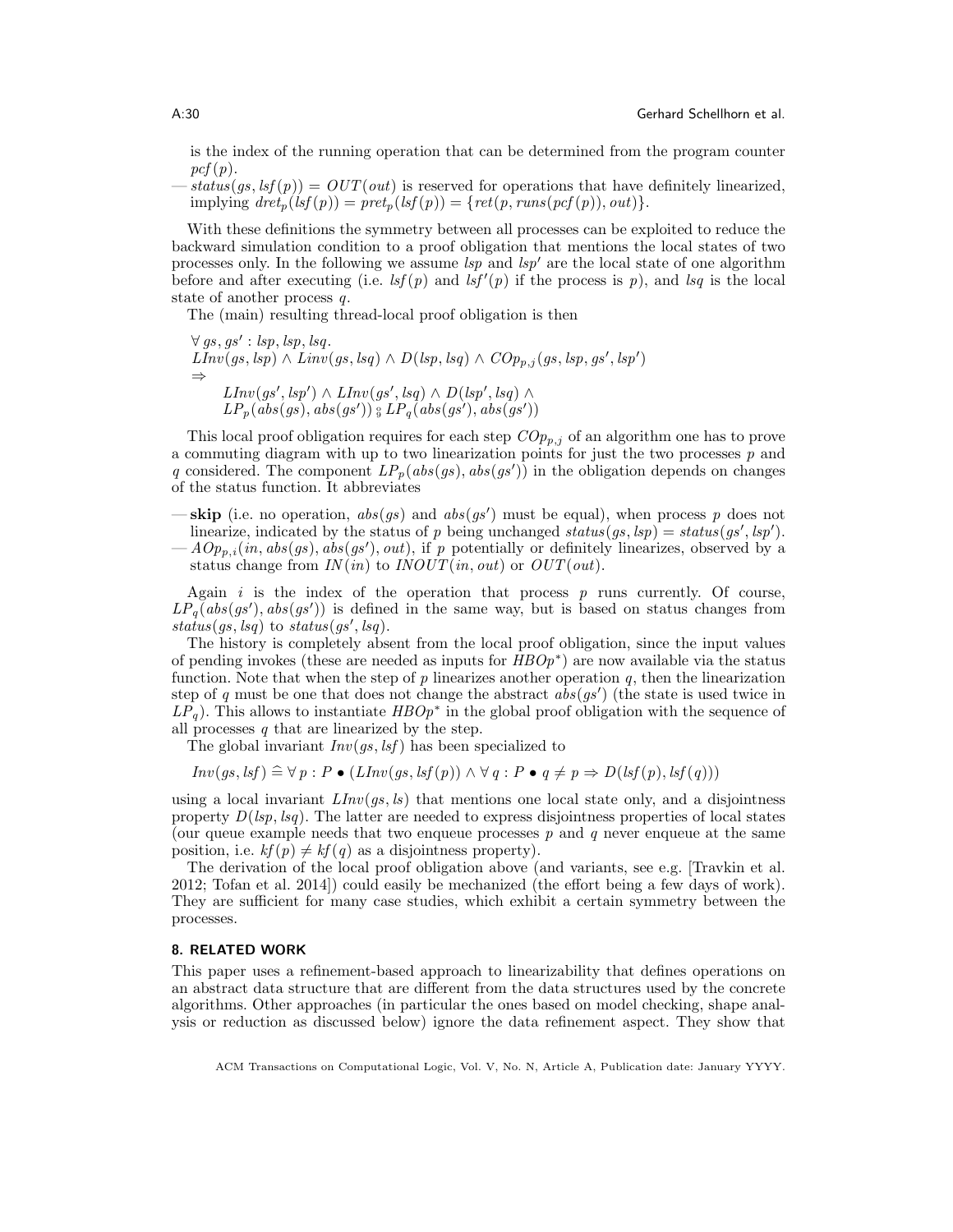is the index of the running operation that can be determined from the program counter $pcf(p)$.

- $status(gs, lsf(p)) = OUT(out)$ is reserved for operations that have definitely linearized, implying $dret_p(lsf(p)) = pret_p(lsf(p)) = \{ret(p, runs(pcf(p)), out)\}$.

With these definitions the symmetry between all processes can be exploited to reduce the backward simulation condition to a proof obligation that mentions the local states of two processes only. In the following we assume $lsp$ and $lsp'$ are the local state of one algorithm before and after executing (i.e. $lsf(p)$ and $lsf'(p)$ if the process is $p$), and $lsq$ is the local state of another process $q$.

The (main) resulting thread-local proof obligation is then

$$
\begin{array}{l}
\forall\, gs, gs' : lsp, lsp, lsq. \\
LInv(gs, lsp) \wedge Linv(gs, lsq) \wedge D(lsp, lsq) \wedge COp_{p,j}(gs, lsp, gs', lsp') \\
\Rightarrow \\
\quad LInv(gs', lsp') \wedge LInv(gs', lsq) \wedge D(lsp', lsq) \wedge \\
\quad LP_p(abs(gs), abs(gs')) \operatorname{⨾} LP_q(abs(gs'), abs(gs'))
\end{array}
$$

This local proof obligation requires for each step $COp_{p,j}$ of an algorithm one has to prove a commuting diagram with up to two linearization points for just the two processes $p$ and $q$ considered. The component $LP_p(abs(gs), abs(gs'))$ in the obligation depends on changes of the status function. It abbreviates

- **skip** (i.e. no operation, $abs(gs)$ and $abs(gs')$ must be equal), when process $p$ does not linearize, indicated by the status of $p$ being unchanged $status(gs, lsp) = status(gs', lsp')$.
- $AOp_{p,i}(in, abs(gs), abs(gs'), out)$, if $p$ potentially or definitely linearizes, observed by a status change from $IN(in)$ to $INOUT(in, out)$ or $OUT(out)$.

Again $i$ is the index of the operation that process $p$ runs currently. Of course, $LP_q(abs(gs'), abs(gs'))$ is defined in the same way, but is based on status changes from $status(gs, lsq)$ to $status(gs', lsq)$.

The history is completely absent from the local proof obligation, since the input values of pending invokes (these are needed as inputs for $HBOp^*$) are now available via the status function. Note that when the step of $p$ linearizes another operation $q$, then the linearization step of $q$ must be one that does not change the abstract $abs(gs')$ (the state is used twice in $LP_q$). This allows to instantiate $HBOp^*$ in the global proof obligation with the sequence of all processes $q$ that are linearized by the step.

The global invariant $Inv(gs, lsf)$ has been specialized to

$$Inv(gs, lsf) \mathrel{\widehat{=}} \forall\, p : P \bullet (LInv(gs, lsf(p)) \wedge \forall\, q : P \bullet q \neq p \Rightarrow D(lsf(p), lsf(q)))$$

using a local invariant $LInv(gs, ls)$ that mentions one local state only, and a disjointness property $D(lsp, lsq)$. The latter are needed to express disjointness properties of local states (our queue example needs that two enqueue processes $p$ and $q$ never enqueue at the same position, i.e. $kf(p) \neq kf(q)$ as a disjointness property).

The derivation of the local proof obligation above (and variants, see e.g. [Travkin et al. 2012; Tofan et al. 2014]) could easily be mechanized (the effort being a few days of work). They are sufficient for many case studies, which exhibit a certain symmetry between the processes.

## 8. RELATED WORK

This paper uses a refinement-based approach to linearizability that defines operations on an abstract data structure that are different from the data structures used by the concrete algorithms. Other approaches (in particular the ones based on model checking, shape analysis or reduction as discussed below) ignore the data refinement aspect. They show that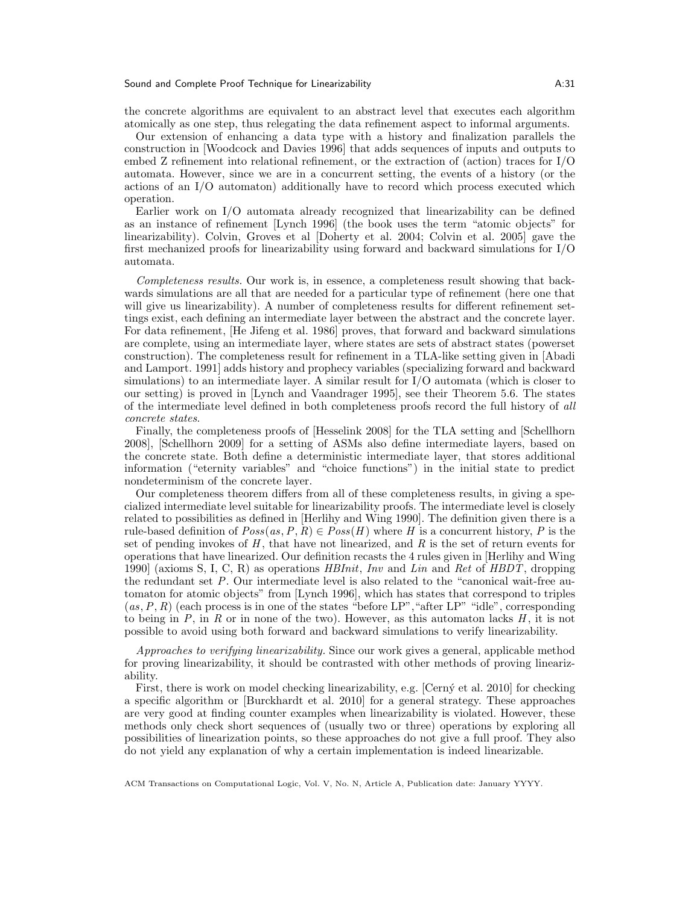the concrete algorithms are equivalent to an abstract level that executes each algorithm atomically as one step, thus relegating the data refinement aspect to informal arguments.

Our extension of enhancing a data type with a history and finalization parallels the construction in [Woodcock and Davies 1996] that adds sequences of inputs and outputs to embed Z refinement into relational refinement, or the extraction of (action) traces for I/O automata. However, since we are in a concurrent setting, the events of a history (or the actions of an I/O automaton) additionally have to record which process executed which operation.

Earlier work on I/O automata already recognized that linearizability can be defined as an instance of refinement [Lynch 1996] (the book uses the term "atomic objects" for linearizability). Colvin, Groves et al [Doherty et al. 2004; Colvin et al. 2005] gave the first mechanized proofs for linearizability using forward and backward simulations for I/O automata.

*Completeness results.* Our work is, in essence, a completeness result showing that backwards simulations are all that are needed for a particular type of refinement (here one that will give us linearizability). A number of completeness results for different refinement settings exist, each defining an intermediate layer between the abstract and the concrete layer. For data refinement, [He Jifeng et al. 1986] proves, that forward and backward simulations are complete, using an intermediate layer, where states are sets of abstract states (powerset construction). The completeness result for refinement in a TLA-like setting given in [Abadi and Lamport. 1991] adds history and prophecy variables (specializing forward and backward simulations) to an intermediate layer. A similar result for I/O automata (which is closer to our setting) is proved in [Lynch and Vaandrager 1995], see their Theorem 5.6. The states of the intermediate level defined in both completeness proofs record the full history of *all concrete states*.

Finally, the completeness proofs of [Hesselink 2008] for the TLA setting and [Schellhorn 2008], [Schellhorn 2009] for a setting of ASMs also define intermediate layers, based on the concrete state. Both define a deterministic intermediate layer, that stores additional information ("eternity variables" and "choice functions") in the initial state to predict nondeterminism of the concrete layer.

Our completeness theorem differs from all of these completeness results, in giving a specialized intermediate level suitable for linearizability proofs. The intermediate level is closely related to possibilities as defined in [Herlihy and Wing 1990]. The definition given there is a rule-based definition of $Poss(as, P, R) \in Poss(H)$ where $H$ is a concurrent history, $P$ is the set of pending invokes of $H$, that have not linearized, and $R$ is the set of return events for operations that have linearized. Our definition recasts the 4 rules given in [Herlihy and Wing 1990] (axioms S, I, C, R) as operations *HBInit*, *Inv* and *Lin* and *Ret* of *HBDT*, dropping the redundant set $P$. Our intermediate level is also related to the "canonical wait-free automaton for atomic objects" from [Lynch 1996], which has states that correspond to triples $(as, P, R)$ (each process is in one of the states "before LP","after LP" "idle", corresponding to being in $P$, in $R$ or in none of the two). However, as this automaton lacks $H$, it is not possible to avoid using both forward and backward simulations to verify linearizability.

*Approaches to verifying linearizability.* Since our work gives a general, applicable method for proving linearizability, it should be contrasted with other methods of proving linearizability.

First, there is work on model checking linearizability, e.g. [Cerný et al. 2010] for checking a specific algorithm or [Burckhardt et al. 2010] for a general strategy. These approaches are very good at finding counter examples when linearizability is violated. However, these methods only check short sequences of (usually two or three) operations by exploring all possibilities of linearization points, so these approaches do not give a full proof. They also do not yield any explanation of why a certain implementation is indeed linearizable.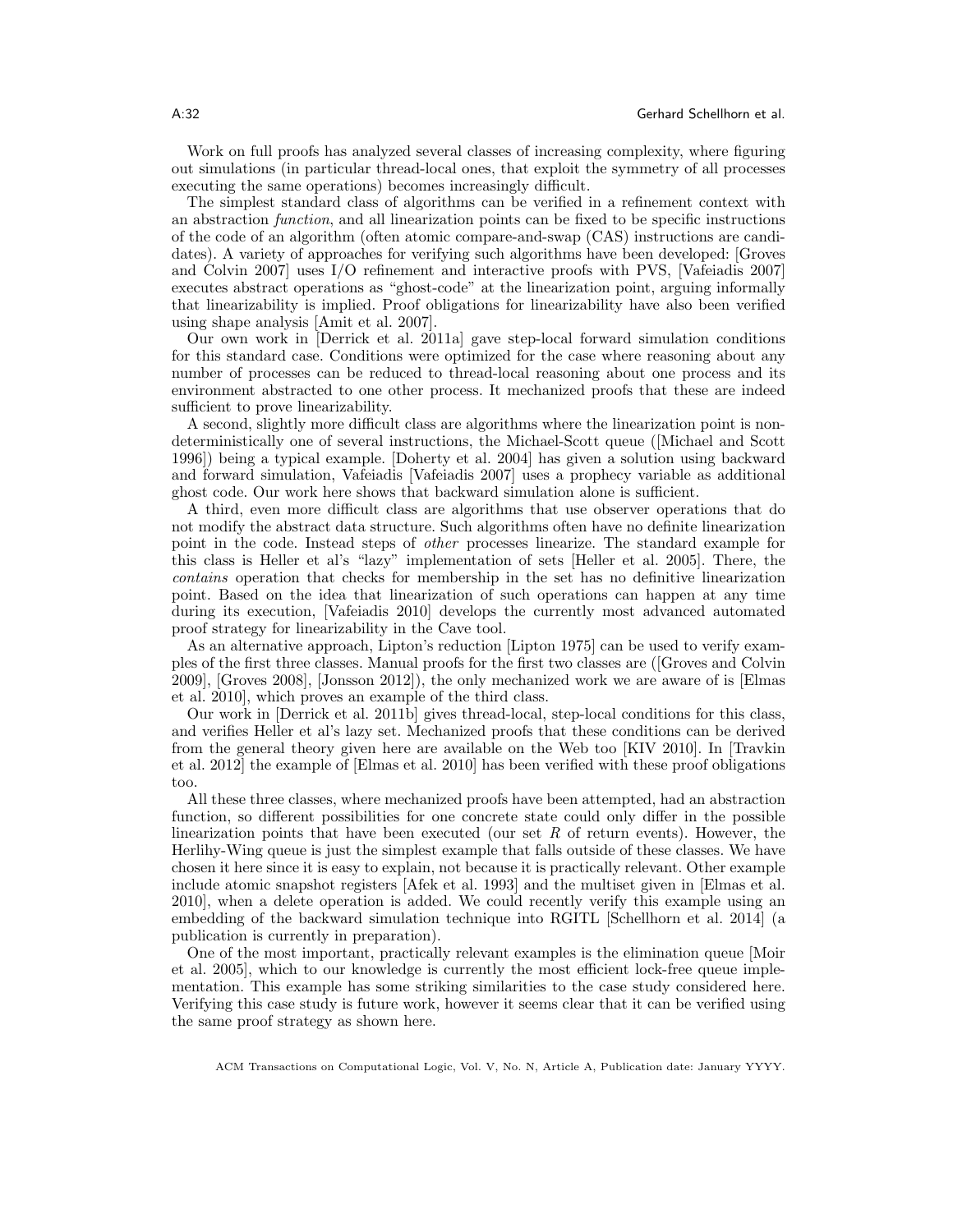Work on full proofs has analyzed several classes of increasing complexity, where figuring out simulations (in particular thread-local ones, that exploit the symmetry of all processes executing the same operations) becomes increasingly difficult.

The simplest standard class of algorithms can be verified in a refinement context with an abstraction *function*, and all linearization points can be fixed to be specific instructions of the code of an algorithm (often atomic compare-and-swap (CAS) instructions are candidates). A variety of approaches for verifying such algorithms have been developed: [Groves and Colvin 2007] uses I/O refinement and interactive proofs with PVS, [Vafeiadis 2007] executes abstract operations as "ghost-code" at the linearization point, arguing informally that linearizability is implied. Proof obligations for linearizability have also been verified using shape analysis [Amit et al. 2007].

Our own work in [Derrick et al. 2011a] gave step-local forward simulation conditions for this standard case. Conditions were optimized for the case where reasoning about any number of processes can be reduced to thread-local reasoning about one process and its environment abstracted to one other process. It mechanized proofs that these are indeed sufficient to prove linearizability.

A second, slightly more difficult class are algorithms where the linearization point is nondeterministically one of several instructions, the Michael-Scott queue ([Michael and Scott 1996]) being a typical example. [Doherty et al. 2004] has given a solution using backward and forward simulation, Vafeiadis [Vafeiadis 2007] uses a prophecy variable as additional ghost code. Our work here shows that backward simulation alone is sufficient.

A third, even more difficult class are algorithms that use observer operations that do not modify the abstract data structure. Such algorithms often have no definite linearization point in the code. Instead steps of *other* processes linearize. The standard example for this class is Heller et al's "lazy" implementation of sets [Heller et al. 2005]. There, the *contains* operation that checks for membership in the set has no definitive linearization point. Based on the idea that linearization of such operations can happen at any time during its execution, [Vafeiadis 2010] develops the currently most advanced automated proof strategy for linearizability in the Cave tool.

As an alternative approach, Lipton's reduction [Lipton 1975] can be used to verify examples of the first three classes. Manual proofs for the first two classes are ([Groves and Colvin 2009], [Groves 2008], [Jonsson 2012]), the only mechanized work we are aware of is [Elmas et al. 2010], which proves an example of the third class.

Our work in [Derrick et al. 2011b] gives thread-local, step-local conditions for this class, and verifies Heller et al's lazy set. Mechanized proofs that these conditions can be derived from the general theory given here are available on the Web too [KIV 2010]. In [Travkin et al. 2012] the example of [Elmas et al. 2010] has been verified with these proof obligations too.

All these three classes, where mechanized proofs have been attempted, had an abstraction function, so different possibilities for one concrete state could only differ in the possible linearization points that have been executed (our set $R$ of return events). However, the Herlihy-Wing queue is just the simplest example that falls outside of these classes. We have chosen it here since it is easy to explain, not because it is practically relevant. Other example include atomic snapshot registers [Afek et al. 1993] and the multiset given in [Elmas et al. 2010], when a delete operation is added. We could recently verify this example using an embedding of the backward simulation technique into RGITL [Schellhorn et al. 2014] (a publication is currently in preparation).

One of the most important, practically relevant examples is the elimination queue [Moir et al. 2005], which to our knowledge is currently the most efficient lock-free queue implementation. This example has some striking similarities to the case study considered here. Verifying this case study is future work, however it seems clear that it can be verified using the same proof strategy as shown here.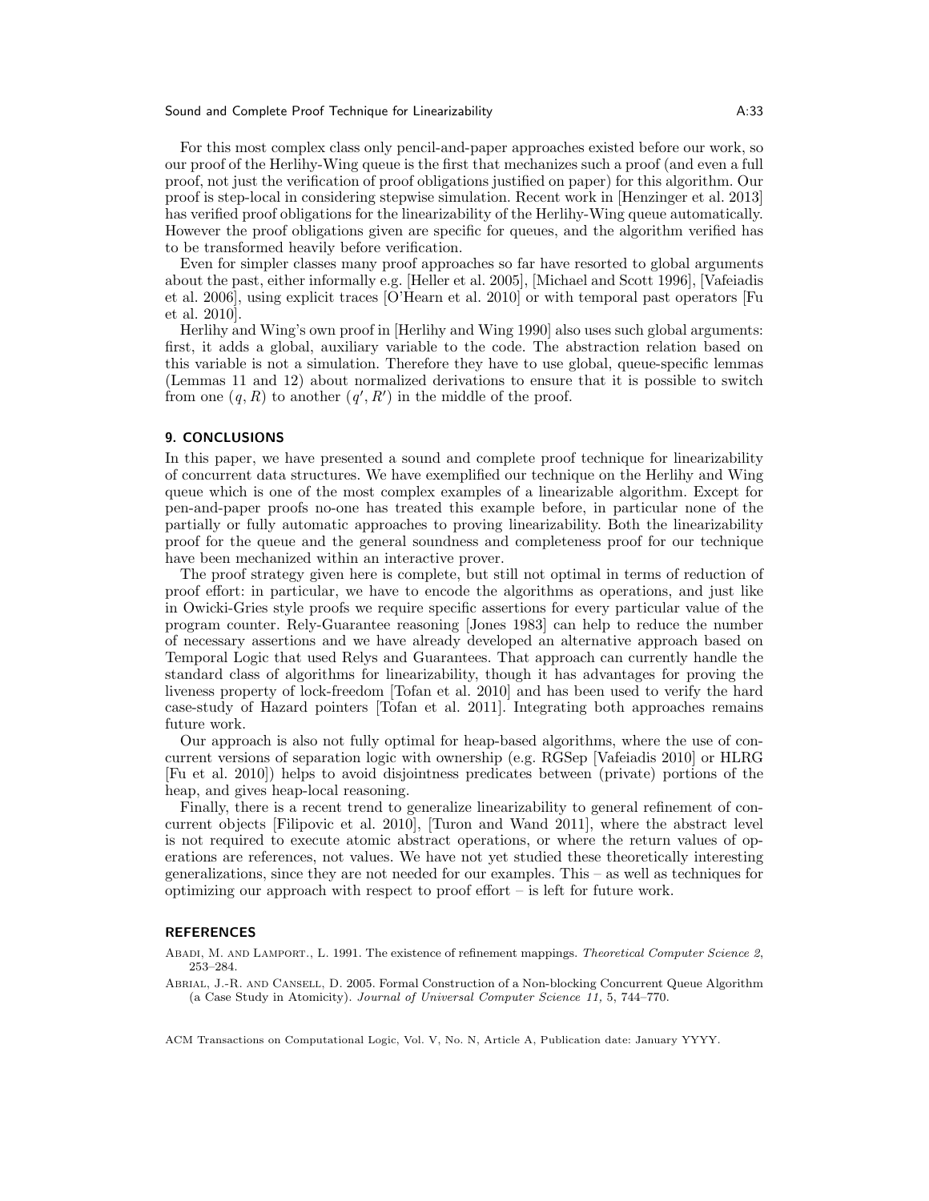For this most complex class only pencil-and-paper approaches existed before our work, so our proof of the Herlihy-Wing queue is the first that mechanizes such a proof (and even a full proof, not just the verification of proof obligations justified on paper) for this algorithm. Our proof is step-local in considering stepwise simulation. Recent work in [Henzinger et al. 2013] has verified proof obligations for the linearizability of the Herlihy-Wing queue automatically. However the proof obligations given are specific for queues, and the algorithm verified has to be transformed heavily before verification.

Even for simpler classes many proof approaches so far have resorted to global arguments about the past, either informally e.g. [Heller et al. 2005], [Michael and Scott 1996], [Vafeiadis et al. 2006], using explicit traces [O'Hearn et al. 2010] or with temporal past operators [Fu et al. 2010].

Herlihy and Wing's own proof in [Herlihy and Wing 1990] also uses such global arguments: first, it adds a global, auxiliary variable to the code. The abstraction relation based on this variable is not a simulation. Therefore they have to use global, queue-specific lemmas (Lemmas 11 and 12) about normalized derivations to ensure that it is possible to switch from one $(q, R)$ to another $(q', R')$ in the middle of the proof.

## 9. CONCLUSIONS

In this paper, we have presented a sound and complete proof technique for linearizability of concurrent data structures. We have exemplified our technique on the Herlihy and Wing queue which is one of the most complex examples of a linearizable algorithm. Except for pen-and-paper proofs no-one has treated this example before, in particular none of the partially or fully automatic approaches to proving linearizability. Both the linearizability proof for the queue and the general soundness and completeness proof for our technique have been mechanized within an interactive prover.

The proof strategy given here is complete, but still not optimal in terms of reduction of proof effort: in particular, we have to encode the algorithms as operations, and just like in Owicki-Gries style proofs we require specific assertions for every particular value of the program counter. Rely-Guarantee reasoning [Jones 1983] can help to reduce the number of necessary assertions and we have already developed an alternative approach based on Temporal Logic that used Relys and Guarantees. That approach can currently handle the standard class of algorithms for linearizability, though it has advantages for proving the liveness property of lock-freedom [Tofan et al. 2010] and has been used to verify the hard case-study of Hazard pointers [Tofan et al. 2011]. Integrating both approaches remains future work.

Our approach is also not fully optimal for heap-based algorithms, where the use of concurrent versions of separation logic with ownership (e.g. RGSep [Vafeiadis 2010] or HLRG [Fu et al. 2010]) helps to avoid disjointness predicates between (private) portions of the heap, and gives heap-local reasoning.

Finally, there is a recent trend to generalize linearizability to general refinement of concurrent objects [Filipovic et al. 2010], [Turon and Wand 2011], where the abstract level is not required to execute atomic abstract operations, or where the return values of operations are references, not values. We have not yet studied these theoretically interesting generalizations, since they are not needed for our examples. This – as well as techniques for optimizing our approach with respect to proof effort – is left for future work.

## REFERENCES

Abadi, M. and Lamport., L. 1991. The existence of refinement mappings. *Theoretical Computer Science 2*, 253–284.

Abrial, J.-R. and Cansell, D. 2005. Formal Construction of a Non-blocking Concurrent Queue Algorithm (a Case Study in Atomicity). *Journal of Universal Computer Science 11,* 5, 744–770.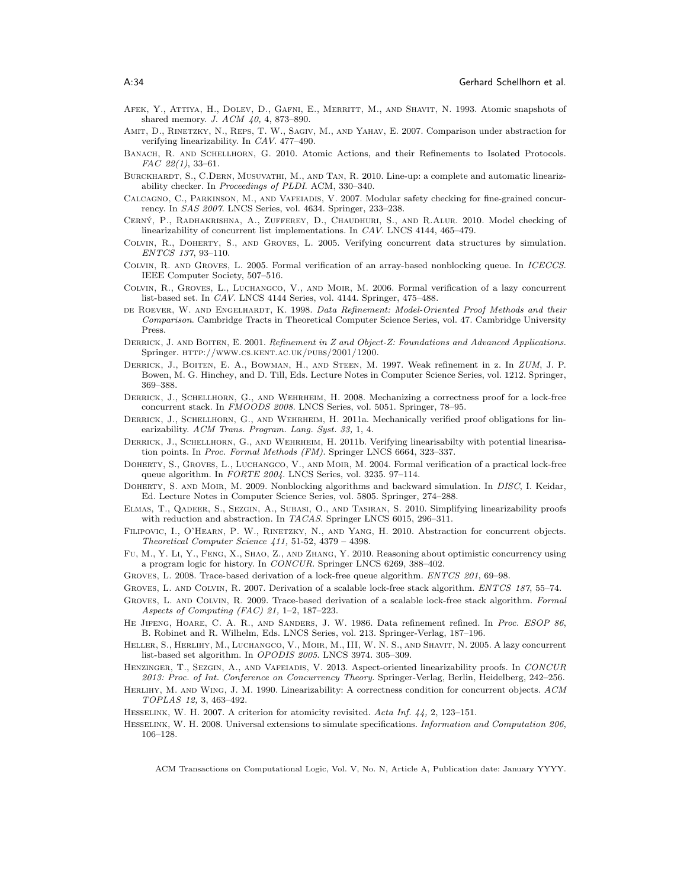Afek, Y., Attiya, H., Dolev, D., Gafni, E., Merritt, M., and Shavit, N. 1993. Atomic snapshots of shared memory. *J. ACM 40,* 4, 873–890.

Amit, D., Rinetzky, N., Reps, T. W., Sagiv, M., and Yahav, E. 2007. Comparison under abstraction for verifying linearizability. In *CAV*. 477–490.

Banach, R. and Schellhorn, G. 2010. Atomic Actions, and their Refinements to Isolated Protocols. *FAC 22(1)*, 33–61.

Burckhardt, S., C.Dern, Musuvathi, M., and Tan, R. 2010. Line-up: a complete and automatic linearizability checker. In *Proceedings of PLDI*. ACM, 330–340.

Calcagno, C., Parkinson, M., and Vafeiadis, V. 2007. Modular safety checking for fine-grained concurrency. In *SAS 2007*. LNCS Series, vol. 4634. Springer, 233–238.

Cerný, P., Radhakrishna, A., Zufferey, D., Chaudhuri, S., and R.Alur. 2010. Model checking of linearizability of concurrent list implementations. In *CAV*. LNCS 4144, 465–479.

Colvin, R., Doherty, S., and Groves, L. 2005. Verifying concurrent data structures by simulation. *ENTCS 137*, 93–110.

Colvin, R. and Groves, L. 2005. Formal verification of an array-based nonblocking queue. In *ICECCS*. IEEE Computer Society, 507–516.

Colvin, R., Groves, L., Luchangco, V., and Moir, M. 2006. Formal verification of a lazy concurrent list-based set. In *CAV*. LNCS 4144 Series, vol. 4144. Springer, 475–488.

de Roever, W. and Engelhardt, K. 1998. *Data Refinement: Model-Oriented Proof Methods and their Comparison*. Cambridge Tracts in Theoretical Computer Science Series, vol. 47. Cambridge University Press.

Derrick, J. and Boiten, E. 2001. *Refinement in Z and Object-Z: Foundations and Advanced Applications*. Springer. http://www.cs.kent.ac.uk/pubs/2001/1200.

Derrick, J., Boiten, E. A., Bowman, H., and Steen, M. 1997. Weak refinement in z. In *ZUM*, J. P. Bowen, M. G. Hinchey, and D. Till, Eds. Lecture Notes in Computer Science Series, vol. 1212. Springer, 369–388.

Derrick, J., Schellhorn, G., and Wehrheim, H. 2008. Mechanizing a correctness proof for a lock-free concurrent stack. In *FMOODS 2008*. LNCS Series, vol. 5051. Springer, 78–95.

Derrick, J., Schellhorn, G., and Wehrheim, H. 2011a. Mechanically verified proof obligations for linearizability. *ACM Trans. Program. Lang. Syst. 33,* 1, 4.

Derrick, J., Schellhorn, G., and Wehrheim, H. 2011b. Verifying linearisabilty with potential linearisation points. In *Proc. Formal Methods (FM)*. Springer LNCS 6664, 323–337.

Doherty, S., Groves, L., Luchangco, V., and Moir, M. 2004. Formal verification of a practical lock-free queue algorithm. In *FORTE 2004*. LNCS Series, vol. 3235. 97–114.

Doherty, S. and Moir, M. 2009. Nonblocking algorithms and backward simulation. In *DISC*, I. Keidar, Ed. Lecture Notes in Computer Science Series, vol. 5805. Springer, 274–288.

Elmas, T., Qadeer, S., Sezgin, A., Subasi, O., and Tasiran, S. 2010. Simplifying linearizability proofs with reduction and abstraction. In *TACAS*. Springer LNCS 6015, 296–311.

Filipovic, I., O'Hearn, P. W., Rinetzky, N., and Yang, H. 2010. Abstraction for concurrent objects. *Theoretical Computer Science 411,* 51-52, 4379 – 4398.

Fu, M., Y. Li, Y., Feng, X., Shao, Z., and Zhang, Y. 2010. Reasoning about optimistic concurrency using a program logic for history. In *CONCUR*. Springer LNCS 6269, 388–402.

Groves, L. 2008. Trace-based derivation of a lock-free queue algorithm. *ENTCS 201*, 69–98.

Groves, L. and Colvin, R. 2007. Derivation of a scalable lock-free stack algorithm. *ENTCS 187*, 55–74.

Groves, L. and Colvin, R. 2009. Trace-based derivation of a scalable lock-free stack algorithm. *Formal Aspects of Computing (FAC) 21,* 1–2, 187–223.

He Jifeng, Hoare, C. A. R., and Sanders, J. W. 1986. Data refinement refined. In *Proc. ESOP 86*, B. Robinet and R. Wilhelm, Eds. LNCS Series, vol. 213. Springer-Verlag, 187–196.

Heller, S., Herlihy, M., Luchangco, V., Moir, M., III, W. N. S., and Shavit, N. 2005. A lazy concurrent list-based set algorithm. In *OPODIS 2005*. LNCS 3974. 305–309.

Henzinger, T., Sezgin, A., and Vafeiadis, V. 2013. Aspect-oriented linearizability proofs. In *CONCUR 2013: Proc. of Int. Conference on Concurrency Theory*. Springer-Verlag, Berlin, Heidelberg, 242–256.

Herlihy, M. and Wing, J. M. 1990. Linearizability: A correctness condition for concurrent objects. *ACM TOPLAS 12,* 3, 463–492.

Hesselink, W. H. 2007. A criterion for atomicity revisited. *Acta Inf. 44,* 2, 123–151.

Hesselink, W. H. 2008. Universal extensions to simulate specifications. *Information and Computation 206*, 106–128.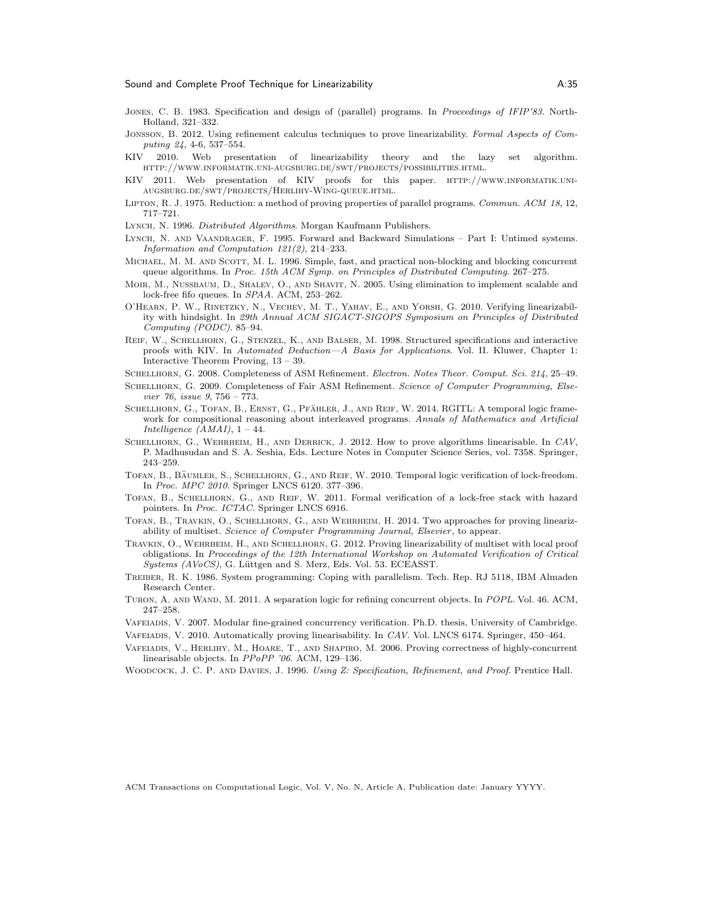Jones, C. B. 1983. Specification and design of (parallel) programs. In *Proceedings of IFIP'83*. North-Holland, 321–332.

Jonsson, B. 2012. Using refinement calculus techniques to prove linearizability. *Formal Aspects of Computing 24,* 4-6, 537–554.

KIV 2010. Web presentation of linearizability theory and the lazy set algorithm. http://www.informatik.uni-augsburg.de/swt/projects/possibilities.html.

KIV 2011. Web presentation of KIV proofs for this paper. http://www.informatik.uni-augsburg.de/swt/projects/Herlihy-Wing-queue.html.

Lipton, R. J. 1975. Reduction: a method of proving properties of parallel programs. *Commun. ACM 18,* 12, 717–721.

Lynch, N. 1996. *Distributed Algorithms*. Morgan Kaufmann Publishers.

Lynch, N. and Vaandrager, F. 1995. Forward and Backward Simulations – Part I: Untimed systems. *Information and Computation 121(2)*, 214–233.

Michael, M. M. and Scott, M. L. 1996. Simple, fast, and practical non-blocking and blocking concurrent queue algorithms. In *Proc. 15th ACM Symp. on Principles of Distributed Computing*. 267–275.

Moir, M., Nussbaum, D., Shalev, O., and Shavit, N. 2005. Using elimination to implement scalable and lock-free fifo queues. In *SPAA*. ACM, 253–262.

O'Hearn, P. W., Rinetzky, N., Vechev, M. T., Yahav, E., and Yorsh, G. 2010. Verifying linearizability with hindsight. In *29th Annual ACM SIGACT-SIGOPS Symposium on Principles of Distributed Computing (PODC)*. 85–94.

Reif, W., Schellhorn, G., Stenzel, K., and Balser, M. 1998. Structured specifications and interactive proofs with KIV. In *Automated Deduction—A Basis for Applications*. Vol. II. Kluwer, Chapter 1: Interactive Theorem Proving, 13 – 39.

Schellhorn, G. 2008. Completeness of ASM Refinement. *Electron. Notes Theor. Comput. Sci. 214*, 25–49.

Schellhorn, G. 2009. Completeness of Fair ASM Refinement. *Science of Computer Programming, Elsevier 76, issue 9*, 756 – 773.

Schellhorn, G., Tofan, B., Ernst, G., Pfähler, J., and Reif, W. 2014. RGITL: A temporal logic framework for compositional reasoning about interleaved programs. *Annals of Mathematics and Artificial Intelligence (AMAI)*, 1 – 44.

Schellhorn, G., Wehrheim, H., and Derrick, J. 2012. How to prove algorithms linearisable. In *CAV*, P. Madhusudan and S. A. Seshia, Eds. Lecture Notes in Computer Science Series, vol. 7358. Springer, 243–259.

Tofan, B., Bäumler, S., Schellhorn, G., and Reif, W. 2010. Temporal logic verification of lock-freedom. In *Proc. MPC 2010*. Springer LNCS 6120. 377–396.

Tofan, B., Schellhorn, G., and Reif, W. 2011. Formal verification of a lock-free stack with hazard pointers. In *Proc. ICTAC*. Springer LNCS 6916.

Tofan, B., Travkin, O., Schellhorn, G., and Wehrheim, H. 2014. Two approaches for proving linearizability of multiset. *Science of Computer Programming Journal, Elsevier*, to appear.

Travkin, O., Wehrheim, H., and Schellhorn, G. 2012. Proving linearizability of multiset with local proof obligations. In *Proceedings of the 12th International Workshop on Automated Verification of Critical Systems (AVoCS)*, G. Lüttgen and S. Merz, Eds. Vol. 53. ECEASST.

Treiber, R. K. 1986. System programming: Coping with parallelism. Tech. Rep. RJ 5118, IBM Almaden Research Center.

Turon, A. and Wand, M. 2011. A separation logic for refining concurrent objects. In *POPL*. Vol. 46. ACM, 247–258.

Vafeiadis, V. 2007. Modular fine-grained concurrency verification. Ph.D. thesis, University of Cambridge.

Vafeiadis, V. 2010. Automatically proving linearisability. In *CAV*. Vol. LNCS 6174. Springer, 450–464.

Vafeiadis, V., Herlihy, M., Hoare, T., and Shapiro, M. 2006. Proving correctness of highly-concurrent linearisable objects. In *PPoPP '06*. ACM, 129–136.

Woodcock, J. C. P. and Davies, J. 1996. *Using Z: Specification, Refinement, and Proof*. Prentice Hall.